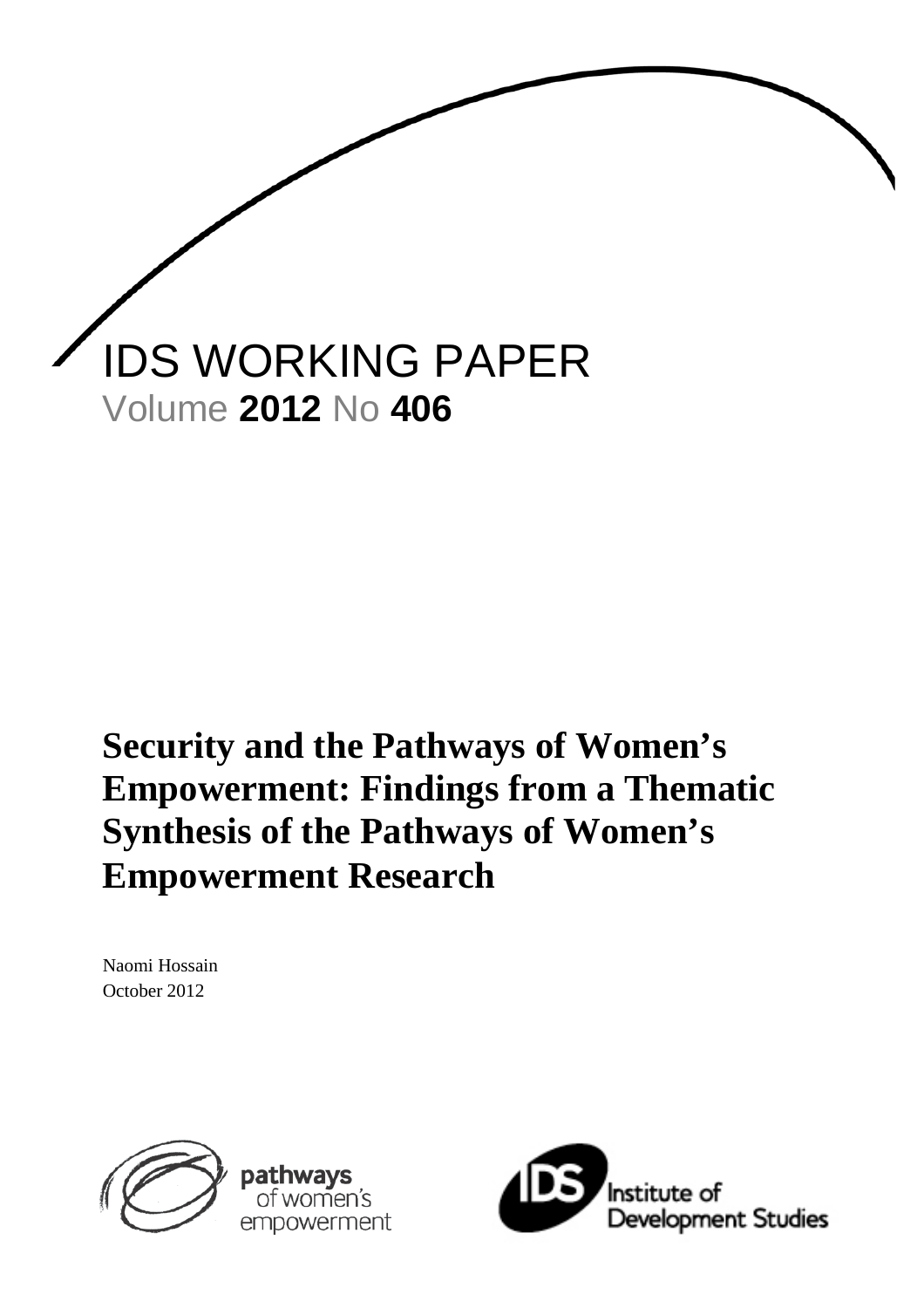IDS WORKING PAPER

Volume **2012** No **406**

# Security and the Pathways of Women's Empowerment: Findings from a Thematic Synthesis of the Pathways of Women's Empowerment Research

Naomi Hossain

October 2012

pathways of women's empowerment

Institute of Development Studies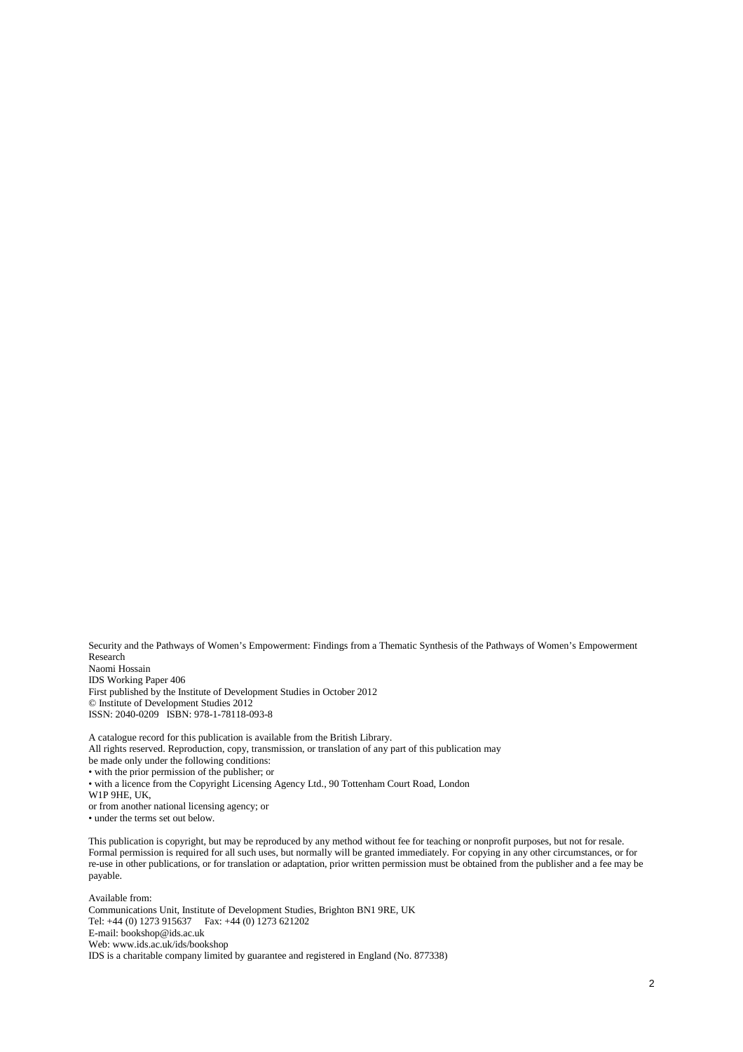Security and the Pathways of Women's Empowerment: Findings from a Thematic Synthesis of the Pathways of Women's Empowerment Research
Naomi Hossain
IDS Working Paper 406
First published by the Institute of Development Studies in October 2012
© Institute of Development Studies 2012
ISSN: 2040-0209 ISBN: 978-1-78118-093-8

A catalogue record for this publication is available from the British Library.
All rights reserved. Reproduction, copy, transmission, or translation of any part of this publication may be made only under the following conditions:

- with the prior permission of the publisher; or
- with a licence from the Copyright Licensing Agency Ltd., 90 Tottenham Court Road, London W1P 9HE, UK,
  or from another national licensing agency; or
- under the terms set out below.

This publication is copyright, but may be reproduced by any method without fee for teaching or nonprofit purposes, but not for resale. Formal permission is required for all such uses, but normally will be granted immediately. For copying in any other circumstances, or for re-use in other publications, or for translation or adaptation, prior written permission must be obtained from the publisher and a fee may be payable.

Available from:
Communications Unit, Institute of Development Studies, Brighton BN1 9RE, UK
Tel: +44 (0) 1273 915637 Fax: +44 (0) 1273 621202
E-mail: bookshop@ids.ac.uk
Web: www.ids.ac.uk/ids/bookshop
IDS is a charitable company limited by guarantee and registered in England (No. 877338)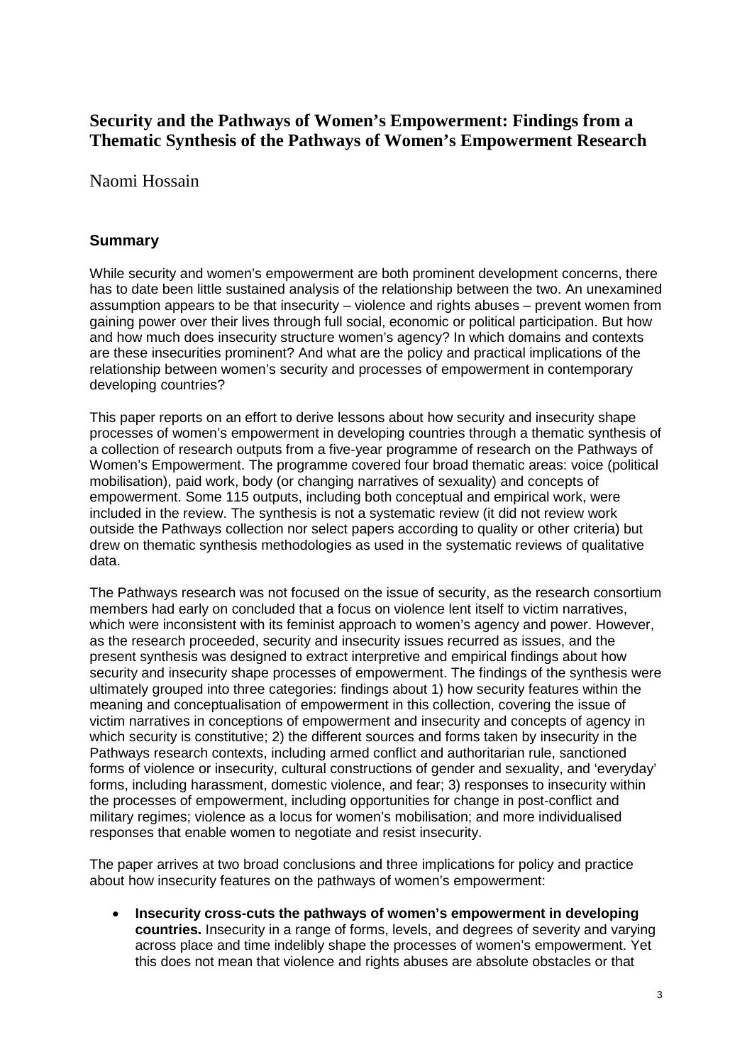# Security and the Pathways of Women's Empowerment: Findings from a Thematic Synthesis of the Pathways of Women's Empowerment Research

Naomi Hossain

## Summary

While security and women's empowerment are both prominent development concerns, there has to date been little sustained analysis of the relationship between the two. An unexamined assumption appears to be that insecurity – violence and rights abuses – prevent women from gaining power over their lives through full social, economic or political participation. But how and how much does insecurity structure women's agency? In which domains and contexts are these insecurities prominent? And what are the policy and practical implications of the relationship between women's security and processes of empowerment in contemporary developing countries?

This paper reports on an effort to derive lessons about how security and insecurity shape processes of women's empowerment in developing countries through a thematic synthesis of a collection of research outputs from a five-year programme of research on the Pathways of Women's Empowerment. The programme covered four broad thematic areas: voice (political mobilisation), paid work, body (or changing narratives of sexuality) and concepts of empowerment. Some 115 outputs, including both conceptual and empirical work, were included in the review. The synthesis is not a systematic review (it did not review work outside the Pathways collection nor select papers according to quality or other criteria) but drew on thematic synthesis methodologies as used in the systematic reviews of qualitative data.

The Pathways research was not focused on the issue of security, as the research consortium members had early on concluded that a focus on violence lent itself to victim narratives, which were inconsistent with its feminist approach to women's agency and power. However, as the research proceeded, security and insecurity issues recurred as issues, and the present synthesis was designed to extract interpretive and empirical findings about how security and insecurity shape processes of empowerment. The findings of the synthesis were ultimately grouped into three categories: findings about 1) how security features within the meaning and conceptualisation of empowerment in this collection, covering the issue of victim narratives in conceptions of empowerment and insecurity and concepts of agency in which security is constitutive; 2) the different sources and forms taken by insecurity in the Pathways research contexts, including armed conflict and authoritarian rule, sanctioned forms of violence or insecurity, cultural constructions of gender and sexuality, and 'everyday' forms, including harassment, domestic violence, and fear; 3) responses to insecurity within the processes of empowerment, including opportunities for change in post-conflict and military regimes; violence as a locus for women's mobilisation; and more individualised responses that enable women to negotiate and resist insecurity.

The paper arrives at two broad conclusions and three implications for policy and practice about how insecurity features on the pathways of women's empowerment:

- **Insecurity cross-cuts the pathways of women's empowerment in developing countries.** Insecurity in a range of forms, levels, and degrees of severity and varying across place and time indelibly shape the processes of women's empowerment. Yet this does not mean that violence and rights abuses are absolute obstacles or that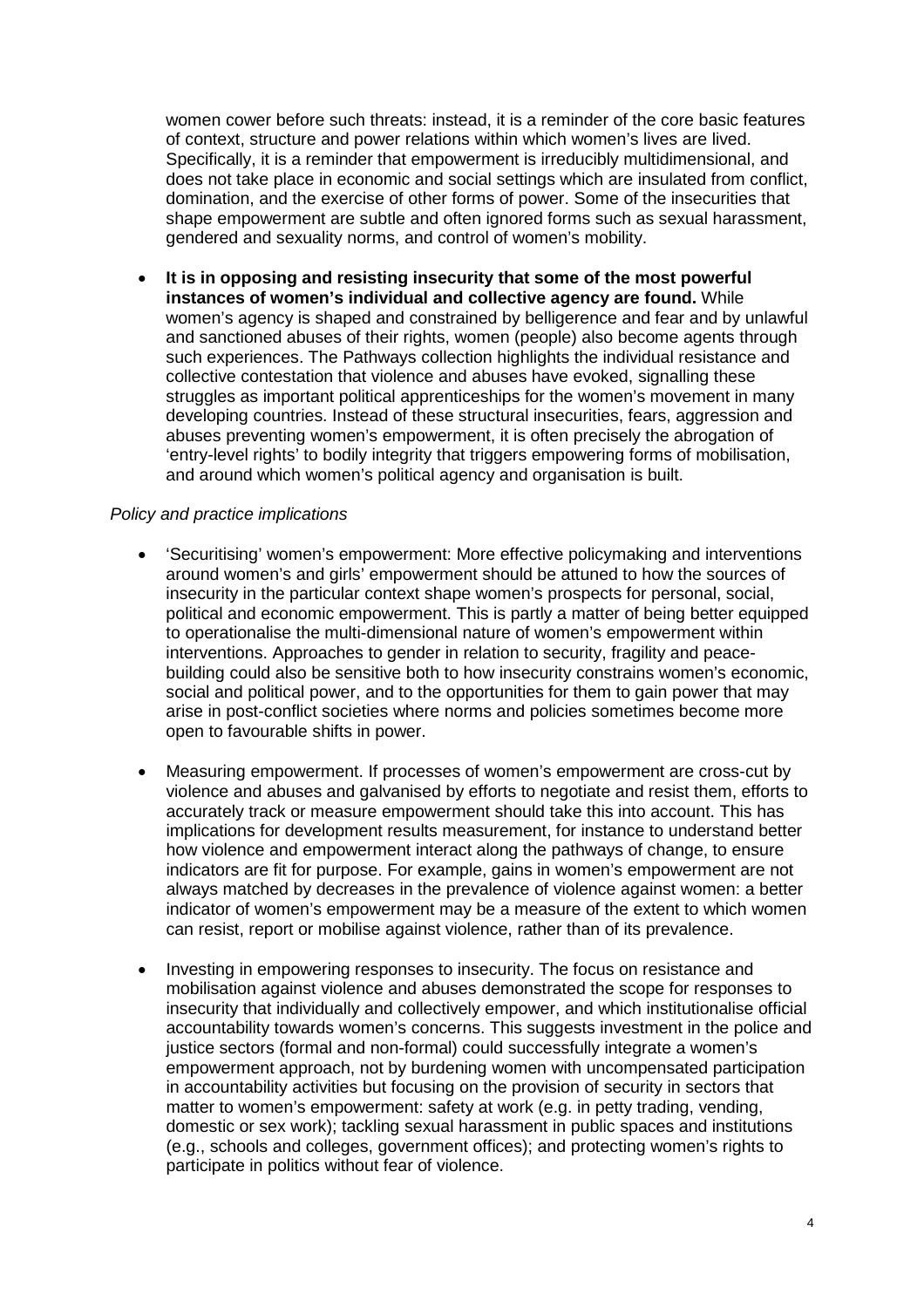women cower before such threats: instead, it is a reminder of the core basic features of context, structure and power relations within which women's lives are lived. Specifically, it is a reminder that empowerment is irreducibly multidimensional, and does not take place in economic and social settings which are insulated from conflict, domination, and the exercise of other forms of power. Some of the insecurities that shape empowerment are subtle and often ignored forms such as sexual harassment, gendered and sexuality norms, and control of women's mobility.

- **It is in opposing and resisting insecurity that some of the most powerful instances of women's individual and collective agency are found.** While women's agency is shaped and constrained by belligerence and fear and by unlawful and sanctioned abuses of their rights, women (people) also become agents through such experiences. The Pathways collection highlights the individual resistance and collective contestation that violence and abuses have evoked, signalling these struggles as important political apprenticeships for the women's movement in many developing countries. Instead of these structural insecurities, fears, aggression and abuses preventing women's empowerment, it is often precisely the abrogation of 'entry-level rights' to bodily integrity that triggers empowering forms of mobilisation, and around which women's political agency and organisation is built.

*Policy and practice implications*

- 'Securitising' women's empowerment: More effective policymaking and interventions around women's and girls' empowerment should be attuned to how the sources of insecurity in the particular context shape women's prospects for personal, social, political and economic empowerment. This is partly a matter of being better equipped to operationalise the multi-dimensional nature of women's empowerment within interventions. Approaches to gender in relation to security, fragility and peace-building could also be sensitive both to how insecurity constrains women's economic, social and political power, and to the opportunities for them to gain power that may arise in post-conflict societies where norms and policies sometimes become more open to favourable shifts in power.

- Measuring empowerment. If processes of women's empowerment are cross-cut by violence and abuses and galvanised by efforts to negotiate and resist them, efforts to accurately track or measure empowerment should take this into account. This has implications for development results measurement, for instance to understand better how violence and empowerment interact along the pathways of change, to ensure indicators are fit for purpose. For example, gains in women's empowerment are not always matched by decreases in the prevalence of violence against women: a better indicator of women's empowerment may be a measure of the extent to which women can resist, report or mobilise against violence, rather than of its prevalence.

- Investing in empowering responses to insecurity. The focus on resistance and mobilisation against violence and abuses demonstrated the scope for responses to insecurity that individually and collectively empower, and which institutionalise official accountability towards women's concerns. This suggests investment in the police and justice sectors (formal and non-formal) could successfully integrate a women's empowerment approach, not by burdening women with uncompensated participation in accountability activities but focusing on the provision of security in sectors that matter to women's empowerment: safety at work (e.g. in petty trading, vending, domestic or sex work); tackling sexual harassment in public spaces and institutions (e.g., schools and colleges, government offices); and protecting women's rights to participate in politics without fear of violence.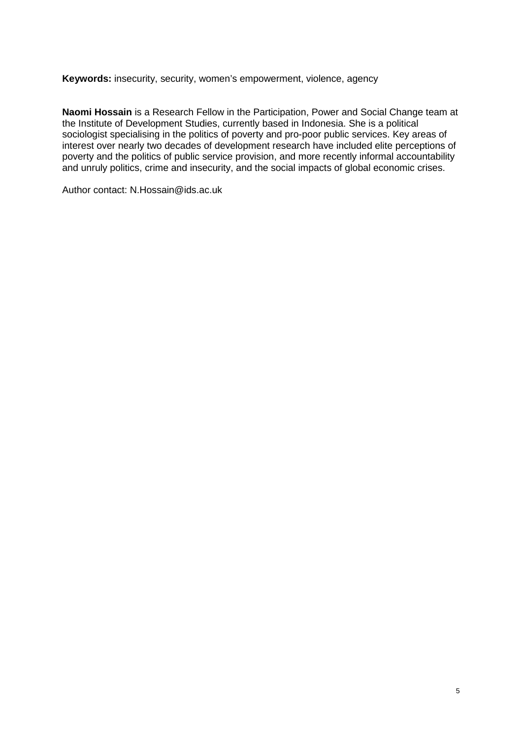**Keywords:** insecurity, security, women's empowerment, violence, agency

**Naomi Hossain** is a Research Fellow in the Participation, Power and Social Change team at the Institute of Development Studies, currently based in Indonesia. She is a political sociologist specialising in the politics of poverty and pro-poor public services. Key areas of interest over nearly two decades of development research have included elite perceptions of poverty and the politics of public service provision, and more recently informal accountability and unruly politics, crime and insecurity, and the social impacts of global economic crises.

Author contact: N.Hossain@ids.ac.uk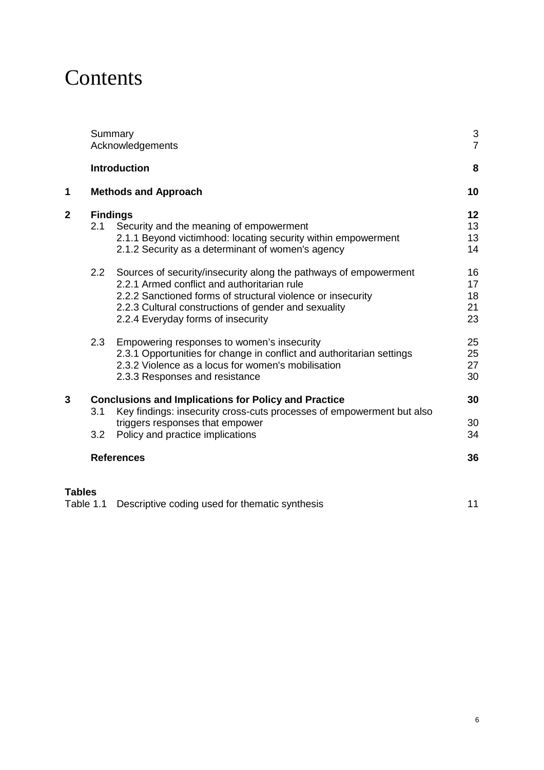# Contents

| | | Page |
|---|---|---|
| | Summary | 3 |
| | Acknowledgements | 7 |
| | **Introduction** | **8** |
| **1** | **Methods and Approach** | **10** |
| **2** | **Findings** | **12** |
| | 2.1 Security and the meaning of empowerment | 13 |
| | 2.1.1 Beyond victimhood: locating security within empowerment | 13 |
| | 2.1.2 Security as a determinant of women's agency | 14 |
| | 2.2 Sources of security/insecurity along the pathways of empowerment | 16 |
| | 2.2.1 Armed conflict and authoritarian rule | 17 |
| | 2.2.2 Sanctioned forms of structural violence or insecurity | 18 |
| | 2.2.3 Cultural constructions of gender and sexuality | 21 |
| | 2.2.4 Everyday forms of insecurity | 23 |
| | 2.3 Empowering responses to women's insecurity | 25 |
| | 2.3.1 Opportunities for change in conflict and authoritarian settings | 25 |
| | 2.3.2 Violence as a locus for women's mobilisation | 27 |
| | 2.3.3 Responses and resistance | 30 |
| **3** | **Conclusions and Implications for Policy and Practice** | **30** |
| | 3.1 Key findings: insecurity cross-cuts processes of empowerment but also triggers responses that empower | 30 |
| | 3.2 Policy and practice implications | 34 |
| | **References** | **36** |

**Tables**

| | | |
|---|---|---|
| Table 1.1 | Descriptive coding used for thematic synthesis | 11 |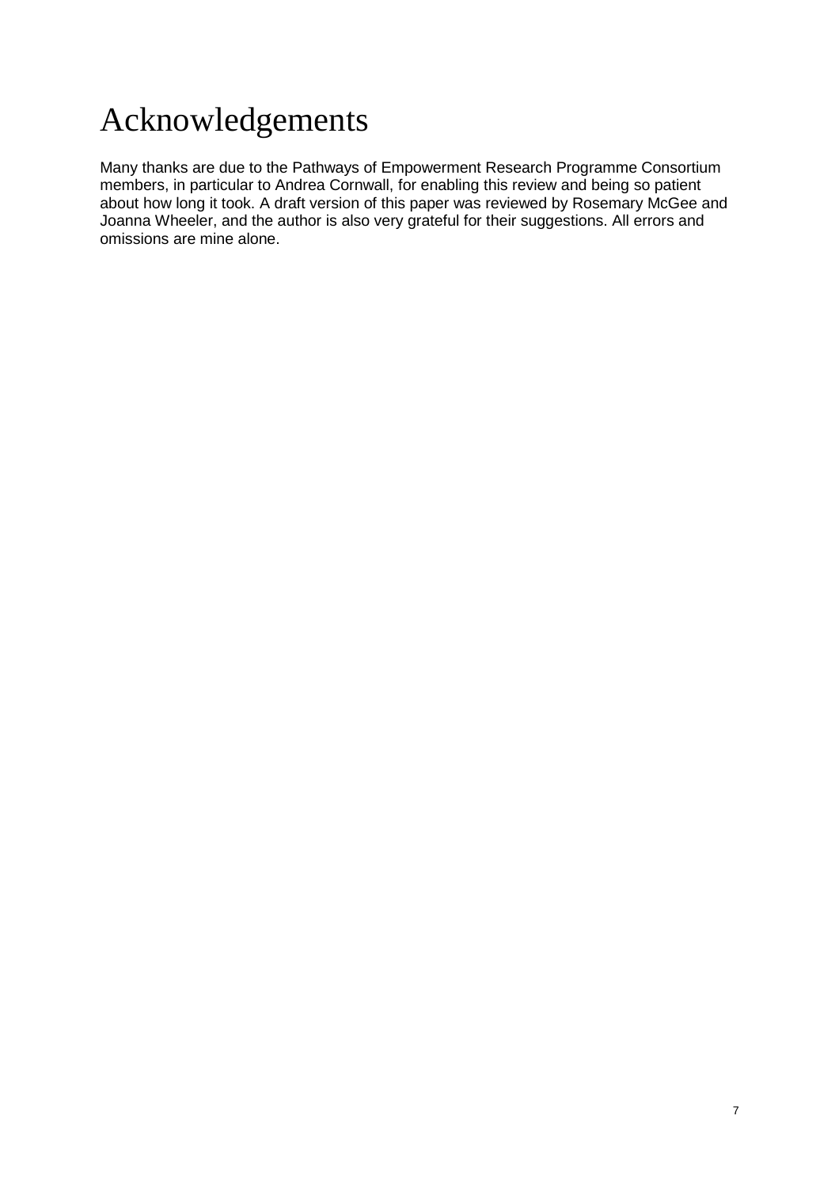# Acknowledgements

Many thanks are due to the Pathways of Empowerment Research Programme Consortium members, in particular to Andrea Cornwall, for enabling this review and being so patient about how long it took. A draft version of this paper was reviewed by Rosemary McGee and Joanna Wheeler, and the author is also very grateful for their suggestions. All errors and omissions are mine alone.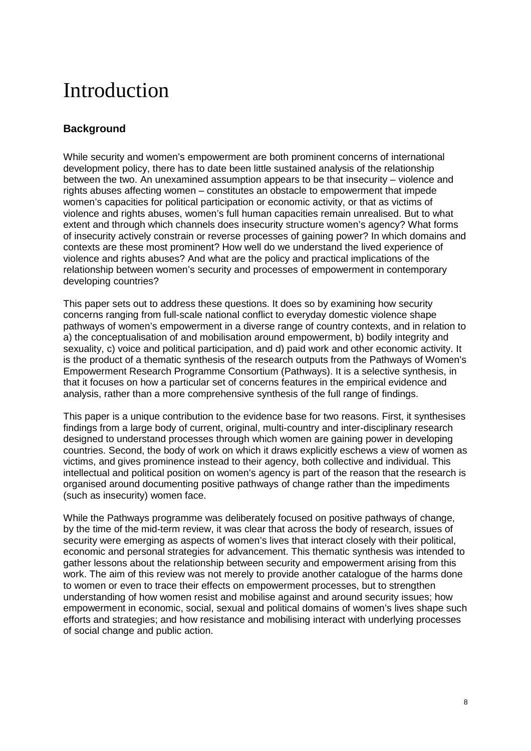# Introduction

### Background

While security and women's empowerment are both prominent concerns of international development policy, there has to date been little sustained analysis of the relationship between the two. An unexamined assumption appears to be that insecurity – violence and rights abuses affecting women – constitutes an obstacle to empowerment that impede women's capacities for political participation or economic activity, or that as victims of violence and rights abuses, women's full human capacities remain unrealised. But to what extent and through which channels does insecurity structure women's agency? What forms of insecurity actively constrain or reverse processes of gaining power? In which domains and contexts are these most prominent? How well do we understand the lived experience of violence and rights abuses? And what are the policy and practical implications of the relationship between women's security and processes of empowerment in contemporary developing countries?

This paper sets out to address these questions. It does so by examining how security concerns ranging from full-scale national conflict to everyday domestic violence shape pathways of women's empowerment in a diverse range of country contexts, and in relation to a) the conceptualisation of and mobilisation around empowerment, b) bodily integrity and sexuality, c) voice and political participation, and d) paid work and other economic activity. It is the product of a thematic synthesis of the research outputs from the Pathways of Women's Empowerment Research Programme Consortium (Pathways). It is a selective synthesis, in that it focuses on how a particular set of concerns features in the empirical evidence and analysis, rather than a more comprehensive synthesis of the full range of findings.

This paper is a unique contribution to the evidence base for two reasons. First, it synthesises findings from a large body of current, original, multi-country and inter-disciplinary research designed to understand processes through which women are gaining power in developing countries. Second, the body of work on which it draws explicitly eschews a view of women as victims, and gives prominence instead to their agency, both collective and individual. This intellectual and political position on women's agency is part of the reason that the research is organised around documenting positive pathways of change rather than the impediments (such as insecurity) women face.

While the Pathways programme was deliberately focused on positive pathways of change, by the time of the mid-term review, it was clear that across the body of research, issues of security were emerging as aspects of women's lives that interact closely with their political, economic and personal strategies for advancement. This thematic synthesis was intended to gather lessons about the relationship between security and empowerment arising from this work. The aim of this review was not merely to provide another catalogue of the harms done to women or even to trace their effects on empowerment processes, but to strengthen understanding of how women resist and mobilise against and around security issues; how empowerment in economic, social, sexual and political domains of women's lives shape such efforts and strategies; and how resistance and mobilising interact with underlying processes of social change and public action.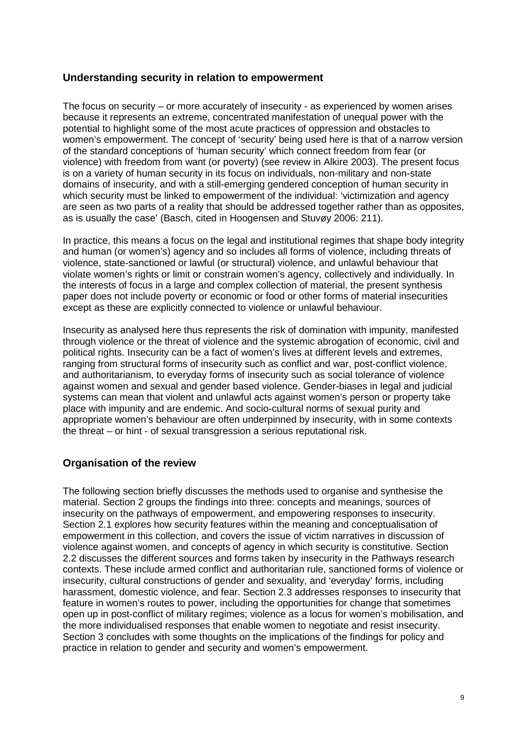## Understanding security in relation to empowerment

The focus on security – or more accurately of insecurity - as experienced by women arises because it represents an extreme, concentrated manifestation of unequal power with the potential to highlight some of the most acute practices of oppression and obstacles to women's empowerment. The concept of 'security' being used here is that of a narrow version of the standard conceptions of 'human security' which connect freedom from fear (or violence) with freedom from want (or poverty) (see review in Alkire 2003). The present focus is on a variety of human security in its focus on individuals, non-military and non-state domains of insecurity, and with a still-emerging gendered conception of human security in which security must be linked to empowerment of the individual: 'victimization and agency are seen as two parts of a reality that should be addressed together rather than as opposites, as is usually the case' (Basch, cited in Hoogensen and Stuvøy 2006: 211).

In practice, this means a focus on the legal and institutional regimes that shape body integrity and human (or women's) agency and so includes all forms of violence, including threats of violence, state-sanctioned or lawful (or structural) violence, and unlawful behaviour that violate women's rights or limit or constrain women's agency, collectively and individually. In the interests of focus in a large and complex collection of material, the present synthesis paper does not include poverty or economic or food or other forms of material insecurities except as these are explicitly connected to violence or unlawful behaviour.

Insecurity as analysed here thus represents the risk of domination with impunity, manifested through violence or the threat of violence and the systemic abrogation of economic, civil and political rights. Insecurity can be a fact of women's lives at different levels and extremes, ranging from structural forms of insecurity such as conflict and war, post-conflict violence, and authoritarianism, to everyday forms of insecurity such as social tolerance of violence against women and sexual and gender based violence. Gender-biases in legal and judicial systems can mean that violent and unlawful acts against women's person or property take place with impunity and are endemic. And socio-cultural norms of sexual purity and appropriate women's behaviour are often underpinned by insecurity, with in some contexts the threat – or hint - of sexual transgression a serious reputational risk.

## Organisation of the review

The following section briefly discusses the methods used to organise and synthesise the material. Section 2 groups the findings into three: concepts and meanings, sources of insecurity on the pathways of empowerment, and empowering responses to insecurity. Section 2.1 explores how security features within the meaning and conceptualisation of empowerment in this collection, and covers the issue of victim narratives in discussion of violence against women, and concepts of agency in which security is constitutive. Section 2.2 discusses the different sources and forms taken by insecurity in the Pathways research contexts. These include armed conflict and authoritarian rule, sanctioned forms of violence or insecurity, cultural constructions of gender and sexuality, and 'everyday' forms, including harassment, domestic violence, and fear. Section 2.3 addresses responses to insecurity that feature in women's routes to power, including the opportunities for change that sometimes open up in post-conflict of military regimes; violence as a locus for women's mobilisation, and the more individualised responses that enable women to negotiate and resist insecurity. Section 3 concludes with some thoughts on the implications of the findings for policy and practice in relation to gender and security and women's empowerment.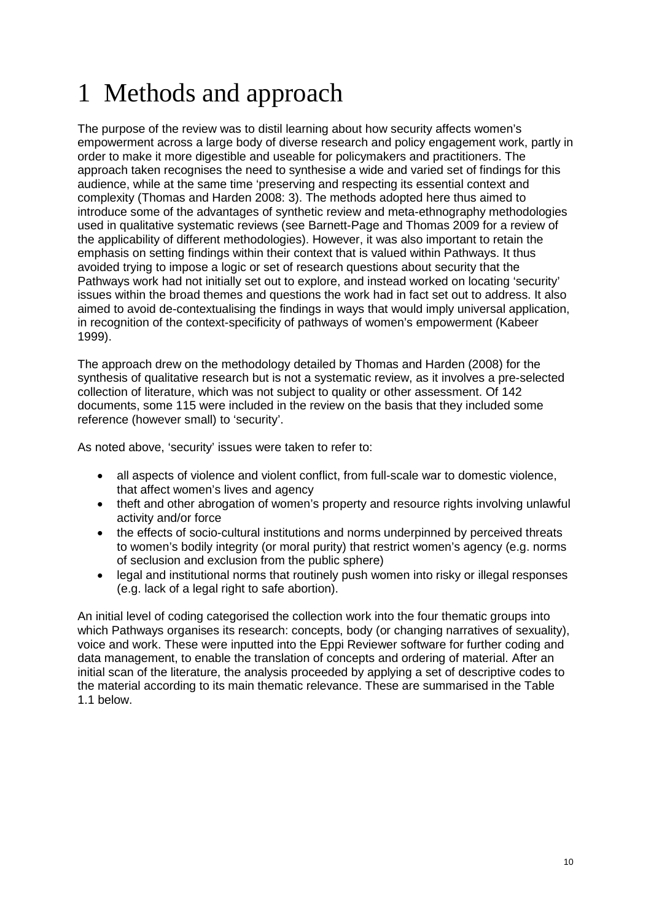# 1 Methods and approach

The purpose of the review was to distil learning about how security affects women's empowerment across a large body of diverse research and policy engagement work, partly in order to make it more digestible and useable for policymakers and practitioners. The approach taken recognises the need to synthesise a wide and varied set of findings for this audience, while at the same time 'preserving and respecting its essential context and complexity (Thomas and Harden 2008: 3). The methods adopted here thus aimed to introduce some of the advantages of synthetic review and meta-ethnography methodologies used in qualitative systematic reviews (see Barnett-Page and Thomas 2009 for a review of the applicability of different methodologies). However, it was also important to retain the emphasis on setting findings within their context that is valued within Pathways. It thus avoided trying to impose a logic or set of research questions about security that the Pathways work had not initially set out to explore, and instead worked on locating 'security' issues within the broad themes and questions the work had in fact set out to address. It also aimed to avoid de-contextualising the findings in ways that would imply universal application, in recognition of the context-specificity of pathways of women's empowerment (Kabeer 1999).

The approach drew on the methodology detailed by Thomas and Harden (2008) for the synthesis of qualitative research but is not a systematic review, as it involves a pre-selected collection of literature, which was not subject to quality or other assessment. Of 142 documents, some 115 were included in the review on the basis that they included some reference (however small) to 'security'.

As noted above, 'security' issues were taken to refer to:

- all aspects of violence and violent conflict, from full-scale war to domestic violence, that affect women's lives and agency
- theft and other abrogation of women's property and resource rights involving unlawful activity and/or force
- the effects of socio-cultural institutions and norms underpinned by perceived threats to women's bodily integrity (or moral purity) that restrict women's agency (e.g. norms of seclusion and exclusion from the public sphere)
- legal and institutional norms that routinely push women into risky or illegal responses (e.g. lack of a legal right to safe abortion).

An initial level of coding categorised the collection work into the four thematic groups into which Pathways organises its research: concepts, body (or changing narratives of sexuality), voice and work. These were inputted into the Eppi Reviewer software for further coding and data management, to enable the translation of concepts and ordering of material. After an initial scan of the literature, the analysis proceeded by applying a set of descriptive codes to the material according to its main thematic relevance. These are summarised in the Table 1.1 below.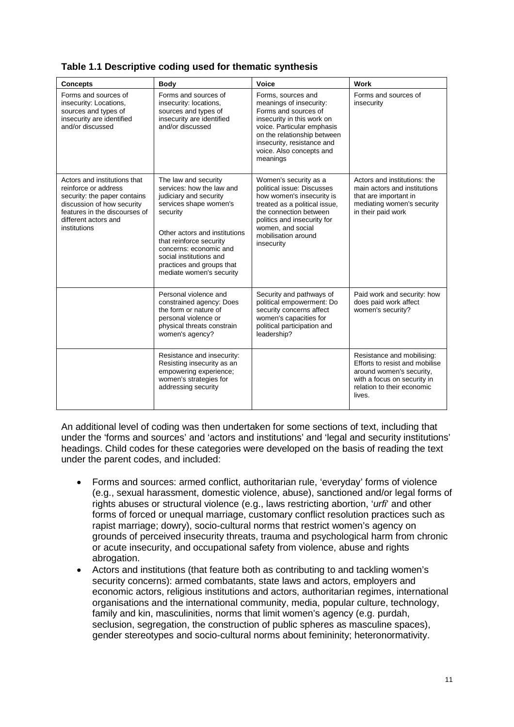**Table 1.1 Descriptive coding used for thematic synthesis**

| Concepts | Body | Voice | Work |
|---|---|---|---|
| Forms and sources of insecurity: Locations, sources and types of insecurity are identified and/or discussed | Forms and sources of insecurity: locations, sources and types of insecurity are identified and/or discussed | Forms, sources and meanings of insecurity: Forms and sources of insecurity in this work on voice. Particular emphasis on the relationship between insecurity, resistance and voice. Also concepts and meanings | Forms and sources of insecurity |
| Actors and institutions that reinforce or address security: the paper contains discussion of how security features in the discourses of different actors and institutions | The law and security services: how the law and judiciary and security services shape women's security<br><br>Other actors and institutions that reinforce security concerns: economic and social institutions and practices and groups that mediate women's security | Women's security as a political issue: Discusses how women's insecurity is treated as a political issue, the connection between politics and insecurity for women, and social mobilisation around insecurity | Actors and institutions: the main actors and institutions that are important in mediating women's security in their paid work |
| | Personal violence and constrained agency: Does the form or nature of personal violence or physical threats constrain women's agency? | Security and pathways of political empowerment: Do security concerns affect women's capacities for political participation and leadership? | Paid work and security: how does paid work affect women's security? |
| | Resistance and insecurity: Resisting insecurity as an empowering experience; women's strategies for addressing security | | Resistance and mobilising: Efforts to resist and mobilise around women's security, with a focus on security in relation to their economic lives. |

An additional level of coding was then undertaken for some sections of text, including that under the 'forms and sources' and 'actors and institutions' and 'legal and security institutions' headings. Child codes for these categories were developed on the basis of reading the text under the parent codes, and included:

- Forms and sources: armed conflict, authoritarian rule, 'everyday' forms of violence (e.g., sexual harassment, domestic violence, abuse), sanctioned and/or legal forms of rights abuses or structural violence (e.g., laws restricting abortion, '*urfi*' and other forms of forced or unequal marriage, customary conflict resolution practices such as rapist marriage; dowry), socio-cultural norms that restrict women's agency on grounds of perceived insecurity threats, trauma and psychological harm from chronic or acute insecurity, and occupational safety from violence, abuse and rights abrogation.
- Actors and institutions (that feature both as contributing to and tackling women's security concerns): armed combatants, state laws and actors, employers and economic actors, religious institutions and actors, authoritarian regimes, international organisations and the international community, media, popular culture, technology, family and kin, masculinities, norms that limit women's agency (e.g. purdah, seclusion, segregation, the construction of public spheres as masculine spaces), gender stereotypes and socio-cultural norms about femininity; heteronormativity.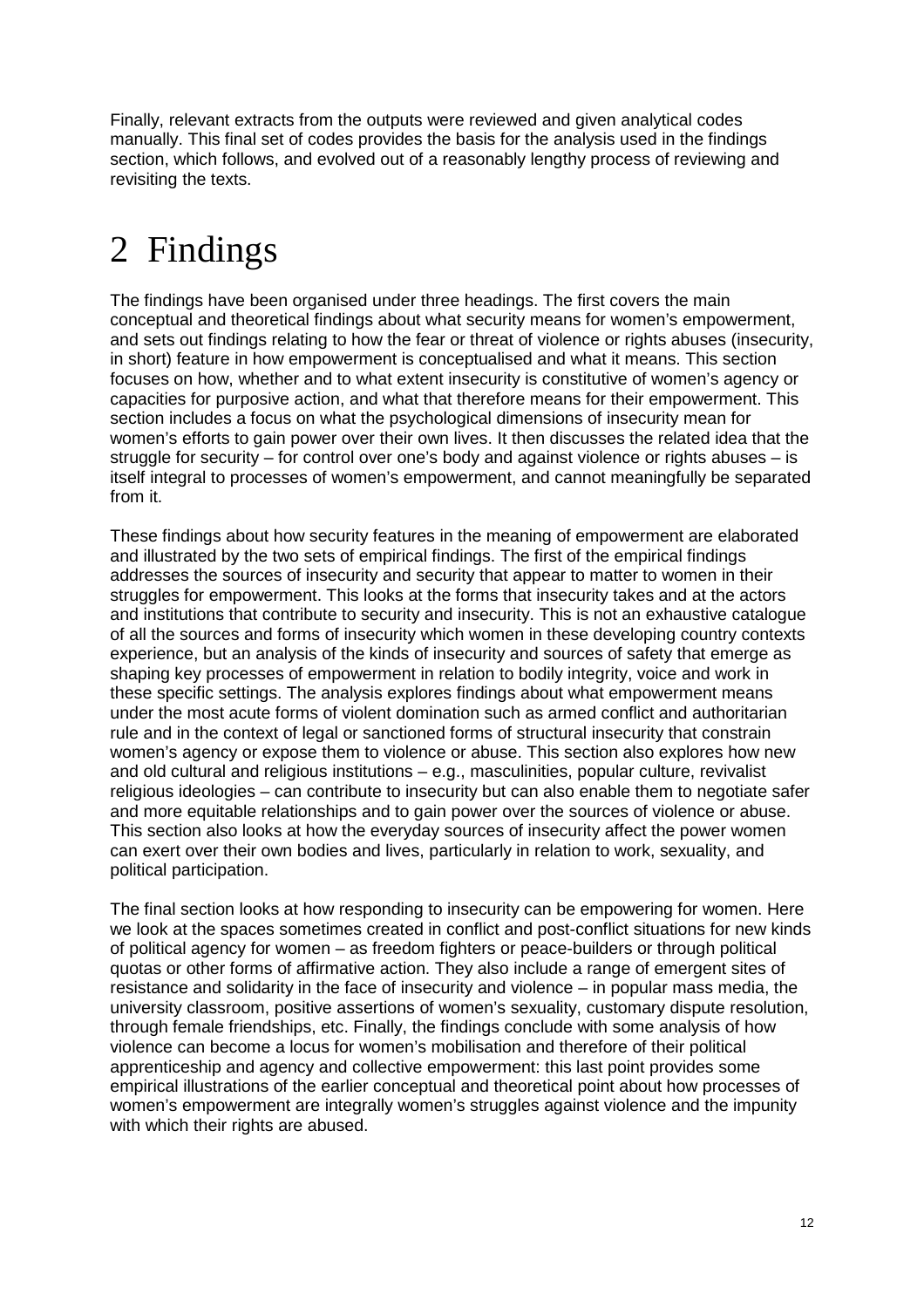Finally, relevant extracts from the outputs were reviewed and given analytical codes manually. This final set of codes provides the basis for the analysis used in the findings section, which follows, and evolved out of a reasonably lengthy process of reviewing and revisiting the texts.

# 2 Findings

The findings have been organised under three headings. The first covers the main conceptual and theoretical findings about what security means for women's empowerment, and sets out findings relating to how the fear or threat of violence or rights abuses (insecurity, in short) feature in how empowerment is conceptualised and what it means. This section focuses on how, whether and to what extent insecurity is constitutive of women's agency or capacities for purposive action, and what that therefore means for their empowerment. This section includes a focus on what the psychological dimensions of insecurity mean for women's efforts to gain power over their own lives. It then discusses the related idea that the struggle for security – for control over one's body and against violence or rights abuses – is itself integral to processes of women's empowerment, and cannot meaningfully be separated from it.

These findings about how security features in the meaning of empowerment are elaborated and illustrated by the two sets of empirical findings. The first of the empirical findings addresses the sources of insecurity and security that appear to matter to women in their struggles for empowerment. This looks at the forms that insecurity takes and at the actors and institutions that contribute to security and insecurity. This is not an exhaustive catalogue of all the sources and forms of insecurity which women in these developing country contexts experience, but an analysis of the kinds of insecurity and sources of safety that emerge as shaping key processes of empowerment in relation to bodily integrity, voice and work in these specific settings. The analysis explores findings about what empowerment means under the most acute forms of violent domination such as armed conflict and authoritarian rule and in the context of legal or sanctioned forms of structural insecurity that constrain women's agency or expose them to violence or abuse. This section also explores how new and old cultural and religious institutions – e.g., masculinities, popular culture, revivalist religious ideologies – can contribute to insecurity but can also enable them to negotiate safer and more equitable relationships and to gain power over the sources of violence or abuse. This section also looks at how the everyday sources of insecurity affect the power women can exert over their own bodies and lives, particularly in relation to work, sexuality, and political participation.

The final section looks at how responding to insecurity can be empowering for women. Here we look at the spaces sometimes created in conflict and post-conflict situations for new kinds of political agency for women – as freedom fighters or peace-builders or through political quotas or other forms of affirmative action. They also include a range of emergent sites of resistance and solidarity in the face of insecurity and violence – in popular mass media, the university classroom, positive assertions of women's sexuality, customary dispute resolution, through female friendships, etc. Finally, the findings conclude with some analysis of how violence can become a locus for women's mobilisation and therefore of their political apprenticeship and agency and collective empowerment: this last point provides some empirical illustrations of the earlier conceptual and theoretical point about how processes of women's empowerment are integrally women's struggles against violence and the impunity with which their rights are abused.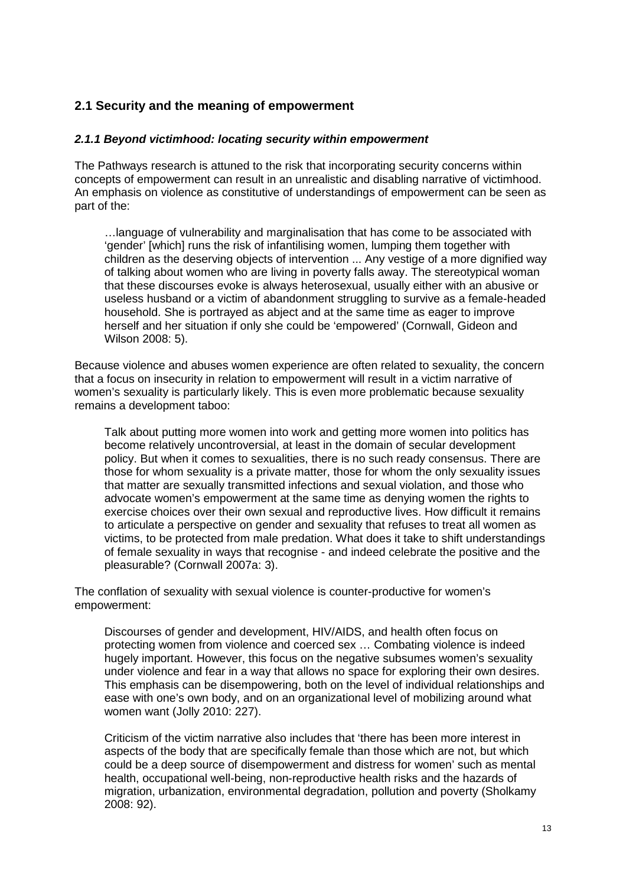## 2.1 Security and the meaning of empowerment

### *2.1.1 Beyond victimhood: locating security within empowerment*

The Pathways research is attuned to the risk that incorporating security concerns within concepts of empowerment can result in an unrealistic and disabling narrative of victimhood. An emphasis on violence as constitutive of understandings of empowerment can be seen as part of the:

> …language of vulnerability and marginalisation that has come to be associated with 'gender' [which] runs the risk of infantilising women, lumping them together with children as the deserving objects of intervention ... Any vestige of a more dignified way of talking about women who are living in poverty falls away. The stereotypical woman that these discourses evoke is always heterosexual, usually either with an abusive or useless husband or a victim of abandonment struggling to survive as a female-headed household. She is portrayed as abject and at the same time as eager to improve herself and her situation if only she could be 'empowered' (Cornwall, Gideon and Wilson 2008: 5).

Because violence and abuses women experience are often related to sexuality, the concern that a focus on insecurity in relation to empowerment will result in a victim narrative of women's sexuality is particularly likely. This is even more problematic because sexuality remains a development taboo:

> Talk about putting more women into work and getting more women into politics has become relatively uncontroversial, at least in the domain of secular development policy. But when it comes to sexualities, there is no such ready consensus. There are those for whom sexuality is a private matter, those for whom the only sexuality issues that matter are sexually transmitted infections and sexual violation, and those who advocate women's empowerment at the same time as denying women the rights to exercise choices over their own sexual and reproductive lives. How difficult it remains to articulate a perspective on gender and sexuality that refuses to treat all women as victims, to be protected from male predation. What does it take to shift understandings of female sexuality in ways that recognise - and indeed celebrate the positive and the pleasurable? (Cornwall 2007a: 3).

The conflation of sexuality with sexual violence is counter-productive for women's empowerment:

> Discourses of gender and development, HIV/AIDS, and health often focus on protecting women from violence and coerced sex … Combating violence is indeed hugely important. However, this focus on the negative subsumes women's sexuality under violence and fear in a way that allows no space for exploring their own desires. This emphasis can be disempowering, both on the level of individual relationships and ease with one's own body, and on an organizational level of mobilizing around what women want (Jolly 2010: 227).
>
> Criticism of the victim narrative also includes that 'there has been more interest in aspects of the body that are specifically female than those which are not, but which could be a deep source of disempowerment and distress for women' such as mental health, occupational well-being, non-reproductive health risks and the hazards of migration, urbanization, environmental degradation, pollution and poverty (Sholkamy 2008: 92).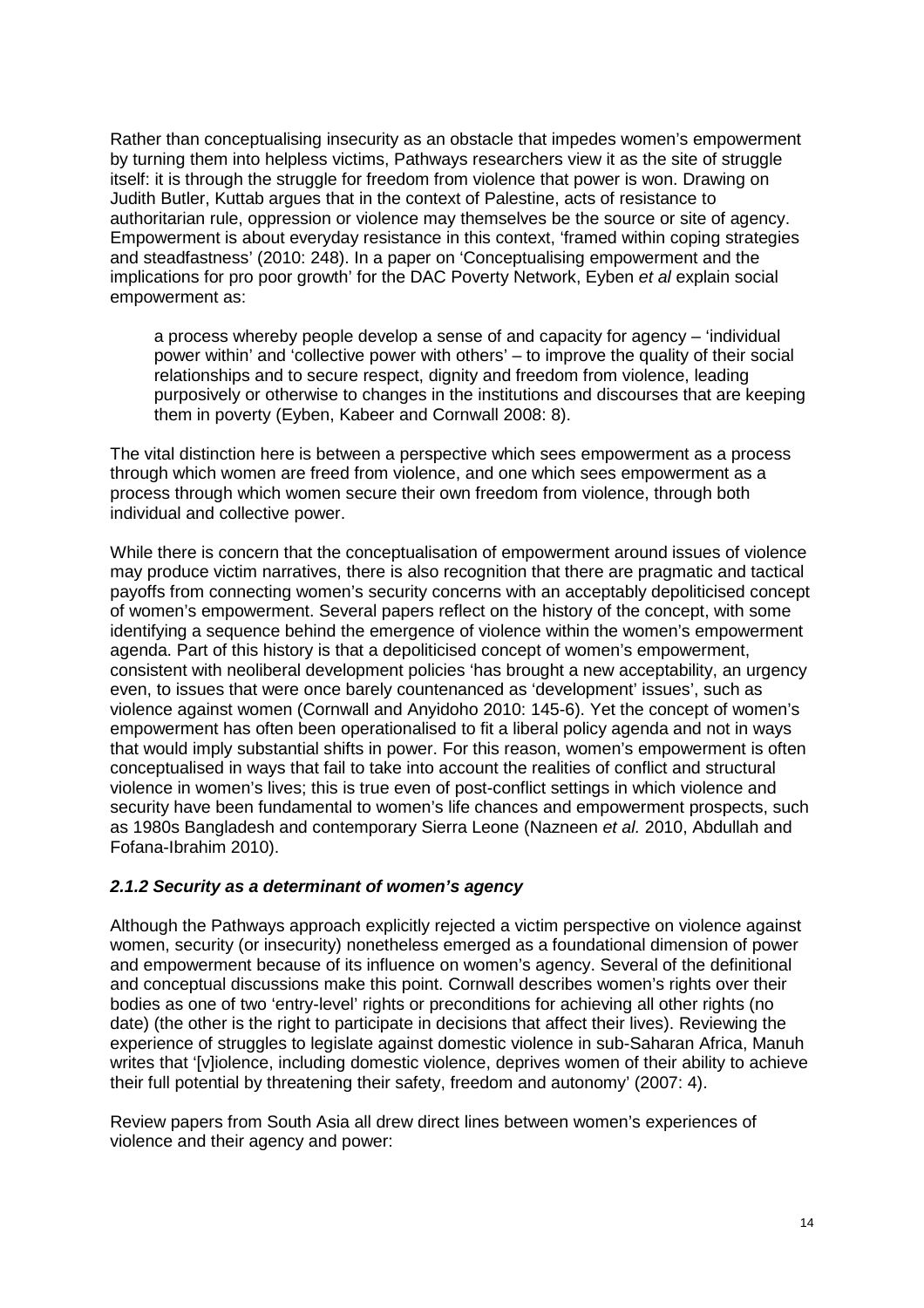Rather than conceptualising insecurity as an obstacle that impedes women's empowerment by turning them into helpless victims, Pathways researchers view it as the site of struggle itself: it is through the struggle for freedom from violence that power is won. Drawing on Judith Butler, Kuttab argues that in the context of Palestine, acts of resistance to authoritarian rule, oppression or violence may themselves be the source or site of agency. Empowerment is about everyday resistance in this context, 'framed within coping strategies and steadfastness' (2010: 248). In a paper on 'Conceptualising empowerment and the implications for pro poor growth' for the DAC Poverty Network, Eyben *et al* explain social empowerment as:

> a process whereby people develop a sense of and capacity for agency – 'individual power within' and 'collective power with others' – to improve the quality of their social relationships and to secure respect, dignity and freedom from violence, leading purposively or otherwise to changes in the institutions and discourses that are keeping them in poverty (Eyben, Kabeer and Cornwall 2008: 8).

The vital distinction here is between a perspective which sees empowerment as a process through which women are freed from violence, and one which sees empowerment as a process through which women secure their own freedom from violence, through both individual and collective power.

While there is concern that the conceptualisation of empowerment around issues of violence may produce victim narratives, there is also recognition that there are pragmatic and tactical payoffs from connecting women's security concerns with an acceptably depoliticised concept of women's empowerment. Several papers reflect on the history of the concept, with some identifying a sequence behind the emergence of violence within the women's empowerment agenda. Part of this history is that a depoliticised concept of women's empowerment, consistent with neoliberal development policies 'has brought a new acceptability, an urgency even, to issues that were once barely countenanced as 'development' issues', such as violence against women (Cornwall and Anyidoho 2010: 145-6). Yet the concept of women's empowerment has often been operationalised to fit a liberal policy agenda and not in ways that would imply substantial shifts in power. For this reason, women's empowerment is often conceptualised in ways that fail to take into account the realities of conflict and structural violence in women's lives; this is true even of post-conflict settings in which violence and security have been fundamental to women's life chances and empowerment prospects, such as 1980s Bangladesh and contemporary Sierra Leone (Nazneen *et al.* 2010, Abdullah and Fofana-Ibrahim 2010).

#### *2.1.2 Security as a determinant of women's agency*

Although the Pathways approach explicitly rejected a victim perspective on violence against women, security (or insecurity) nonetheless emerged as a foundational dimension of power and empowerment because of its influence on women's agency. Several of the definitional and conceptual discussions make this point. Cornwall describes women's rights over their bodies as one of two 'entry-level' rights or preconditions for achieving all other rights (no date) (the other is the right to participate in decisions that affect their lives). Reviewing the experience of struggles to legislate against domestic violence in sub-Saharan Africa, Manuh writes that '[v]iolence, including domestic violence, deprives women of their ability to achieve their full potential by threatening their safety, freedom and autonomy' (2007: 4).

Review papers from South Asia all drew direct lines between women's experiences of violence and their agency and power: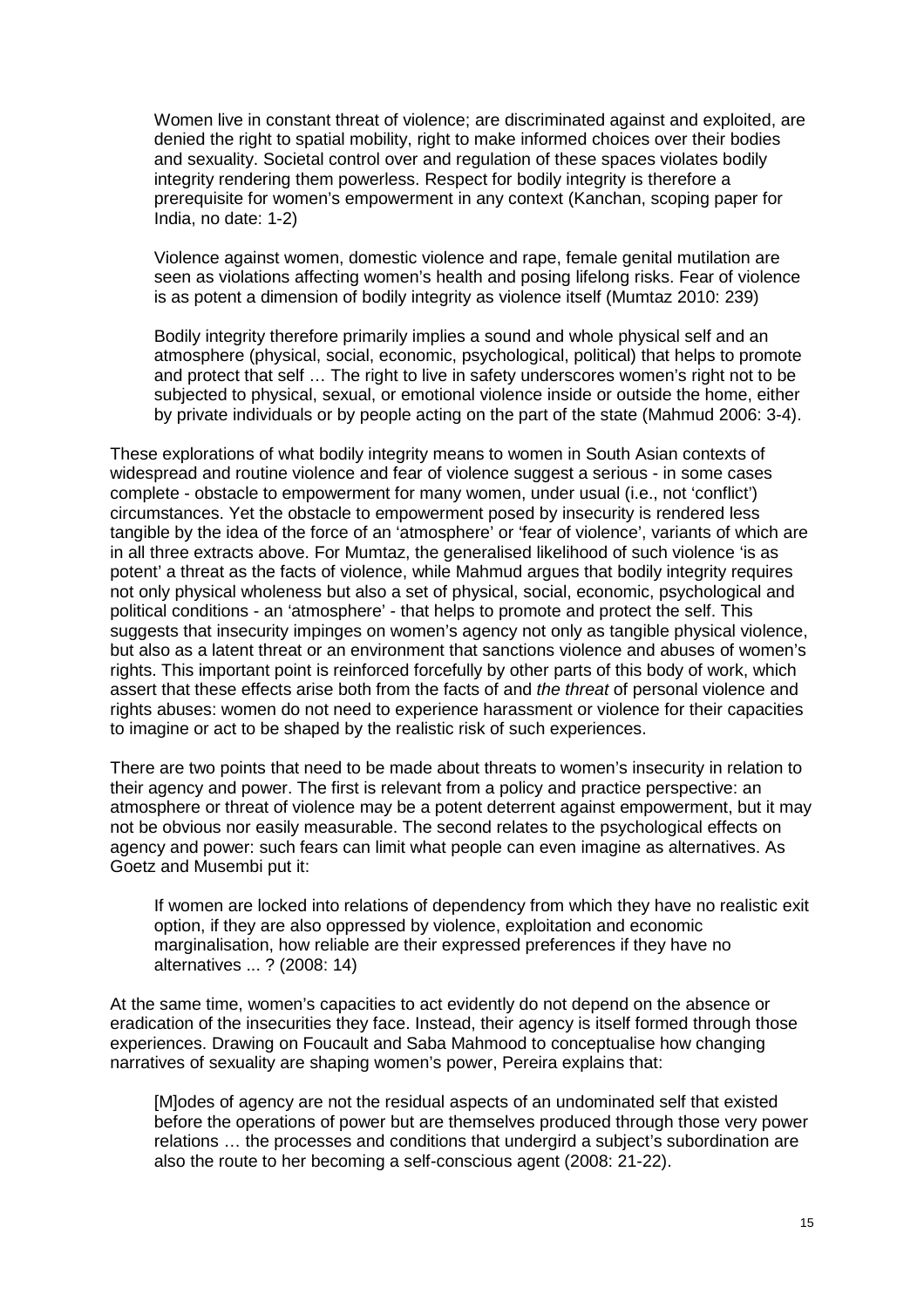> Women live in constant threat of violence; are discriminated against and exploited, are denied the right to spatial mobility, right to make informed choices over their bodies and sexuality. Societal control over and regulation of these spaces violates bodily integrity rendering them powerless. Respect for bodily integrity is therefore a prerequisite for women's empowerment in any context (Kanchan, scoping paper for India, no date: 1-2)

> Violence against women, domestic violence and rape, female genital mutilation are seen as violations affecting women's health and posing lifelong risks. Fear of violence is as potent a dimension of bodily integrity as violence itself (Mumtaz 2010: 239)

> Bodily integrity therefore primarily implies a sound and whole physical self and an atmosphere (physical, social, economic, psychological, political) that helps to promote and protect that self … The right to live in safety underscores women's right not to be subjected to physical, sexual, or emotional violence inside or outside the home, either by private individuals or by people acting on the part of the state (Mahmud 2006: 3-4).

These explorations of what bodily integrity means to women in South Asian contexts of widespread and routine violence and fear of violence suggest a serious - in some cases complete - obstacle to empowerment for many women, under usual (i.e., not 'conflict') circumstances. Yet the obstacle to empowerment posed by insecurity is rendered less tangible by the idea of the force of an 'atmosphere' or 'fear of violence', variants of which are in all three extracts above. For Mumtaz, the generalised likelihood of such violence 'is as potent' a threat as the facts of violence, while Mahmud argues that bodily integrity requires not only physical wholeness but also a set of physical, social, economic, psychological and political conditions - an 'atmosphere' - that helps to promote and protect the self. This suggests that insecurity impinges on women's agency not only as tangible physical violence, but also as a latent threat or an environment that sanctions violence and abuses of women's rights. This important point is reinforced forcefully by other parts of this body of work, which assert that these effects arise both from the facts of and *the threat* of personal violence and rights abuses: women do not need to experience harassment or violence for their capacities to imagine or act to be shaped by the realistic risk of such experiences.

There are two points that need to be made about threats to women's insecurity in relation to their agency and power. The first is relevant from a policy and practice perspective: an atmosphere or threat of violence may be a potent deterrent against empowerment, but it may not be obvious nor easily measurable. The second relates to the psychological effects on agency and power: such fears can limit what people can even imagine as alternatives. As Goetz and Musembi put it:

> If women are locked into relations of dependency from which they have no realistic exit option, if they are also oppressed by violence, exploitation and economic marginalisation, how reliable are their expressed preferences if they have no alternatives ... ? (2008: 14)

At the same time, women's capacities to act evidently do not depend on the absence or eradication of the insecurities they face. Instead, their agency is itself formed through those experiences. Drawing on Foucault and Saba Mahmood to conceptualise how changing narratives of sexuality are shaping women's power, Pereira explains that:

> [M]odes of agency are not the residual aspects of an undominated self that existed before the operations of power but are themselves produced through those very power relations … the processes and conditions that undergird a subject's subordination are also the route to her becoming a self-conscious agent (2008: 21-22).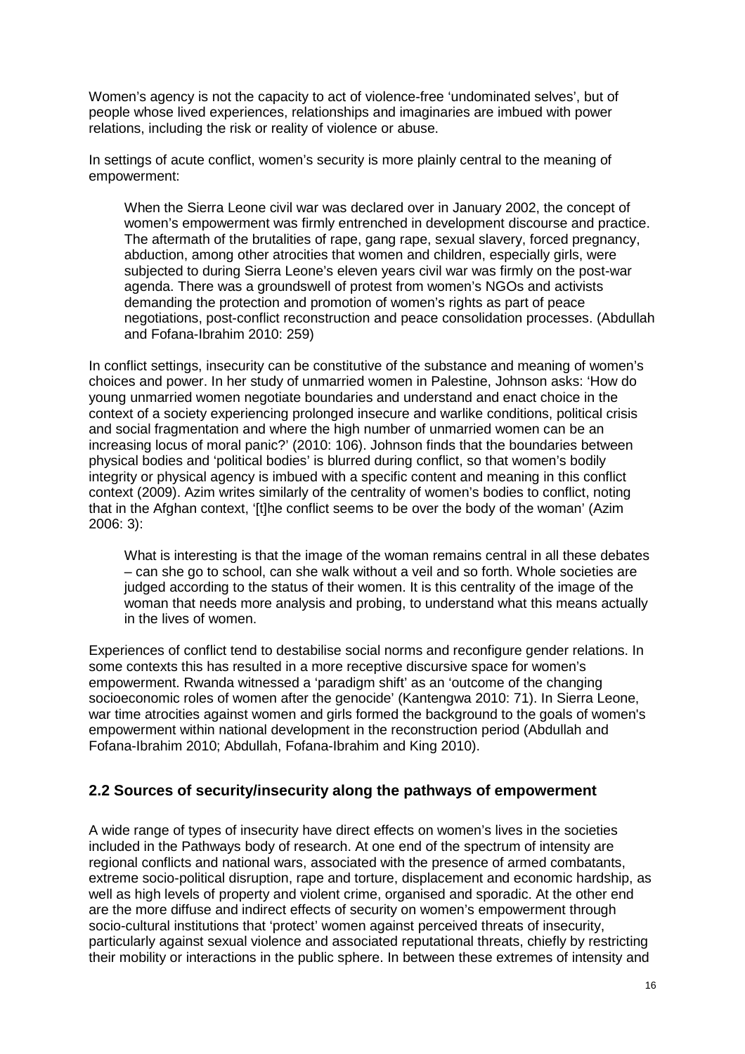Women's agency is not the capacity to act of violence-free 'undominated selves', but of people whose lived experiences, relationships and imaginaries are imbued with power relations, including the risk or reality of violence or abuse.

In settings of acute conflict, women's security is more plainly central to the meaning of empowerment:

> When the Sierra Leone civil war was declared over in January 2002, the concept of women's empowerment was firmly entrenched in development discourse and practice. The aftermath of the brutalities of rape, gang rape, sexual slavery, forced pregnancy, abduction, among other atrocities that women and children, especially girls, were subjected to during Sierra Leone's eleven years civil war was firmly on the post-war agenda. There was a groundswell of protest from women's NGOs and activists demanding the protection and promotion of women's rights as part of peace negotiations, post-conflict reconstruction and peace consolidation processes. (Abdullah and Fofana-Ibrahim 2010: 259)

In conflict settings, insecurity can be constitutive of the substance and meaning of women's choices and power. In her study of unmarried women in Palestine, Johnson asks: 'How do young unmarried women negotiate boundaries and understand and enact choice in the context of a society experiencing prolonged insecure and warlike conditions, political crisis and social fragmentation and where the high number of unmarried women can be an increasing locus of moral panic?' (2010: 106). Johnson finds that the boundaries between physical bodies and 'political bodies' is blurred during conflict, so that women's bodily integrity or physical agency is imbued with a specific content and meaning in this conflict context (2009). Azim writes similarly of the centrality of women's bodies to conflict, noting that in the Afghan context, '[t]he conflict seems to be over the body of the woman' (Azim 2006: 3):

> What is interesting is that the image of the woman remains central in all these debates – can she go to school, can she walk without a veil and so forth. Whole societies are judged according to the status of their women. It is this centrality of the image of the woman that needs more analysis and probing, to understand what this means actually in the lives of women.

Experiences of conflict tend to destabilise social norms and reconfigure gender relations. In some contexts this has resulted in a more receptive discursive space for women's empowerment. Rwanda witnessed a 'paradigm shift' as an 'outcome of the changing socioeconomic roles of women after the genocide' (Kantengwa 2010: 71). In Sierra Leone, war time atrocities against women and girls formed the background to the goals of women's empowerment within national development in the reconstruction period (Abdullah and Fofana-Ibrahim 2010; Abdullah, Fofana-Ibrahim and King 2010).

## 2.2 Sources of security/insecurity along the pathways of empowerment

A wide range of types of insecurity have direct effects on women's lives in the societies included in the Pathways body of research. At one end of the spectrum of intensity are regional conflicts and national wars, associated with the presence of armed combatants, extreme socio-political disruption, rape and torture, displacement and economic hardship, as well as high levels of property and violent crime, organised and sporadic. At the other end are the more diffuse and indirect effects of security on women's empowerment through socio-cultural institutions that 'protect' women against perceived threats of insecurity, particularly against sexual violence and associated reputational threats, chiefly by restricting their mobility or interactions in the public sphere. In between these extremes of intensity and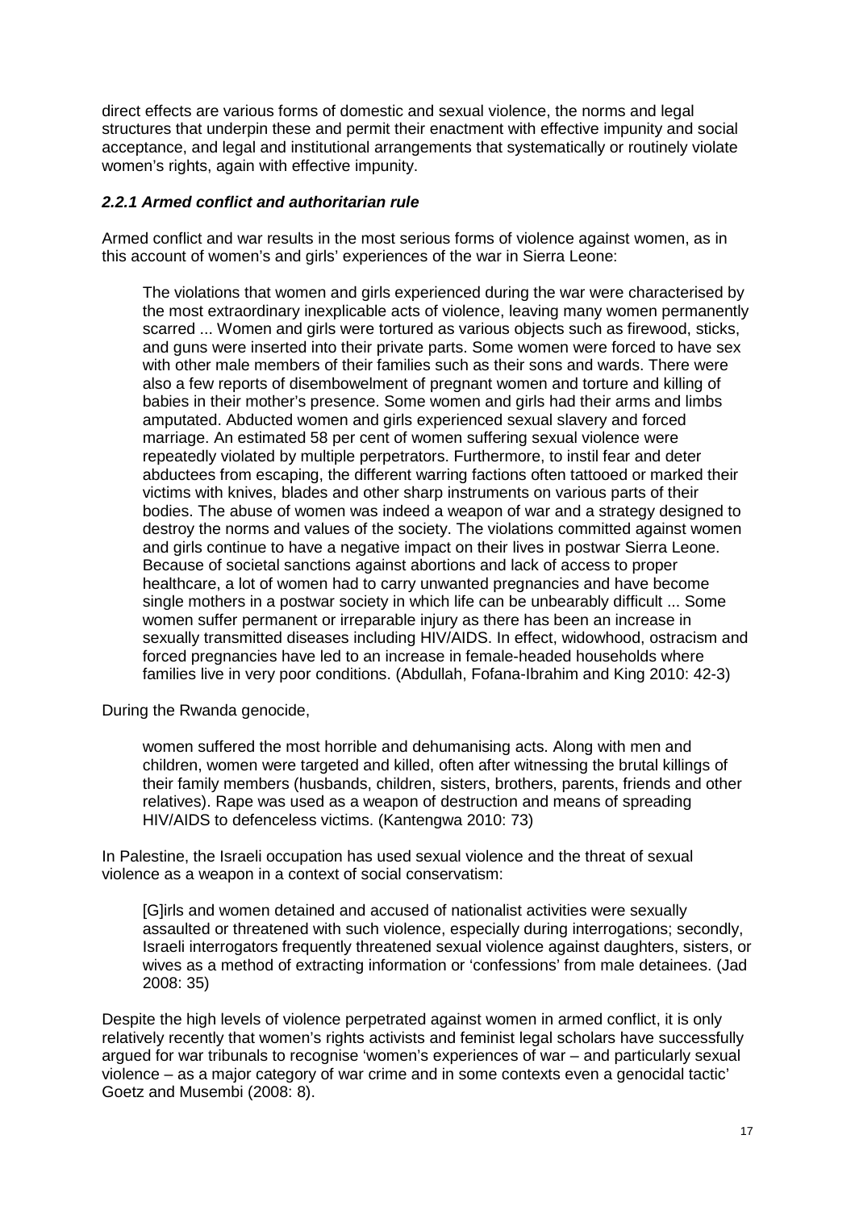direct effects are various forms of domestic and sexual violence, the norms and legal structures that underpin these and permit their enactment with effective impunity and social acceptance, and legal and institutional arrangements that systematically or routinely violate women's rights, again with effective impunity.

### *2.2.1 Armed conflict and authoritarian rule*

Armed conflict and war results in the most serious forms of violence against women, as in this account of women's and girls' experiences of the war in Sierra Leone:

> The violations that women and girls experienced during the war were characterised by the most extraordinary inexplicable acts of violence, leaving many women permanently scarred ... Women and girls were tortured as various objects such as firewood, sticks, and guns were inserted into their private parts. Some women were forced to have sex with other male members of their families such as their sons and wards. There were also a few reports of disembowelment of pregnant women and torture and killing of babies in their mother's presence. Some women and girls had their arms and limbs amputated. Abducted women and girls experienced sexual slavery and forced marriage. An estimated 58 per cent of women suffering sexual violence were repeatedly violated by multiple perpetrators. Furthermore, to instil fear and deter abductees from escaping, the different warring factions often tattooed or marked their victims with knives, blades and other sharp instruments on various parts of their bodies. The abuse of women was indeed a weapon of war and a strategy designed to destroy the norms and values of the society. The violations committed against women and girls continue to have a negative impact on their lives in postwar Sierra Leone. Because of societal sanctions against abortions and lack of access to proper healthcare, a lot of women had to carry unwanted pregnancies and have become single mothers in a postwar society in which life can be unbearably difficult ... Some women suffer permanent or irreparable injury as there has been an increase in sexually transmitted diseases including HIV/AIDS. In effect, widowhood, ostracism and forced pregnancies have led to an increase in female-headed households where families live in very poor conditions. (Abdullah, Fofana-Ibrahim and King 2010: 42-3)

During the Rwanda genocide,

> women suffered the most horrible and dehumanising acts. Along with men and children, women were targeted and killed, often after witnessing the brutal killings of their family members (husbands, children, sisters, brothers, parents, friends and other relatives). Rape was used as a weapon of destruction and means of spreading HIV/AIDS to defenceless victims. (Kantengwa 2010: 73)

In Palestine, the Israeli occupation has used sexual violence and the threat of sexual violence as a weapon in a context of social conservatism:

> [G]irls and women detained and accused of nationalist activities were sexually assaulted or threatened with such violence, especially during interrogations; secondly, Israeli interrogators frequently threatened sexual violence against daughters, sisters, or wives as a method of extracting information or 'confessions' from male detainees. (Jad 2008: 35)

Despite the high levels of violence perpetrated against women in armed conflict, it is only relatively recently that women's rights activists and feminist legal scholars have successfully argued for war tribunals to recognise 'women's experiences of war – and particularly sexual violence – as a major category of war crime and in some contexts even a genocidal tactic' Goetz and Musembi (2008: 8).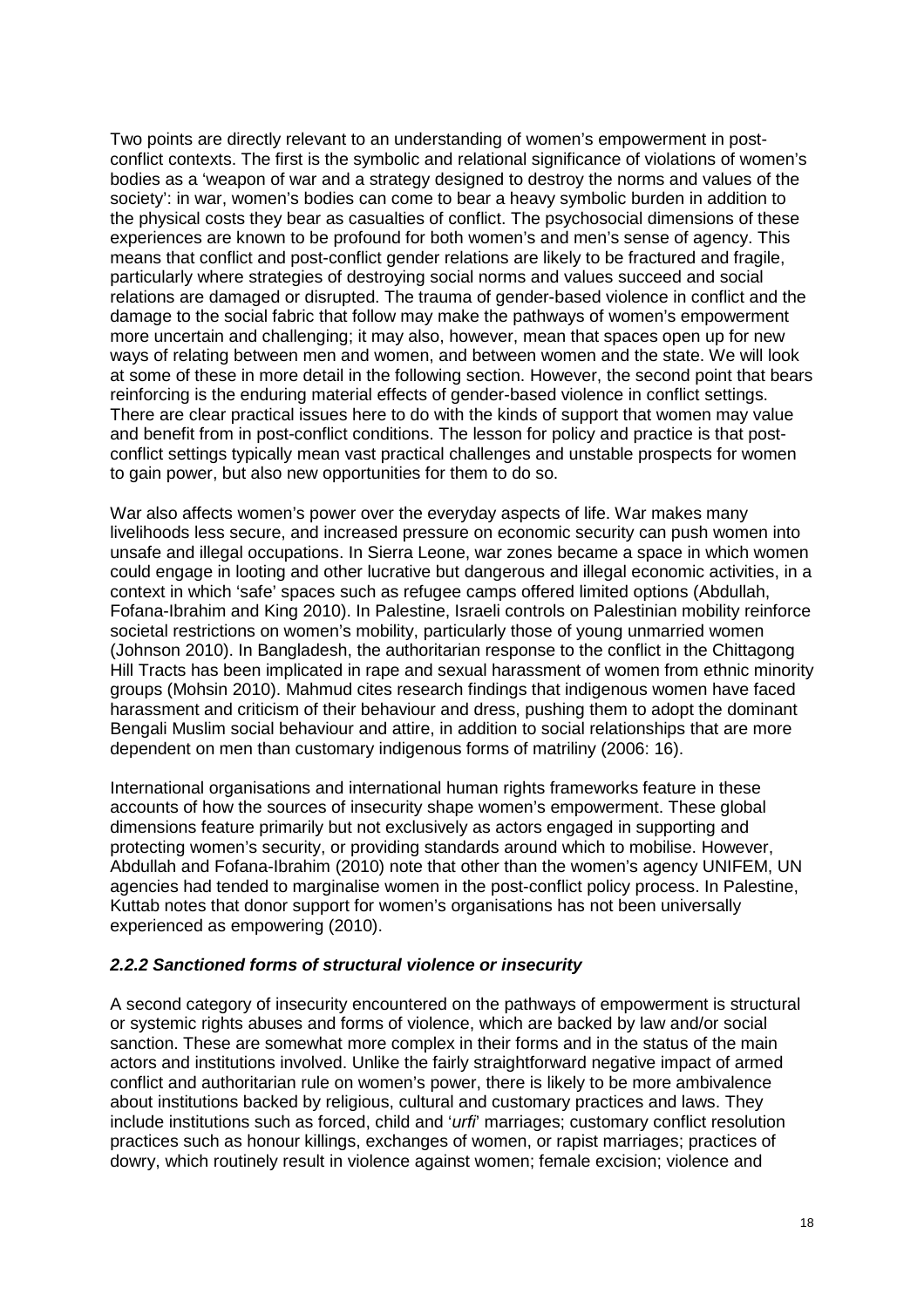Two points are directly relevant to an understanding of women's empowerment in post-conflict contexts. The first is the symbolic and relational significance of violations of women's bodies as a 'weapon of war and a strategy designed to destroy the norms and values of the society': in war, women's bodies can come to bear a heavy symbolic burden in addition to the physical costs they bear as casualties of conflict. The psychosocial dimensions of these experiences are known to be profound for both women's and men's sense of agency. This means that conflict and post-conflict gender relations are likely to be fractured and fragile, particularly where strategies of destroying social norms and values succeed and social relations are damaged or disrupted. The trauma of gender-based violence in conflict and the damage to the social fabric that follow may make the pathways of women's empowerment more uncertain and challenging; it may also, however, mean that spaces open up for new ways of relating between men and women, and between women and the state. We will look at some of these in more detail in the following section. However, the second point that bears reinforcing is the enduring material effects of gender-based violence in conflict settings. There are clear practical issues here to do with the kinds of support that women may value and benefit from in post-conflict conditions. The lesson for policy and practice is that post-conflict settings typically mean vast practical challenges and unstable prospects for women to gain power, but also new opportunities for them to do so.

War also affects women's power over the everyday aspects of life. War makes many livelihoods less secure, and increased pressure on economic security can push women into unsafe and illegal occupations. In Sierra Leone, war zones became a space in which women could engage in looting and other lucrative but dangerous and illegal economic activities, in a context in which 'safe' spaces such as refugee camps offered limited options (Abdullah, Fofana-Ibrahim and King 2010). In Palestine, Israeli controls on Palestinian mobility reinforce societal restrictions on women's mobility, particularly those of young unmarried women (Johnson 2010). In Bangladesh, the authoritarian response to the conflict in the Chittagong Hill Tracts has been implicated in rape and sexual harassment of women from ethnic minority groups (Mohsin 2010). Mahmud cites research findings that indigenous women have faced harassment and criticism of their behaviour and dress, pushing them to adopt the dominant Bengali Muslim social behaviour and attire, in addition to social relationships that are more dependent on men than customary indigenous forms of matriliny (2006: 16).

International organisations and international human rights frameworks feature in these accounts of how the sources of insecurity shape women's empowerment. These global dimensions feature primarily but not exclusively as actors engaged in supporting and protecting women's security, or providing standards around which to mobilise. However, Abdullah and Fofana-Ibrahim (2010) note that other than the women's agency UNIFEM, UN agencies had tended to marginalise women in the post-conflict policy process. In Palestine, Kuttab notes that donor support for women's organisations has not been universally experienced as empowering (2010).

### *2.2.2 Sanctioned forms of structural violence or insecurity*

A second category of insecurity encountered on the pathways of empowerment is structural or systemic rights abuses and forms of violence, which are backed by law and/or social sanction. These are somewhat more complex in their forms and in the status of the main actors and institutions involved. Unlike the fairly straightforward negative impact of armed conflict and authoritarian rule on women's power, there is likely to be more ambivalence about institutions backed by religious, cultural and customary practices and laws. They include institutions such as forced, child and '*urfi*' marriages; customary conflict resolution practices such as honour killings, exchanges of women, or rapist marriages; practices of dowry, which routinely result in violence against women; female excision; violence and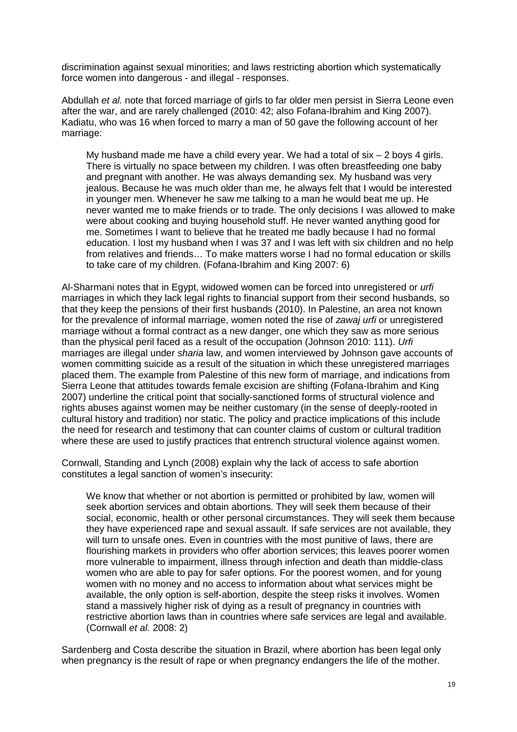discrimination against sexual minorities; and laws restricting abortion which systematically force women into dangerous - and illegal - responses.

Abdullah *et al.* note that forced marriage of girls to far older men persist in Sierra Leone even after the war, and are rarely challenged (2010: 42; also Fofana-Ibrahim and King 2007). Kadiatu, who was 16 when forced to marry a man of 50 gave the following account of her marriage:

> My husband made me have a child every year. We had a total of six – 2 boys 4 girls. There is virtually no space between my children. I was often breastfeeding one baby and pregnant with another. He was always demanding sex. My husband was very jealous. Because he was much older than me, he always felt that I would be interested in younger men. Whenever he saw me talking to a man he would beat me up. He never wanted me to make friends or to trade. The only decisions I was allowed to make were about cooking and buying household stuff. He never wanted anything good for me. Sometimes I want to believe that he treated me badly because I had no formal education. I lost my husband when I was 37 and I was left with six children and no help from relatives and friends… To make matters worse I had no formal education or skills to take care of my children. (Fofana-Ibrahim and King 2007: 6)

Al-Sharmani notes that in Egypt, widowed women can be forced into unregistered or *urfi* marriages in which they lack legal rights to financial support from their second husbands, so that they keep the pensions of their first husbands (2010). In Palestine, an area not known for the prevalence of informal marriage, women noted the rise of *zawaj urfi* or unregistered marriage without a formal contract as a new danger, one which they saw as more serious than the physical peril faced as a result of the occupation (Johnson 2010: 111). *Urfi* marriages are illegal under *sharia* law, and women interviewed by Johnson gave accounts of women committing suicide as a result of the situation in which these unregistered marriages placed them. The example from Palestine of this new form of marriage, and indications from Sierra Leone that attitudes towards female excision are shifting (Fofana-Ibrahim and King 2007) underline the critical point that socially-sanctioned forms of structural violence and rights abuses against women may be neither customary (in the sense of deeply-rooted in cultural history and tradition) nor static. The policy and practice implications of this include the need for research and testimony that can counter claims of custom or cultural tradition where these are used to justify practices that entrench structural violence against women.

Cornwall, Standing and Lynch (2008) explain why the lack of access to safe abortion constitutes a legal sanction of women's insecurity:

> We know that whether or not abortion is permitted or prohibited by law, women will seek abortion services and obtain abortions. They will seek them because of their social, economic, health or other personal circumstances. They will seek them because they have experienced rape and sexual assault. If safe services are not available, they will turn to unsafe ones. Even in countries with the most punitive of laws, there are flourishing markets in providers who offer abortion services; this leaves poorer women more vulnerable to impairment, illness through infection and death than middle-class women who are able to pay for safer options. For the poorest women, and for young women with no money and no access to information about what services might be available, the only option is self-abortion, despite the steep risks it involves. Women stand a massively higher risk of dying as a result of pregnancy in countries with restrictive abortion laws than in countries where safe services are legal and available. (Cornwall *et al.* 2008: 2)

Sardenberg and Costa describe the situation in Brazil, where abortion has been legal only when pregnancy is the result of rape or when pregnancy endangers the life of the mother.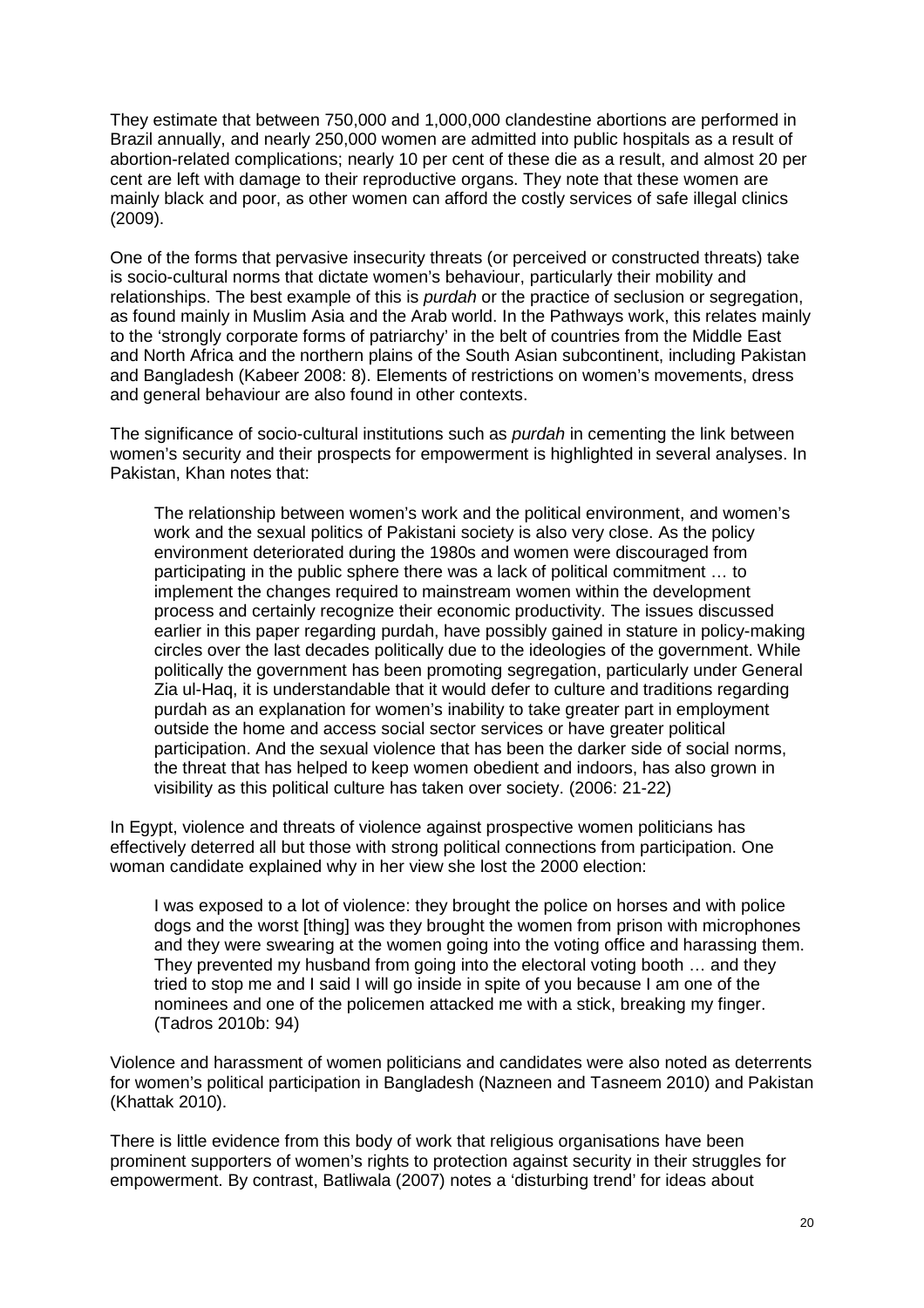They estimate that between 750,000 and 1,000,000 clandestine abortions are performed in Brazil annually, and nearly 250,000 women are admitted into public hospitals as a result of abortion-related complications; nearly 10 per cent of these die as a result, and almost 20 per cent are left with damage to their reproductive organs. They note that these women are mainly black and poor, as other women can afford the costly services of safe illegal clinics (2009).

One of the forms that pervasive insecurity threats (or perceived or constructed threats) take is socio-cultural norms that dictate women's behaviour, particularly their mobility and relationships. The best example of this is *purdah* or the practice of seclusion or segregation, as found mainly in Muslim Asia and the Arab world. In the Pathways work, this relates mainly to the 'strongly corporate forms of patriarchy' in the belt of countries from the Middle East and North Africa and the northern plains of the South Asian subcontinent, including Pakistan and Bangladesh (Kabeer 2008: 8). Elements of restrictions on women's movements, dress and general behaviour are also found in other contexts.

The significance of socio-cultural institutions such as *purdah* in cementing the link between women's security and their prospects for empowerment is highlighted in several analyses. In Pakistan, Khan notes that:

> The relationship between women's work and the political environment, and women's work and the sexual politics of Pakistani society is also very close. As the policy environment deteriorated during the 1980s and women were discouraged from participating in the public sphere there was a lack of political commitment … to implement the changes required to mainstream women within the development process and certainly recognize their economic productivity. The issues discussed earlier in this paper regarding purdah, have possibly gained in stature in policy-making circles over the last decades politically due to the ideologies of the government. While politically the government has been promoting segregation, particularly under General Zia ul-Haq, it is understandable that it would defer to culture and traditions regarding purdah as an explanation for women's inability to take greater part in employment outside the home and access social sector services or have greater political participation. And the sexual violence that has been the darker side of social norms, the threat that has helped to keep women obedient and indoors, has also grown in visibility as this political culture has taken over society. (2006: 21-22)

In Egypt, violence and threats of violence against prospective women politicians has effectively deterred all but those with strong political connections from participation. One woman candidate explained why in her view she lost the 2000 election:

> I was exposed to a lot of violence: they brought the police on horses and with police dogs and the worst [thing] was they brought the women from prison with microphones and they were swearing at the women going into the voting office and harassing them. They prevented my husband from going into the electoral voting booth … and they tried to stop me and I said I will go inside in spite of you because I am one of the nominees and one of the policemen attacked me with a stick, breaking my finger. (Tadros 2010b: 94)

Violence and harassment of women politicians and candidates were also noted as deterrents for women's political participation in Bangladesh (Nazneen and Tasneem 2010) and Pakistan (Khattak 2010).

There is little evidence from this body of work that religious organisations have been prominent supporters of women's rights to protection against security in their struggles for empowerment. By contrast, Batliwala (2007) notes a 'disturbing trend' for ideas about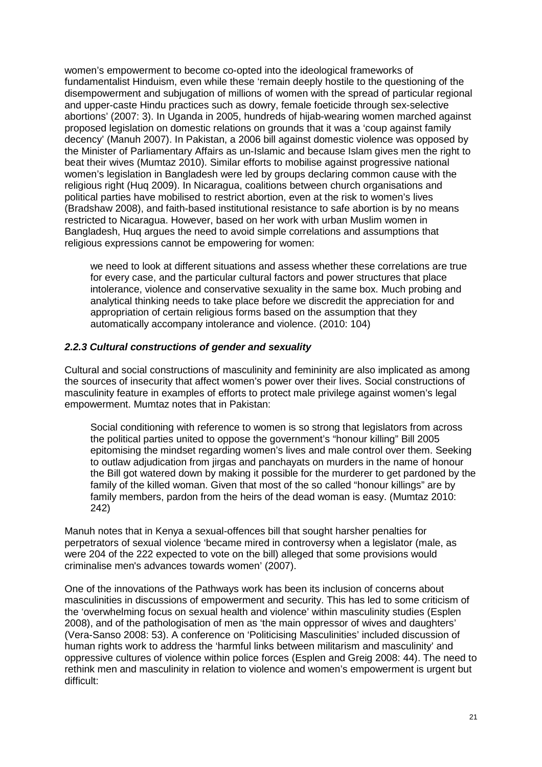women's empowerment to become co-opted into the ideological frameworks of fundamentalist Hinduism, even while these 'remain deeply hostile to the questioning of the disempowerment and subjugation of millions of women with the spread of particular regional and upper-caste Hindu practices such as dowry, female foeticide through sex-selective abortions' (2007: 3). In Uganda in 2005, hundreds of hijab-wearing women marched against proposed legislation on domestic relations on grounds that it was a 'coup against family decency' (Manuh 2007). In Pakistan, a 2006 bill against domestic violence was opposed by the Minister of Parliamentary Affairs as un-Islamic and because Islam gives men the right to beat their wives (Mumtaz 2010). Similar efforts to mobilise against progressive national women's legislation in Bangladesh were led by groups declaring common cause with the religious right (Huq 2009). In Nicaragua, coalitions between church organisations and political parties have mobilised to restrict abortion, even at the risk to women's lives (Bradshaw 2008), and faith-based institutional resistance to safe abortion is by no means restricted to Nicaragua. However, based on her work with urban Muslim women in Bangladesh, Huq argues the need to avoid simple correlations and assumptions that religious expressions cannot be empowering for women:

> we need to look at different situations and assess whether these correlations are true for every case, and the particular cultural factors and power structures that place intolerance, violence and conservative sexuality in the same box. Much probing and analytical thinking needs to take place before we discredit the appreciation for and appropriation of certain religious forms based on the assumption that they automatically accompany intolerance and violence. (2010: 104)

### *2.2.3 Cultural constructions of gender and sexuality*

Cultural and social constructions of masculinity and femininity are also implicated as among the sources of insecurity that affect women's power over their lives. Social constructions of masculinity feature in examples of efforts to protect male privilege against women's legal empowerment. Mumtaz notes that in Pakistan:

> Social conditioning with reference to women is so strong that legislators from across the political parties united to oppose the government's "honour killing" Bill 2005 epitomising the mindset regarding women's lives and male control over them. Seeking to outlaw adjudication from jirgas and panchayats on murders in the name of honour the Bill got watered down by making it possible for the murderer to get pardoned by the family of the killed woman. Given that most of the so called "honour killings" are by family members, pardon from the heirs of the dead woman is easy. (Mumtaz 2010: 242)

Manuh notes that in Kenya a sexual-offences bill that sought harsher penalties for perpetrators of sexual violence 'became mired in controversy when a legislator (male, as were 204 of the 222 expected to vote on the bill) alleged that some provisions would criminalise men's advances towards women' (2007).

One of the innovations of the Pathways work has been its inclusion of concerns about masculinities in discussions of empowerment and security. This has led to some criticism of the 'overwhelming focus on sexual health and violence' within masculinity studies (Esplen 2008), and of the pathologisation of men as 'the main oppressor of wives and daughters' (Vera-Sanso 2008: 53). A conference on 'Politicising Masculinities' included discussion of human rights work to address the 'harmful links between militarism and masculinity' and oppressive cultures of violence within police forces (Esplen and Greig 2008: 44). The need to rethink men and masculinity in relation to violence and women's empowerment is urgent but difficult: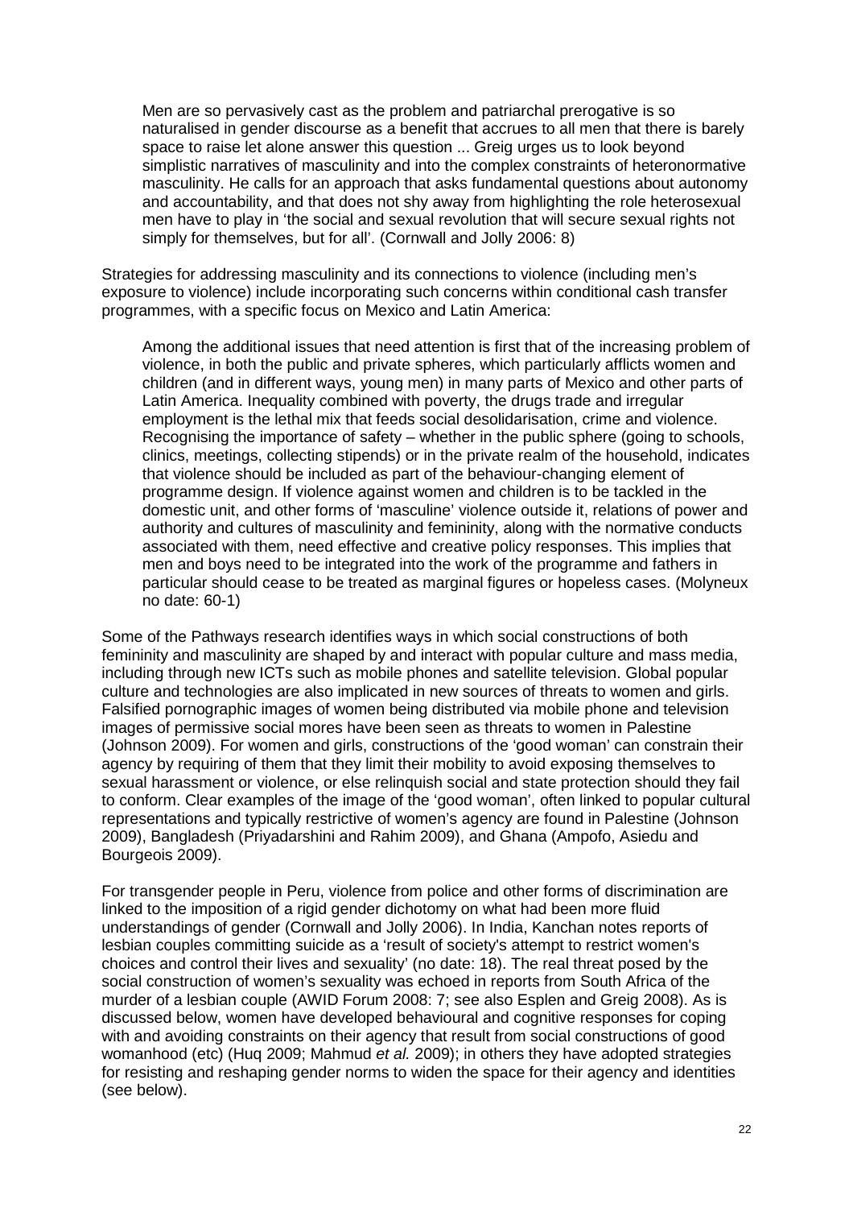> Men are so pervasively cast as the problem and patriarchal prerogative is so naturalised in gender discourse as a benefit that accrues to all men that there is barely space to raise let alone answer this question ... Greig urges us to look beyond simplistic narratives of masculinity and into the complex constraints of heteronormative masculinity. He calls for an approach that asks fundamental questions about autonomy and accountability, and that does not shy away from highlighting the role heterosexual men have to play in 'the social and sexual revolution that will secure sexual rights not simply for themselves, but for all'. (Cornwall and Jolly 2006: 8)

Strategies for addressing masculinity and its connections to violence (including men's exposure to violence) include incorporating such concerns within conditional cash transfer programmes, with a specific focus on Mexico and Latin America:

> Among the additional issues that need attention is first that of the increasing problem of violence, in both the public and private spheres, which particularly afflicts women and children (and in different ways, young men) in many parts of Mexico and other parts of Latin America. Inequality combined with poverty, the drugs trade and irregular employment is the lethal mix that feeds social desolidarisation, crime and violence. Recognising the importance of safety – whether in the public sphere (going to schools, clinics, meetings, collecting stipends) or in the private realm of the household, indicates that violence should be included as part of the behaviour-changing element of programme design. If violence against women and children is to be tackled in the domestic unit, and other forms of 'masculine' violence outside it, relations of power and authority and cultures of masculinity and femininity, along with the normative conducts associated with them, need effective and creative policy responses. This implies that men and boys need to be integrated into the work of the programme and fathers in particular should cease to be treated as marginal figures or hopeless cases. (Molyneux no date: 60-1)

Some of the Pathways research identifies ways in which social constructions of both femininity and masculinity are shaped by and interact with popular culture and mass media, including through new ICTs such as mobile phones and satellite television. Global popular culture and technologies are also implicated in new sources of threats to women and girls. Falsified pornographic images of women being distributed via mobile phone and television images of permissive social mores have been seen as threats to women in Palestine (Johnson 2009). For women and girls, constructions of the 'good woman' can constrain their agency by requiring of them that they limit their mobility to avoid exposing themselves to sexual harassment or violence, or else relinquish social and state protection should they fail to conform. Clear examples of the image of the 'good woman', often linked to popular cultural representations and typically restrictive of women's agency are found in Palestine (Johnson 2009), Bangladesh (Priyadarshini and Rahim 2009), and Ghana (Ampofo, Asiedu and Bourgeois 2009).

For transgender people in Peru, violence from police and other forms of discrimination are linked to the imposition of a rigid gender dichotomy on what had been more fluid understandings of gender (Cornwall and Jolly 2006). In India, Kanchan notes reports of lesbian couples committing suicide as a 'result of society's attempt to restrict women's choices and control their lives and sexuality' (no date: 18). The real threat posed by the social construction of women's sexuality was echoed in reports from South Africa of the murder of a lesbian couple (AWID Forum 2008: 7; see also Esplen and Greig 2008). As is discussed below, women have developed behavioural and cognitive responses for coping with and avoiding constraints on their agency that result from social constructions of good womanhood (etc) (Huq 2009; Mahmud *et al.* 2009); in others they have adopted strategies for resisting and reshaping gender norms to widen the space for their agency and identities (see below).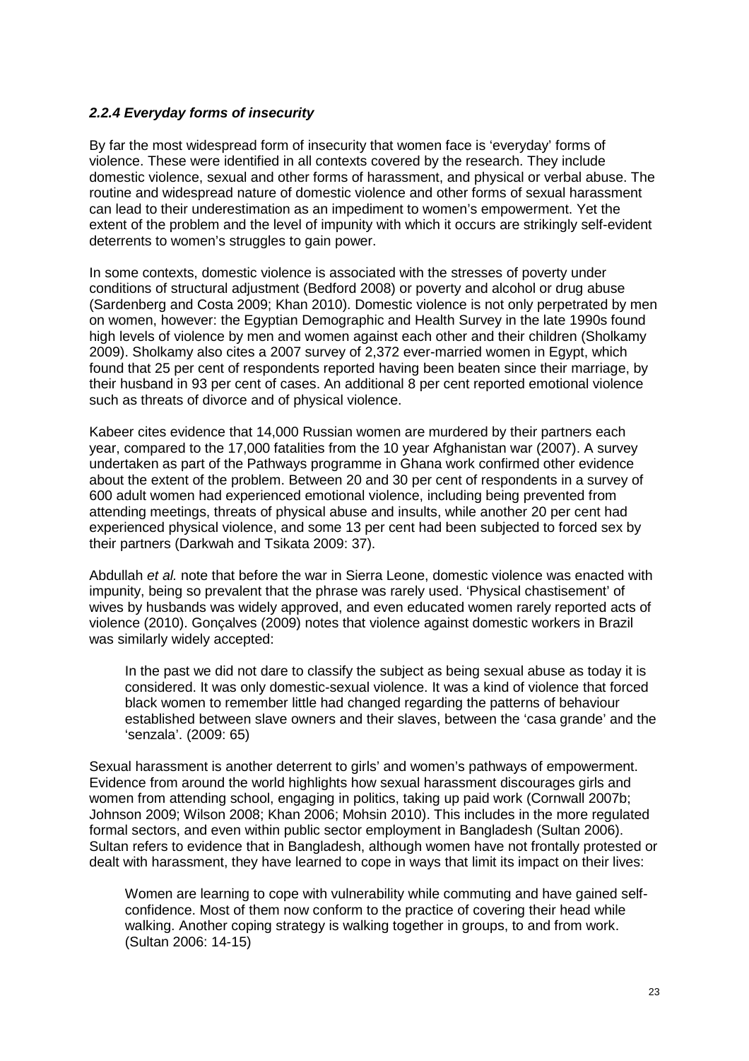### *2.2.4 Everyday forms of insecurity*

By far the most widespread form of insecurity that women face is 'everyday' forms of violence. These were identified in all contexts covered by the research. They include domestic violence, sexual and other forms of harassment, and physical or verbal abuse. The routine and widespread nature of domestic violence and other forms of sexual harassment can lead to their underestimation as an impediment to women's empowerment. Yet the extent of the problem and the level of impunity with which it occurs are strikingly self-evident deterrents to women's struggles to gain power.

In some contexts, domestic violence is associated with the stresses of poverty under conditions of structural adjustment (Bedford 2008) or poverty and alcohol or drug abuse (Sardenberg and Costa 2009; Khan 2010). Domestic violence is not only perpetrated by men on women, however: the Egyptian Demographic and Health Survey in the late 1990s found high levels of violence by men and women against each other and their children (Sholkamy 2009). Sholkamy also cites a 2007 survey of 2,372 ever-married women in Egypt, which found that 25 per cent of respondents reported having been beaten since their marriage, by their husband in 93 per cent of cases. An additional 8 per cent reported emotional violence such as threats of divorce and of physical violence.

Kabeer cites evidence that 14,000 Russian women are murdered by their partners each year, compared to the 17,000 fatalities from the 10 year Afghanistan war (2007). A survey undertaken as part of the Pathways programme in Ghana work confirmed other evidence about the extent of the problem. Between 20 and 30 per cent of respondents in a survey of 600 adult women had experienced emotional violence, including being prevented from attending meetings, threats of physical abuse and insults, while another 20 per cent had experienced physical violence, and some 13 per cent had been subjected to forced sex by their partners (Darkwah and Tsikata 2009: 37).

Abdullah *et al.* note that before the war in Sierra Leone, domestic violence was enacted with impunity, being so prevalent that the phrase was rarely used. 'Physical chastisement' of wives by husbands was widely approved, and even educated women rarely reported acts of violence (2010). Gonçalves (2009) notes that violence against domestic workers in Brazil was similarly widely accepted:

> In the past we did not dare to classify the subject as being sexual abuse as today it is considered. It was only domestic-sexual violence. It was a kind of violence that forced black women to remember little had changed regarding the patterns of behaviour established between slave owners and their slaves, between the 'casa grande' and the 'senzala'. (2009: 65)

Sexual harassment is another deterrent to girls' and women's pathways of empowerment. Evidence from around the world highlights how sexual harassment discourages girls and women from attending school, engaging in politics, taking up paid work (Cornwall 2007b; Johnson 2009; Wilson 2008; Khan 2006; Mohsin 2010). This includes in the more regulated formal sectors, and even within public sector employment in Bangladesh (Sultan 2006). Sultan refers to evidence that in Bangladesh, although women have not frontally protested or dealt with harassment, they have learned to cope in ways that limit its impact on their lives:

> Women are learning to cope with vulnerability while commuting and have gained self-confidence. Most of them now conform to the practice of covering their head while walking. Another coping strategy is walking together in groups, to and from work. (Sultan 2006: 14-15)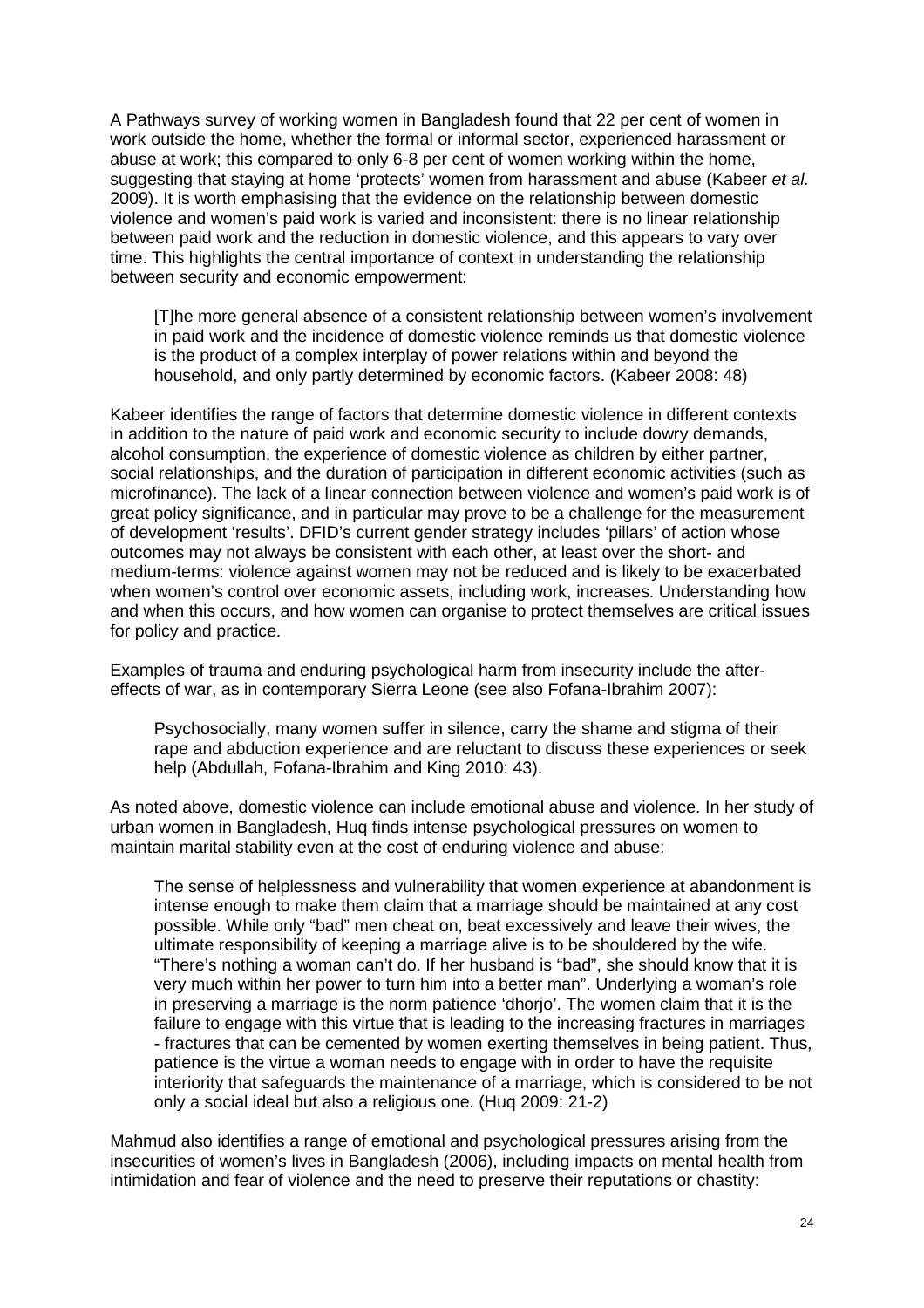A Pathways survey of working women in Bangladesh found that 22 per cent of women in work outside the home, whether the formal or informal sector, experienced harassment or abuse at work; this compared to only 6-8 per cent of women working within the home, suggesting that staying at home 'protects' women from harassment and abuse (Kabeer *et al.* 2009). It is worth emphasising that the evidence on the relationship between domestic violence and women's paid work is varied and inconsistent: there is no linear relationship between paid work and the reduction in domestic violence, and this appears to vary over time. This highlights the central importance of context in understanding the relationship between security and economic empowerment:

> [T]he more general absence of a consistent relationship between women's involvement in paid work and the incidence of domestic violence reminds us that domestic violence is the product of a complex interplay of power relations within and beyond the household, and only partly determined by economic factors. (Kabeer 2008: 48)

Kabeer identifies the range of factors that determine domestic violence in different contexts in addition to the nature of paid work and economic security to include dowry demands, alcohol consumption, the experience of domestic violence as children by either partner, social relationships, and the duration of participation in different economic activities (such as microfinance). The lack of a linear connection between violence and women's paid work is of great policy significance, and in particular may prove to be a challenge for the measurement of development 'results'. DFID's current gender strategy includes 'pillars' of action whose outcomes may not always be consistent with each other, at least over the short- and medium-terms: violence against women may not be reduced and is likely to be exacerbated when women's control over economic assets, including work, increases. Understanding how and when this occurs, and how women can organise to protect themselves are critical issues for policy and practice.

Examples of trauma and enduring psychological harm from insecurity include the after-effects of war, as in contemporary Sierra Leone (see also Fofana-Ibrahim 2007):

> Psychosocially, many women suffer in silence, carry the shame and stigma of their rape and abduction experience and are reluctant to discuss these experiences or seek help (Abdullah, Fofana-Ibrahim and King 2010: 43).

As noted above, domestic violence can include emotional abuse and violence. In her study of urban women in Bangladesh, Huq finds intense psychological pressures on women to maintain marital stability even at the cost of enduring violence and abuse:

> The sense of helplessness and vulnerability that women experience at abandonment is intense enough to make them claim that a marriage should be maintained at any cost possible. While only "bad" men cheat on, beat excessively and leave their wives, the ultimate responsibility of keeping a marriage alive is to be shouldered by the wife. "There's nothing a woman can't do. If her husband is "bad", she should know that it is very much within her power to turn him into a better man". Underlying a woman's role in preserving a marriage is the norm patience 'dhorjo'. The women claim that it is the failure to engage with this virtue that is leading to the increasing fractures in marriages - fractures that can be cemented by women exerting themselves in being patient. Thus, patience is the virtue a woman needs to engage with in order to have the requisite interiority that safeguards the maintenance of a marriage, which is considered to be not only a social ideal but also a religious one. (Huq 2009: 21-2)

Mahmud also identifies a range of emotional and psychological pressures arising from the insecurities of women's lives in Bangladesh (2006), including impacts on mental health from intimidation and fear of violence and the need to preserve their reputations or chastity: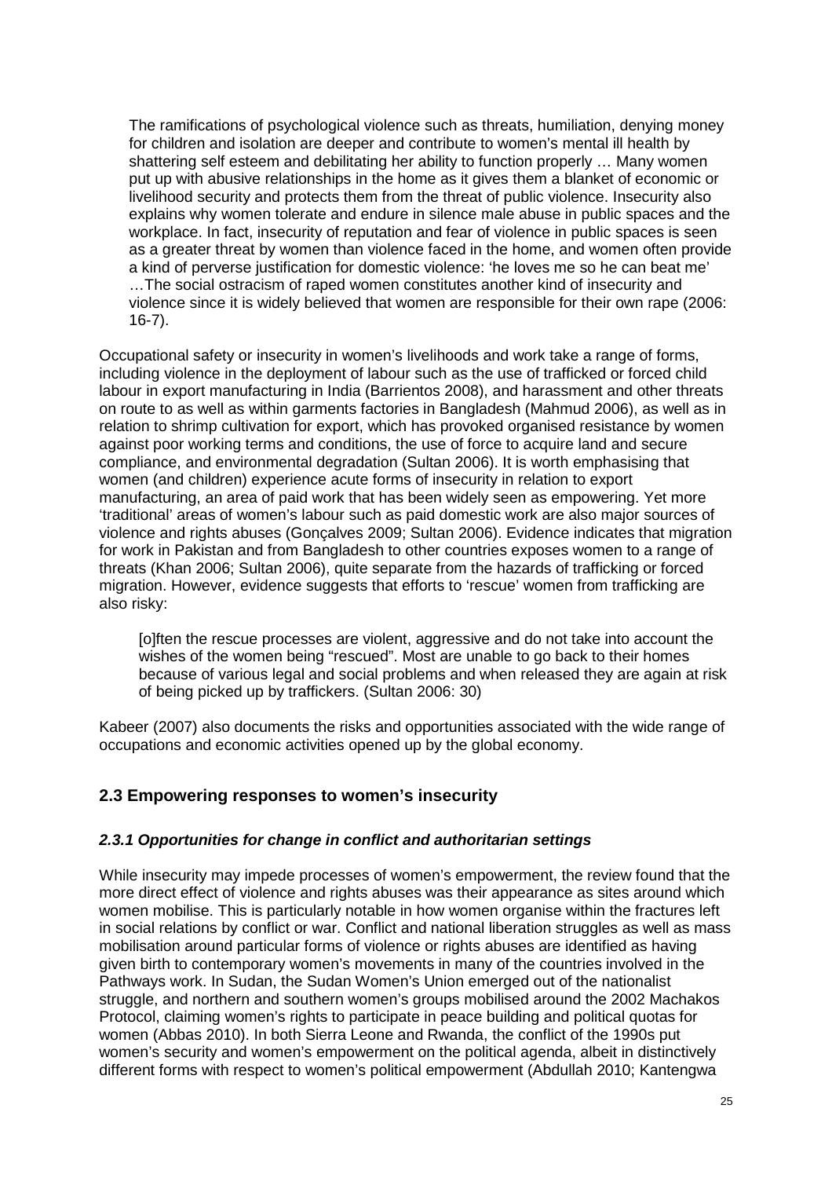> The ramifications of psychological violence such as threats, humiliation, denying money for children and isolation are deeper and contribute to women's mental ill health by shattering self esteem and debilitating her ability to function properly … Many women put up with abusive relationships in the home as it gives them a blanket of economic or livelihood security and protects them from the threat of public violence. Insecurity also explains why women tolerate and endure in silence male abuse in public spaces and the workplace. In fact, insecurity of reputation and fear of violence in public spaces is seen as a greater threat by women than violence faced in the home, and women often provide a kind of perverse justification for domestic violence: 'he loves me so he can beat me' …The social ostracism of raped women constitutes another kind of insecurity and violence since it is widely believed that women are responsible for their own rape (2006: 16-7).

Occupational safety or insecurity in women's livelihoods and work take a range of forms, including violence in the deployment of labour such as the use of trafficked or forced child labour in export manufacturing in India (Barrientos 2008), and harassment and other threats on route to as well as within garments factories in Bangladesh (Mahmud 2006), as well as in relation to shrimp cultivation for export, which has provoked organised resistance by women against poor working terms and conditions, the use of force to acquire land and secure compliance, and environmental degradation (Sultan 2006). It is worth emphasising that women (and children) experience acute forms of insecurity in relation to export manufacturing, an area of paid work that has been widely seen as empowering. Yet more 'traditional' areas of women's labour such as paid domestic work are also major sources of violence and rights abuses (Gonçalves 2009; Sultan 2006). Evidence indicates that migration for work in Pakistan and from Bangladesh to other countries exposes women to a range of threats (Khan 2006; Sultan 2006), quite separate from the hazards of trafficking or forced migration. However, evidence suggests that efforts to 'rescue' women from trafficking are also risky:

> [o]ften the rescue processes are violent, aggressive and do not take into account the wishes of the women being "rescued". Most are unable to go back to their homes because of various legal and social problems and when released they are again at risk of being picked up by traffickers. (Sultan 2006: 30)

Kabeer (2007) also documents the risks and opportunities associated with the wide range of occupations and economic activities opened up by the global economy.

## 2.3 Empowering responses to women's insecurity

### *2.3.1 Opportunities for change in conflict and authoritarian settings*

While insecurity may impede processes of women's empowerment, the review found that the more direct effect of violence and rights abuses was their appearance as sites around which women mobilise. This is particularly notable in how women organise within the fractures left in social relations by conflict or war. Conflict and national liberation struggles as well as mass mobilisation around particular forms of violence or rights abuses are identified as having given birth to contemporary women's movements in many of the countries involved in the Pathways work. In Sudan, the Sudan Women's Union emerged out of the nationalist struggle, and northern and southern women's groups mobilised around the 2002 Machakos Protocol, claiming women's rights to participate in peace building and political quotas for women (Abbas 2010). In both Sierra Leone and Rwanda, the conflict of the 1990s put women's security and women's empowerment on the political agenda, albeit in distinctively different forms with respect to women's political empowerment (Abdullah 2010; Kantengwa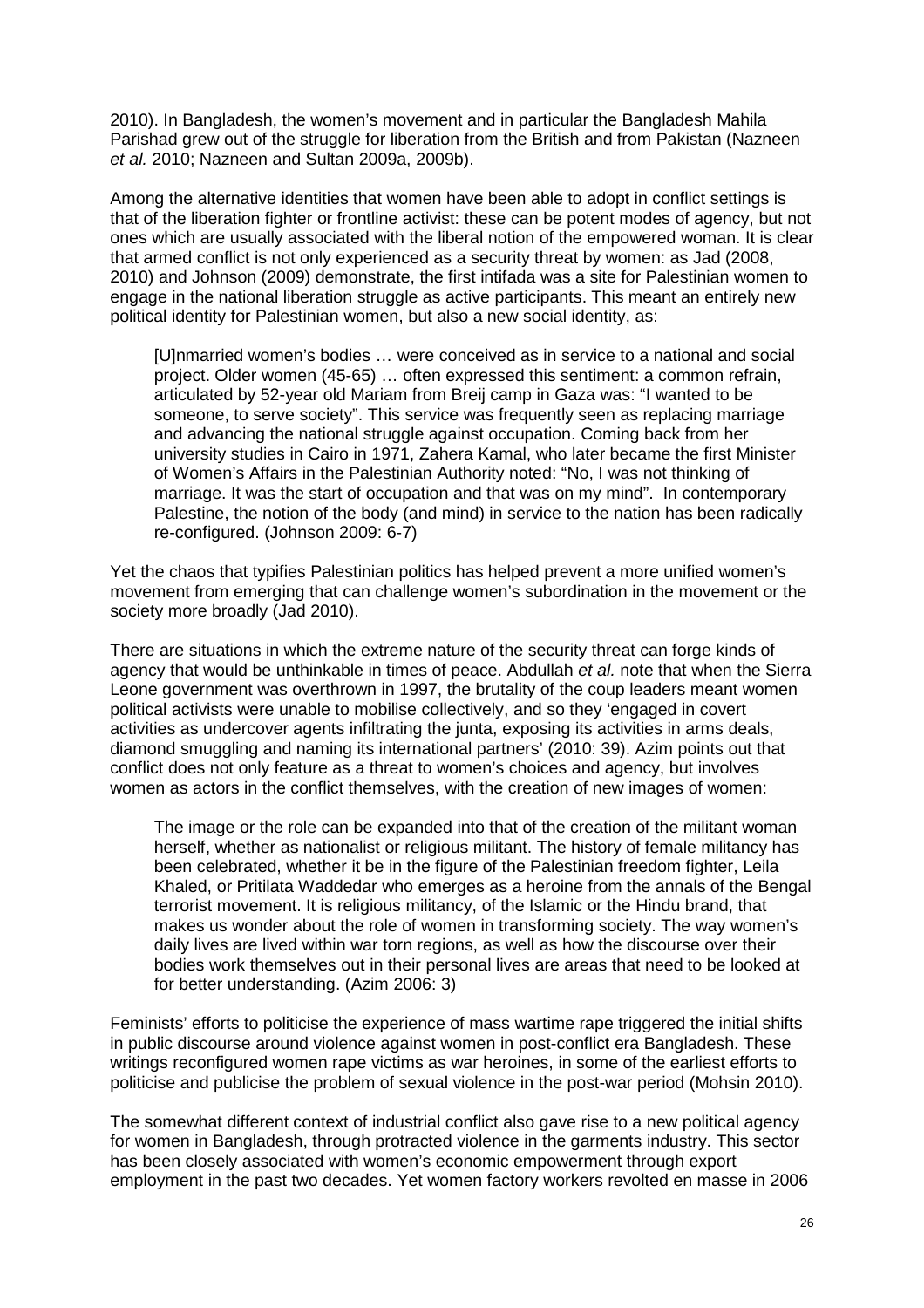2010). In Bangladesh, the women's movement and in particular the Bangladesh Mahila Parishad grew out of the struggle for liberation from the British and from Pakistan (Nazneen *et al.* 2010; Nazneen and Sultan 2009a, 2009b).

Among the alternative identities that women have been able to adopt in conflict settings is that of the liberation fighter or frontline activist: these can be potent modes of agency, but not ones which are usually associated with the liberal notion of the empowered woman. It is clear that armed conflict is not only experienced as a security threat by women: as Jad (2008, 2010) and Johnson (2009) demonstrate, the first intifada was a site for Palestinian women to engage in the national liberation struggle as active participants. This meant an entirely new political identity for Palestinian women, but also a new social identity, as:

> [U]nmarried women's bodies … were conceived as in service to a national and social project. Older women (45-65) … often expressed this sentiment: a common refrain, articulated by 52-year old Mariam from Breij camp in Gaza was: "I wanted to be someone, to serve society". This service was frequently seen as replacing marriage and advancing the national struggle against occupation. Coming back from her university studies in Cairo in 1971, Zahera Kamal, who later became the first Minister of Women's Affairs in the Palestinian Authority noted: "No, I was not thinking of marriage. It was the start of occupation and that was on my mind". In contemporary Palestine, the notion of the body (and mind) in service to the nation has been radically re-configured. (Johnson 2009: 6-7)

Yet the chaos that typifies Palestinian politics has helped prevent a more unified women's movement from emerging that can challenge women's subordination in the movement or the society more broadly (Jad 2010).

There are situations in which the extreme nature of the security threat can forge kinds of agency that would be unthinkable in times of peace. Abdullah *et al.* note that when the Sierra Leone government was overthrown in 1997, the brutality of the coup leaders meant women political activists were unable to mobilise collectively, and so they 'engaged in covert activities as undercover agents infiltrating the junta, exposing its activities in arms deals, diamond smuggling and naming its international partners' (2010: 39). Azim points out that conflict does not only feature as a threat to women's choices and agency, but involves women as actors in the conflict themselves, with the creation of new images of women:

> The image or the role can be expanded into that of the creation of the militant woman herself, whether as nationalist or religious militant. The history of female militancy has been celebrated, whether it be in the figure of the Palestinian freedom fighter, Leila Khaled, or Pritilata Waddedar who emerges as a heroine from the annals of the Bengal terrorist movement. It is religious militancy, of the Islamic or the Hindu brand, that makes us wonder about the role of women in transforming society. The way women's daily lives are lived within war torn regions, as well as how the discourse over their bodies work themselves out in their personal lives are areas that need to be looked at for better understanding. (Azim 2006: 3)

Feminists' efforts to politicise the experience of mass wartime rape triggered the initial shifts in public discourse around violence against women in post-conflict era Bangladesh. These writings reconfigured women rape victims as war heroines, in some of the earliest efforts to politicise and publicise the problem of sexual violence in the post-war period (Mohsin 2010).

The somewhat different context of industrial conflict also gave rise to a new political agency for women in Bangladesh, through protracted violence in the garments industry. This sector has been closely associated with women's economic empowerment through export employment in the past two decades. Yet women factory workers revolted en masse in 2006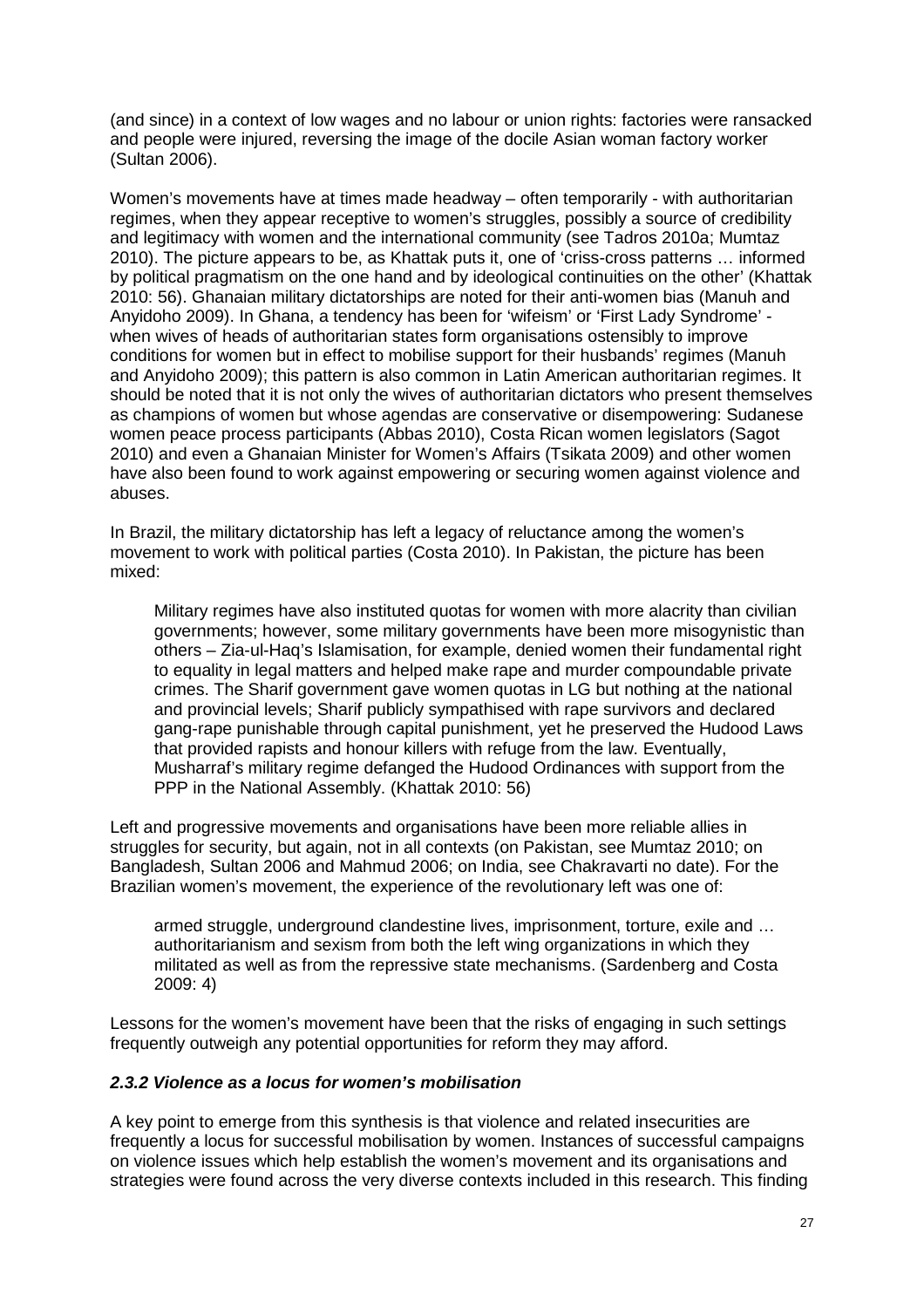(and since) in a context of low wages and no labour or union rights: factories were ransacked and people were injured, reversing the image of the docile Asian woman factory worker (Sultan 2006).

Women's movements have at times made headway – often temporarily - with authoritarian regimes, when they appear receptive to women's struggles, possibly a source of credibility and legitimacy with women and the international community (see Tadros 2010a; Mumtaz 2010). The picture appears to be, as Khattak puts it, one of 'criss-cross patterns … informed by political pragmatism on the one hand and by ideological continuities on the other' (Khattak 2010: 56). Ghanaian military dictatorships are noted for their anti-women bias (Manuh and Anyidoho 2009). In Ghana, a tendency has been for 'wifeism' or 'First Lady Syndrome' - when wives of heads of authoritarian states form organisations ostensibly to improve conditions for women but in effect to mobilise support for their husbands' regimes (Manuh and Anyidoho 2009); this pattern is also common in Latin American authoritarian regimes. It should be noted that it is not only the wives of authoritarian dictators who present themselves as champions of women but whose agendas are conservative or disempowering: Sudanese women peace process participants (Abbas 2010), Costa Rican women legislators (Sagot 2010) and even a Ghanaian Minister for Women's Affairs (Tsikata 2009) and other women have also been found to work against empowering or securing women against violence and abuses.

In Brazil, the military dictatorship has left a legacy of reluctance among the women's movement to work with political parties (Costa 2010). In Pakistan, the picture has been mixed:

> Military regimes have also instituted quotas for women with more alacrity than civilian governments; however, some military governments have been more misogynistic than others – Zia-ul-Haq's Islamisation, for example, denied women their fundamental right to equality in legal matters and helped make rape and murder compoundable private crimes. The Sharif government gave women quotas in LG but nothing at the national and provincial levels; Sharif publicly sympathised with rape survivors and declared gang-rape punishable through capital punishment, yet he preserved the Hudood Laws that provided rapists and honour killers with refuge from the law. Eventually, Musharraf's military regime defanged the Hudood Ordinances with support from the PPP in the National Assembly. (Khattak 2010: 56)

Left and progressive movements and organisations have been more reliable allies in struggles for security, but again, not in all contexts (on Pakistan, see Mumtaz 2010; on Bangladesh, Sultan 2006 and Mahmud 2006; on India, see Chakravarti no date). For the Brazilian women's movement, the experience of the revolutionary left was one of:

> armed struggle, underground clandestine lives, imprisonment, torture, exile and … authoritarianism and sexism from both the left wing organizations in which they militated as well as from the repressive state mechanisms. (Sardenberg and Costa 2009: 4)

Lessons for the women's movement have been that the risks of engaging in such settings frequently outweigh any potential opportunities for reform they may afford.

#### *2.3.2 Violence as a locus for women's mobilisation*

A key point to emerge from this synthesis is that violence and related insecurities are frequently a locus for successful mobilisation by women. Instances of successful campaigns on violence issues which help establish the women's movement and its organisations and strategies were found across the very diverse contexts included in this research. This finding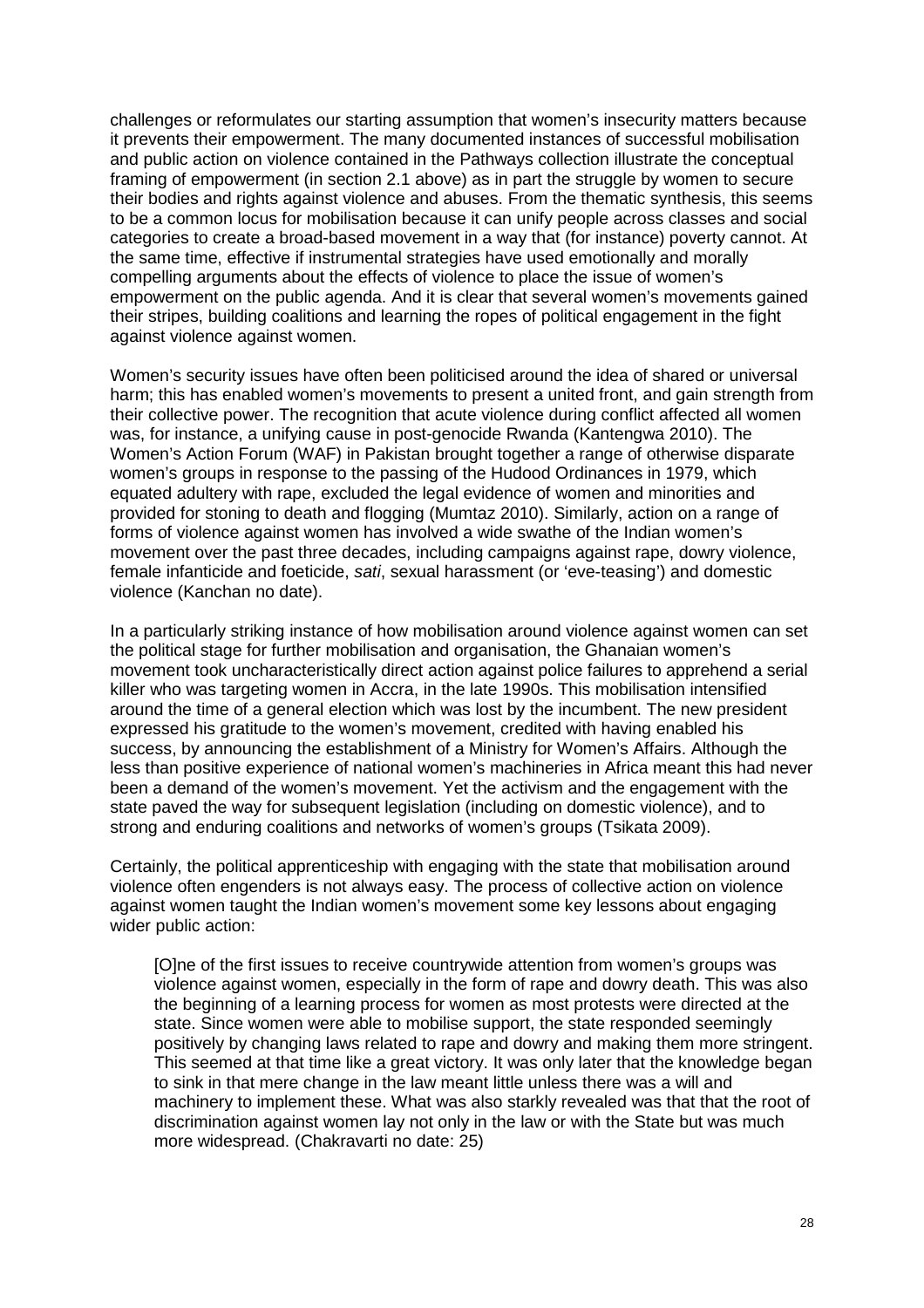challenges or reformulates our starting assumption that women's insecurity matters because it prevents their empowerment. The many documented instances of successful mobilisation and public action on violence contained in the Pathways collection illustrate the conceptual framing of empowerment (in section 2.1 above) as in part the struggle by women to secure their bodies and rights against violence and abuses. From the thematic synthesis, this seems to be a common locus for mobilisation because it can unify people across classes and social categories to create a broad-based movement in a way that (for instance) poverty cannot. At the same time, effective if instrumental strategies have used emotionally and morally compelling arguments about the effects of violence to place the issue of women's empowerment on the public agenda. And it is clear that several women's movements gained their stripes, building coalitions and learning the ropes of political engagement in the fight against violence against women.

Women's security issues have often been politicised around the idea of shared or universal harm; this has enabled women's movements to present a united front, and gain strength from their collective power. The recognition that acute violence during conflict affected all women was, for instance, a unifying cause in post-genocide Rwanda (Kantengwa 2010). The Women's Action Forum (WAF) in Pakistan brought together a range of otherwise disparate women's groups in response to the passing of the Hudood Ordinances in 1979, which equated adultery with rape, excluded the legal evidence of women and minorities and provided for stoning to death and flogging (Mumtaz 2010). Similarly, action on a range of forms of violence against women has involved a wide swathe of the Indian women's movement over the past three decades, including campaigns against rape, dowry violence, female infanticide and foeticide, *sati*, sexual harassment (or 'eve-teasing') and domestic violence (Kanchan no date).

In a particularly striking instance of how mobilisation around violence against women can set the political stage for further mobilisation and organisation, the Ghanaian women's movement took uncharacteristically direct action against police failures to apprehend a serial killer who was targeting women in Accra, in the late 1990s. This mobilisation intensified around the time of a general election which was lost by the incumbent. The new president expressed his gratitude to the women's movement, credited with having enabled his success, by announcing the establishment of a Ministry for Women's Affairs. Although the less than positive experience of national women's machineries in Africa meant this had never been a demand of the women's movement. Yet the activism and the engagement with the state paved the way for subsequent legislation (including on domestic violence), and to strong and enduring coalitions and networks of women's groups (Tsikata 2009).

Certainly, the political apprenticeship with engaging with the state that mobilisation around violence often engenders is not always easy. The process of collective action on violence against women taught the Indian women's movement some key lessons about engaging wider public action:

> [O]ne of the first issues to receive countrywide attention from women's groups was violence against women, especially in the form of rape and dowry death. This was also the beginning of a learning process for women as most protests were directed at the state. Since women were able to mobilise support, the state responded seemingly positively by changing laws related to rape and dowry and making them more stringent. This seemed at that time like a great victory. It was only later that the knowledge began to sink in that mere change in the law meant little unless there was a will and machinery to implement these. What was also starkly revealed was that that the root of discrimination against women lay not only in the law or with the State but was much more widespread. (Chakravarti no date: 25)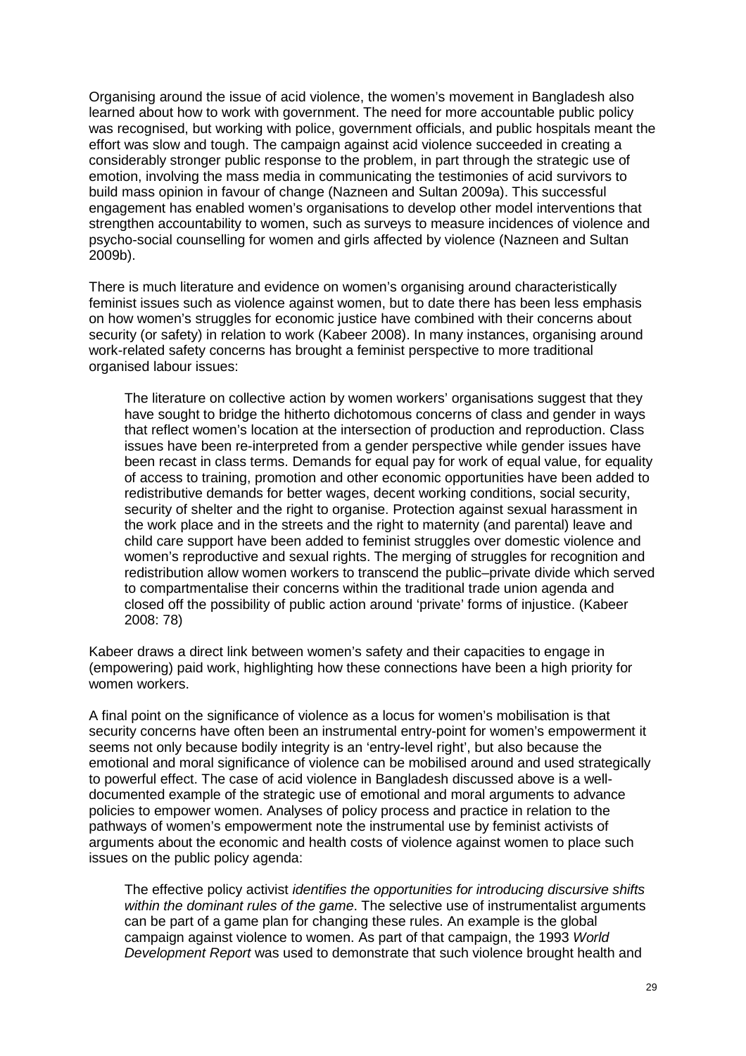Organising around the issue of acid violence, the women's movement in Bangladesh also learned about how to work with government. The need for more accountable public policy was recognised, but working with police, government officials, and public hospitals meant the effort was slow and tough. The campaign against acid violence succeeded in creating a considerably stronger public response to the problem, in part through the strategic use of emotion, involving the mass media in communicating the testimonies of acid survivors to build mass opinion in favour of change (Nazneen and Sultan 2009a). This successful engagement has enabled women's organisations to develop other model interventions that strengthen accountability to women, such as surveys to measure incidences of violence and psycho-social counselling for women and girls affected by violence (Nazneen and Sultan 2009b).

There is much literature and evidence on women's organising around characteristically feminist issues such as violence against women, but to date there has been less emphasis on how women's struggles for economic justice have combined with their concerns about security (or safety) in relation to work (Kabeer 2008). In many instances, organising around work-related safety concerns has brought a feminist perspective to more traditional organised labour issues:

> The literature on collective action by women workers' organisations suggest that they have sought to bridge the hitherto dichotomous concerns of class and gender in ways that reflect women's location at the intersection of production and reproduction. Class issues have been re-interpreted from a gender perspective while gender issues have been recast in class terms. Demands for equal pay for work of equal value, for equality of access to training, promotion and other economic opportunities have been added to redistributive demands for better wages, decent working conditions, social security, security of shelter and the right to organise. Protection against sexual harassment in the work place and in the streets and the right to maternity (and parental) leave and child care support have been added to feminist struggles over domestic violence and women's reproductive and sexual rights. The merging of struggles for recognition and redistribution allow women workers to transcend the public–private divide which served to compartmentalise their concerns within the traditional trade union agenda and closed off the possibility of public action around 'private' forms of injustice. (Kabeer 2008: 78)

Kabeer draws a direct link between women's safety and their capacities to engage in (empowering) paid work, highlighting how these connections have been a high priority for women workers.

A final point on the significance of violence as a locus for women's mobilisation is that security concerns have often been an instrumental entry-point for women's empowerment it seems not only because bodily integrity is an 'entry-level right', but also because the emotional and moral significance of violence can be mobilised around and used strategically to powerful effect. The case of acid violence in Bangladesh discussed above is a well-documented example of the strategic use of emotional and moral arguments to advance policies to empower women. Analyses of policy process and practice in relation to the pathways of women's empowerment note the instrumental use by feminist activists of arguments about the economic and health costs of violence against women to place such issues on the public policy agenda:

> The effective policy activist *identifies the opportunities for introducing discursive shifts within the dominant rules of the game*. The selective use of instrumentalist arguments can be part of a game plan for changing these rules. An example is the global campaign against violence to women. As part of that campaign, the 1993 *World Development Report* was used to demonstrate that such violence brought health and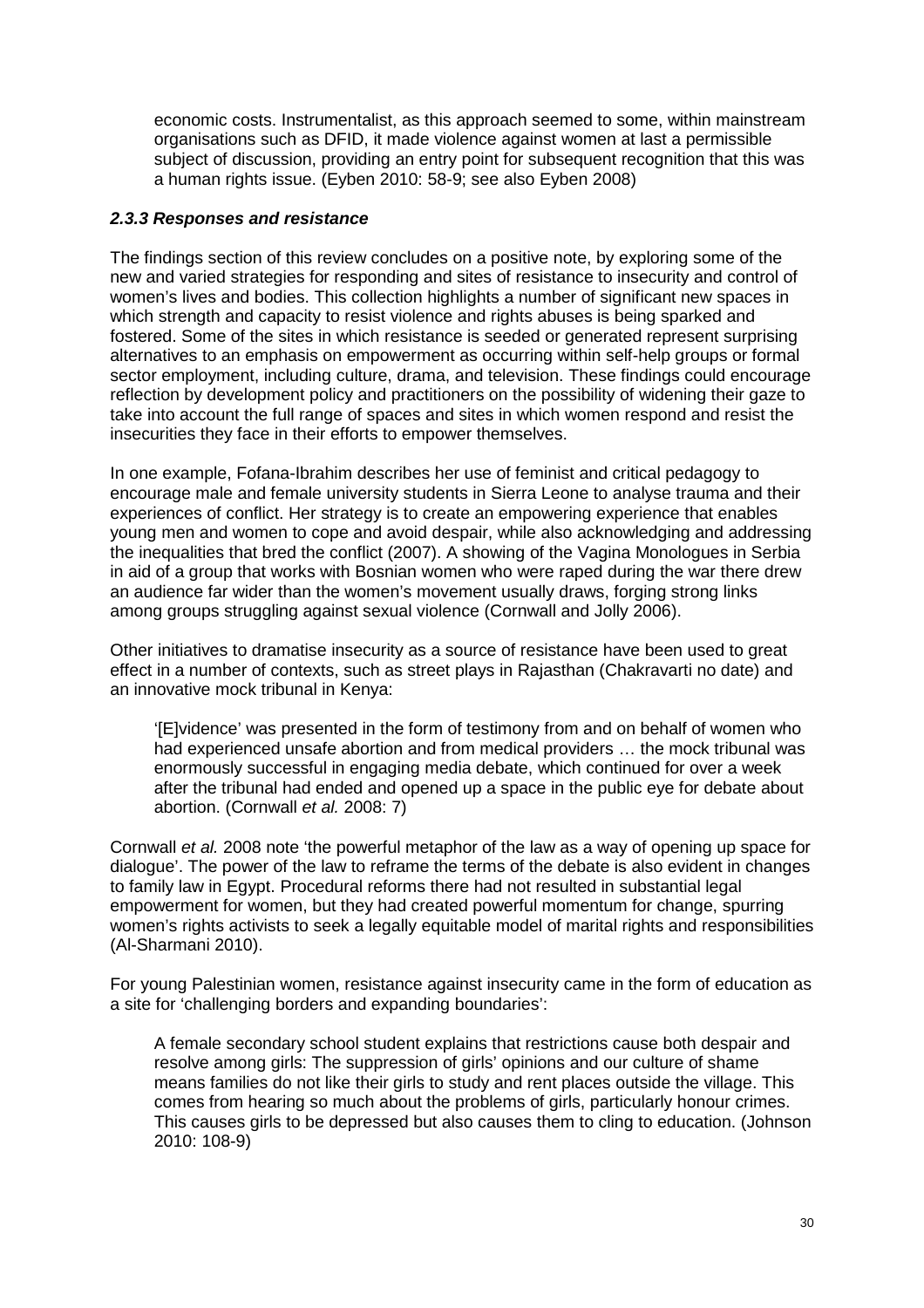> economic costs. Instrumentalist, as this approach seemed to some, within mainstream organisations such as DFID, it made violence against women at last a permissible subject of discussion, providing an entry point for subsequent recognition that this was a human rights issue. (Eyben 2010: 58-9; see also Eyben 2008)

#### *2.3.3 Responses and resistance*

The findings section of this review concludes on a positive note, by exploring some of the new and varied strategies for responding and sites of resistance to insecurity and control of women's lives and bodies. This collection highlights a number of significant new spaces in which strength and capacity to resist violence and rights abuses is being sparked and fostered. Some of the sites in which resistance is seeded or generated represent surprising alternatives to an emphasis on empowerment as occurring within self-help groups or formal sector employment, including culture, drama, and television. These findings could encourage reflection by development policy and practitioners on the possibility of widening their gaze to take into account the full range of spaces and sites in which women respond and resist the insecurities they face in their efforts to empower themselves.

In one example, Fofana-Ibrahim describes her use of feminist and critical pedagogy to encourage male and female university students in Sierra Leone to analyse trauma and their experiences of conflict. Her strategy is to create an empowering experience that enables young men and women to cope and avoid despair, while also acknowledging and addressing the inequalities that bred the conflict (2007). A showing of the Vagina Monologues in Serbia in aid of a group that works with Bosnian women who were raped during the war there drew an audience far wider than the women's movement usually draws, forging strong links among groups struggling against sexual violence (Cornwall and Jolly 2006).

Other initiatives to dramatise insecurity as a source of resistance have been used to great effect in a number of contexts, such as street plays in Rajasthan (Chakravarti no date) and an innovative mock tribunal in Kenya:

> '[E]vidence' was presented in the form of testimony from and on behalf of women who had experienced unsafe abortion and from medical providers … the mock tribunal was enormously successful in engaging media debate, which continued for over a week after the tribunal had ended and opened up a space in the public eye for debate about abortion. (Cornwall *et al.* 2008: 7)

Cornwall *et al.* 2008 note 'the powerful metaphor of the law as a way of opening up space for dialogue'. The power of the law to reframe the terms of the debate is also evident in changes to family law in Egypt. Procedural reforms there had not resulted in substantial legal empowerment for women, but they had created powerful momentum for change, spurring women's rights activists to seek a legally equitable model of marital rights and responsibilities (Al-Sharmani 2010).

For young Palestinian women, resistance against insecurity came in the form of education as a site for 'challenging borders and expanding boundaries':

> A female secondary school student explains that restrictions cause both despair and resolve among girls: The suppression of girls' opinions and our culture of shame means families do not like their girls to study and rent places outside the village. This comes from hearing so much about the problems of girls, particularly honour crimes. This causes girls to be depressed but also causes them to cling to education. (Johnson 2010: 108-9)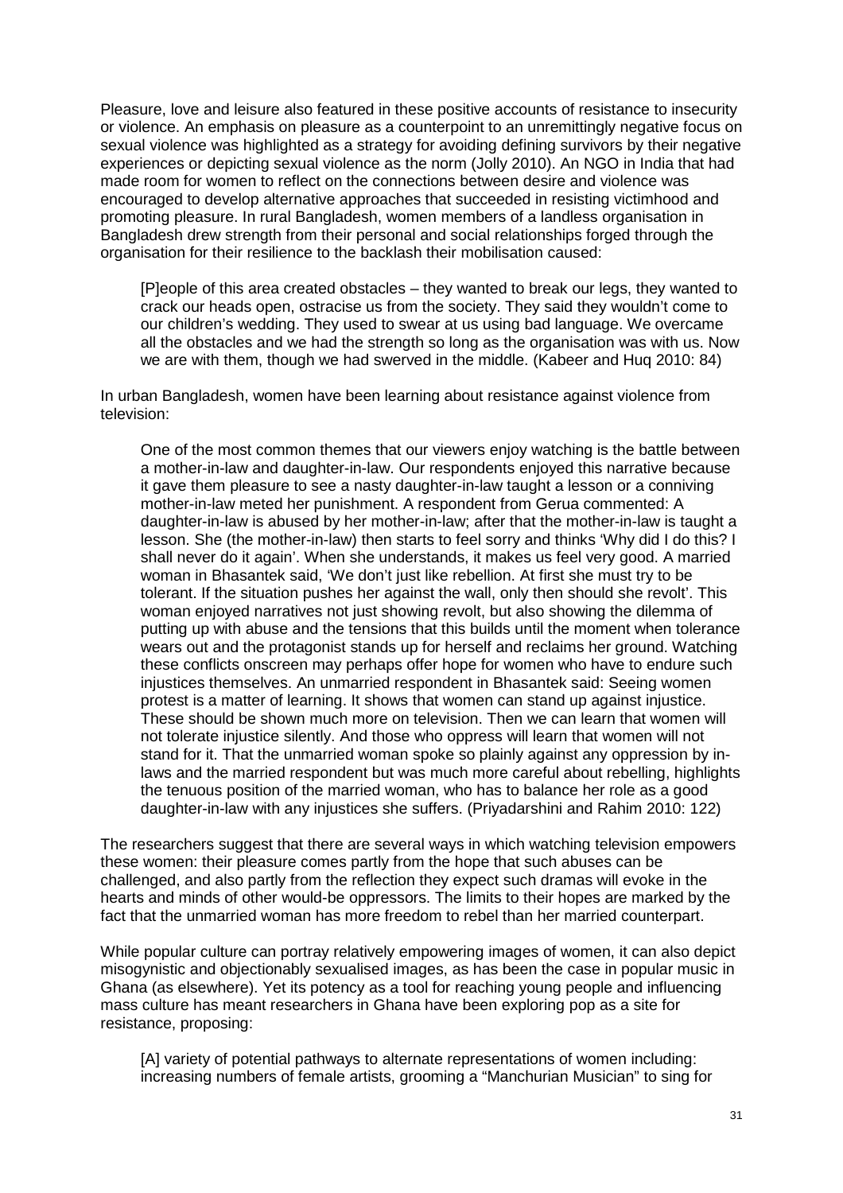Pleasure, love and leisure also featured in these positive accounts of resistance to insecurity or violence. An emphasis on pleasure as a counterpoint to an unremittingly negative focus on sexual violence was highlighted as a strategy for avoiding defining survivors by their negative experiences or depicting sexual violence as the norm (Jolly 2010). An NGO in India that had made room for women to reflect on the connections between desire and violence was encouraged to develop alternative approaches that succeeded in resisting victimhood and promoting pleasure. In rural Bangladesh, women members of a landless organisation in Bangladesh drew strength from their personal and social relationships forged through the organisation for their resilience to the backlash their mobilisation caused:

> [P]eople of this area created obstacles – they wanted to break our legs, they wanted to crack our heads open, ostracise us from the society. They said they wouldn't come to our children's wedding. They used to swear at us using bad language. We overcame all the obstacles and we had the strength so long as the organisation was with us. Now we are with them, though we had swerved in the middle. (Kabeer and Huq 2010: 84)

In urban Bangladesh, women have been learning about resistance against violence from television:

> One of the most common themes that our viewers enjoy watching is the battle between a mother-in-law and daughter-in-law. Our respondents enjoyed this narrative because it gave them pleasure to see a nasty daughter-in-law taught a lesson or a conniving mother-in-law meted her punishment. A respondent from Gerua commented: A daughter-in-law is abused by her mother-in-law; after that the mother-in-law is taught a lesson. She (the mother-in-law) then starts to feel sorry and thinks 'Why did I do this? I shall never do it again'. When she understands, it makes us feel very good. A married woman in Bhasantek said, 'We don't just like rebellion. At first she must try to be tolerant. If the situation pushes her against the wall, only then should she revolt'. This woman enjoyed narratives not just showing revolt, but also showing the dilemma of putting up with abuse and the tensions that this builds until the moment when tolerance wears out and the protagonist stands up for herself and reclaims her ground. Watching these conflicts onscreen may perhaps offer hope for women who have to endure such injustices themselves. An unmarried respondent in Bhasantek said: Seeing women protest is a matter of learning. It shows that women can stand up against injustice. These should be shown much more on television. Then we can learn that women will not tolerate injustice silently. And those who oppress will learn that women will not stand for it. That the unmarried woman spoke so plainly against any oppression by in-laws and the married respondent but was much more careful about rebelling, highlights the tenuous position of the married woman, who has to balance her role as a good daughter-in-law with any injustices she suffers. (Priyadarshini and Rahim 2010: 122)

The researchers suggest that there are several ways in which watching television empowers these women: their pleasure comes partly from the hope that such abuses can be challenged, and also partly from the reflection they expect such dramas will evoke in the hearts and minds of other would-be oppressors. The limits to their hopes are marked by the fact that the unmarried woman has more freedom to rebel than her married counterpart.

While popular culture can portray relatively empowering images of women, it can also depict misogynistic and objectionably sexualised images, as has been the case in popular music in Ghana (as elsewhere). Yet its potency as a tool for reaching young people and influencing mass culture has meant researchers in Ghana have been exploring pop as a site for resistance, proposing:

> [A] variety of potential pathways to alternate representations of women including: increasing numbers of female artists, grooming a "Manchurian Musician" to sing for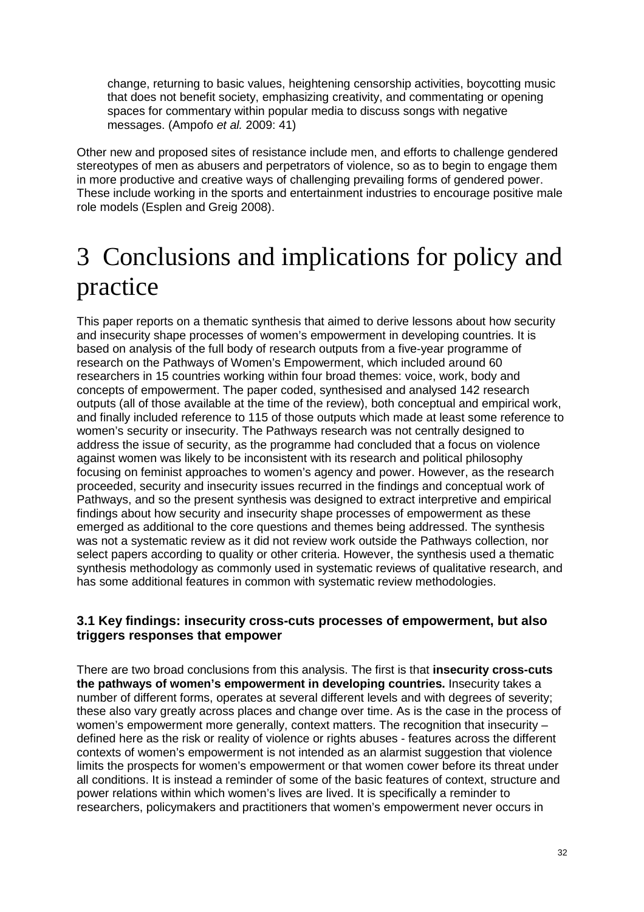> change, returning to basic values, heightening censorship activities, boycotting music that does not benefit society, emphasizing creativity, and commentating or opening spaces for commentary within popular media to discuss songs with negative messages. (Ampofo *et al.* 2009: 41)

Other new and proposed sites of resistance include men, and efforts to challenge gendered stereotypes of men as abusers and perpetrators of violence, so as to begin to engage them in more productive and creative ways of challenging prevailing forms of gendered power. These include working in the sports and entertainment industries to encourage positive male role models (Esplen and Greig 2008).

# 3 Conclusions and implications for policy and practice

This paper reports on a thematic synthesis that aimed to derive lessons about how security and insecurity shape processes of women's empowerment in developing countries. It is based on analysis of the full body of research outputs from a five-year programme of research on the Pathways of Women's Empowerment, which included around 60 researchers in 15 countries working within four broad themes: voice, work, body and concepts of empowerment. The paper coded, synthesised and analysed 142 research outputs (all of those available at the time of the review), both conceptual and empirical work, and finally included reference to 115 of those outputs which made at least some reference to women's security or insecurity. The Pathways research was not centrally designed to address the issue of security, as the programme had concluded that a focus on violence against women was likely to be inconsistent with its research and political philosophy focusing on feminist approaches to women's agency and power. However, as the research proceeded, security and insecurity issues recurred in the findings and conceptual work of Pathways, and so the present synthesis was designed to extract interpretive and empirical findings about how security and insecurity shape processes of empowerment as these emerged as additional to the core questions and themes being addressed. The synthesis was not a systematic review as it did not review work outside the Pathways collection, nor select papers according to quality or other criteria. However, the synthesis used a thematic synthesis methodology as commonly used in systematic reviews of qualitative research, and has some additional features in common with systematic review methodologies.

### 3.1 Key findings: insecurity cross-cuts processes of empowerment, but also triggers responses that empower

There are two broad conclusions from this analysis. The first is that **insecurity cross-cuts the pathways of women's empowerment in developing countries.** Insecurity takes a number of different forms, operates at several different levels and with degrees of severity; these also vary greatly across places and change over time. As is the case in the process of women's empowerment more generally, context matters. The recognition that insecurity – defined here as the risk or reality of violence or rights abuses - features across the different contexts of women's empowerment is not intended as an alarmist suggestion that violence limits the prospects for women's empowerment or that women cower before its threat under all conditions. It is instead a reminder of some of the basic features of context, structure and power relations within which women's lives are lived. It is specifically a reminder to researchers, policymakers and practitioners that women's empowerment never occurs in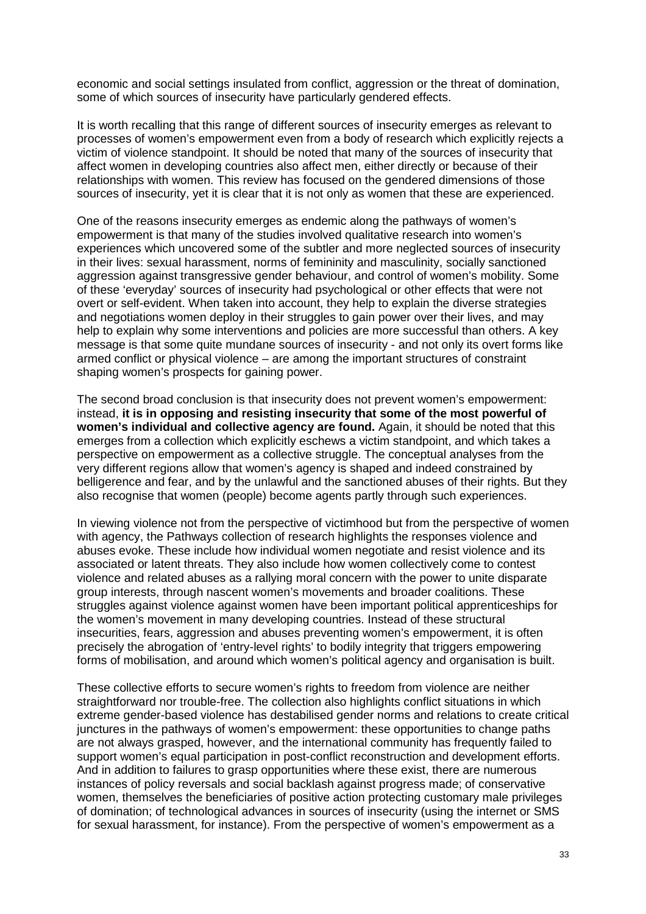economic and social settings insulated from conflict, aggression or the threat of domination, some of which sources of insecurity have particularly gendered effects.

It is worth recalling that this range of different sources of insecurity emerges as relevant to processes of women's empowerment even from a body of research which explicitly rejects a victim of violence standpoint. It should be noted that many of the sources of insecurity that affect women in developing countries also affect men, either directly or because of their relationships with women. This review has focused on the gendered dimensions of those sources of insecurity, yet it is clear that it is not only as women that these are experienced.

One of the reasons insecurity emerges as endemic along the pathways of women's empowerment is that many of the studies involved qualitative research into women's experiences which uncovered some of the subtler and more neglected sources of insecurity in their lives: sexual harassment, norms of femininity and masculinity, socially sanctioned aggression against transgressive gender behaviour, and control of women's mobility. Some of these 'everyday' sources of insecurity had psychological or other effects that were not overt or self-evident. When taken into account, they help to explain the diverse strategies and negotiations women deploy in their struggles to gain power over their lives, and may help to explain why some interventions and policies are more successful than others. A key message is that some quite mundane sources of insecurity - and not only its overt forms like armed conflict or physical violence – are among the important structures of constraint shaping women's prospects for gaining power.

The second broad conclusion is that insecurity does not prevent women's empowerment: instead, **it is in opposing and resisting insecurity that some of the most powerful of women's individual and collective agency are found.** Again, it should be noted that this emerges from a collection which explicitly eschews a victim standpoint, and which takes a perspective on empowerment as a collective struggle. The conceptual analyses from the very different regions allow that women's agency is shaped and indeed constrained by belligerence and fear, and by the unlawful and the sanctioned abuses of their rights. But they also recognise that women (people) become agents partly through such experiences.

In viewing violence not from the perspective of victimhood but from the perspective of women with agency, the Pathways collection of research highlights the responses violence and abuses evoke. These include how individual women negotiate and resist violence and its associated or latent threats. They also include how women collectively come to contest violence and related abuses as a rallying moral concern with the power to unite disparate group interests, through nascent women's movements and broader coalitions. These struggles against violence against women have been important political apprenticeships for the women's movement in many developing countries. Instead of these structural insecurities, fears, aggression and abuses preventing women's empowerment, it is often precisely the abrogation of 'entry-level rights' to bodily integrity that triggers empowering forms of mobilisation, and around which women's political agency and organisation is built.

These collective efforts to secure women's rights to freedom from violence are neither straightforward nor trouble-free. The collection also highlights conflict situations in which extreme gender-based violence has destabilised gender norms and relations to create critical junctures in the pathways of women's empowerment: these opportunities to change paths are not always grasped, however, and the international community has frequently failed to support women's equal participation in post-conflict reconstruction and development efforts. And in addition to failures to grasp opportunities where these exist, there are numerous instances of policy reversals and social backlash against progress made; of conservative women, themselves the beneficiaries of positive action protecting customary male privileges of domination; of technological advances in sources of insecurity (using the internet or SMS for sexual harassment, for instance). From the perspective of women's empowerment as a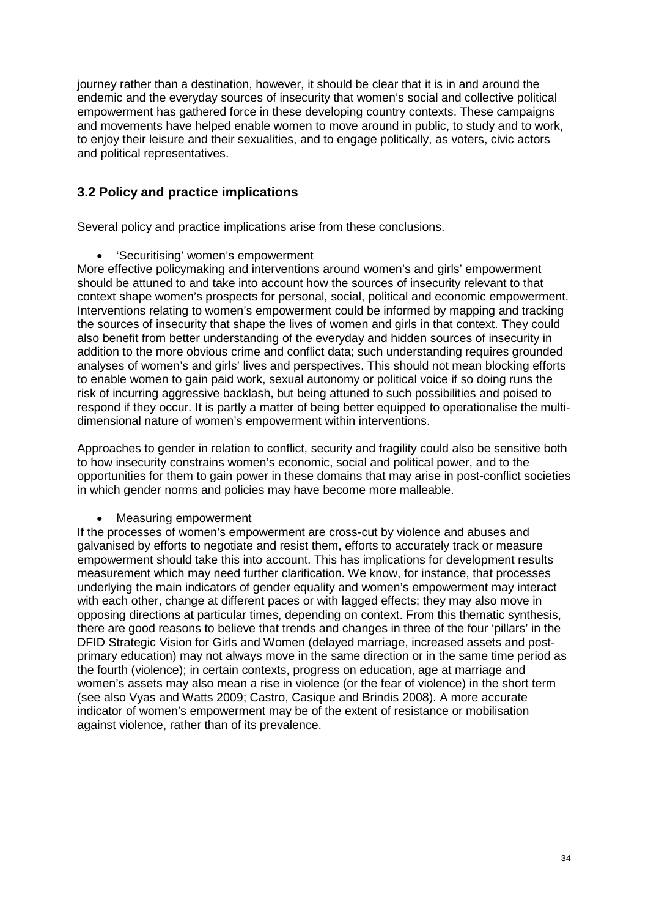journey rather than a destination, however, it should be clear that it is in and around the endemic and the everyday sources of insecurity that women's social and collective political empowerment has gathered force in these developing country contexts. These campaigns and movements have helped enable women to move around in public, to study and to work, to enjoy their leisure and their sexualities, and to engage politically, as voters, civic actors and political representatives.

## 3.2 Policy and practice implications

Several policy and practice implications arise from these conclusions.

- 'Securitising' women's empowerment

More effective policymaking and interventions around women's and girls' empowerment should be attuned to and take into account how the sources of insecurity relevant to that context shape women's prospects for personal, social, political and economic empowerment. Interventions relating to women's empowerment could be informed by mapping and tracking the sources of insecurity that shape the lives of women and girls in that context. They could also benefit from better understanding of the everyday and hidden sources of insecurity in addition to the more obvious crime and conflict data; such understanding requires grounded analyses of women's and girls' lives and perspectives. This should not mean blocking efforts to enable women to gain paid work, sexual autonomy or political voice if so doing runs the risk of incurring aggressive backlash, but being attuned to such possibilities and poised to respond if they occur. It is partly a matter of being better equipped to operationalise the multi-dimensional nature of women's empowerment within interventions.

Approaches to gender in relation to conflict, security and fragility could also be sensitive both to how insecurity constrains women's economic, social and political power, and to the opportunities for them to gain power in these domains that may arise in post-conflict societies in which gender norms and policies may have become more malleable.

- Measuring empowerment

If the processes of women's empowerment are cross-cut by violence and abuses and galvanised by efforts to negotiate and resist them, efforts to accurately track or measure empowerment should take this into account. This has implications for development results measurement which may need further clarification. We know, for instance, that processes underlying the main indicators of gender equality and women's empowerment may interact with each other, change at different paces or with lagged effects; they may also move in opposing directions at particular times, depending on context. From this thematic synthesis, there are good reasons to believe that trends and changes in three of the four 'pillars' in the DFID Strategic Vision for Girls and Women (delayed marriage, increased assets and post-primary education) may not always move in the same direction or in the same time period as the fourth (violence); in certain contexts, progress on education, age at marriage and women's assets may also mean a rise in violence (or the fear of violence) in the short term (see also Vyas and Watts 2009; Castro, Casique and Brindis 2008). A more accurate indicator of women's empowerment may be of the extent of resistance or mobilisation against violence, rather than of its prevalence.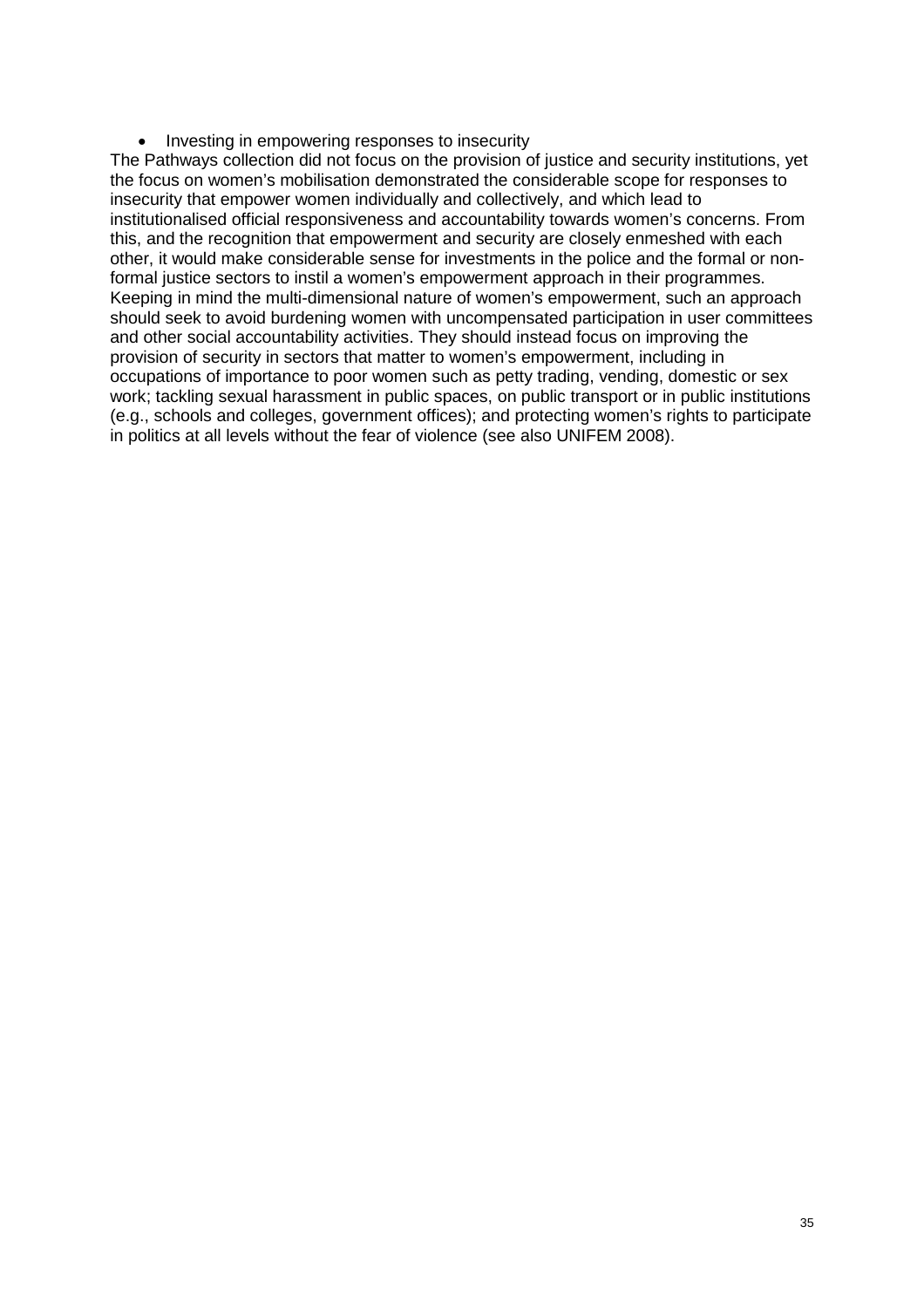- Investing in empowering responses to insecurity

The Pathways collection did not focus on the provision of justice and security institutions, yet the focus on women's mobilisation demonstrated the considerable scope for responses to insecurity that empower women individually and collectively, and which lead to institutionalised official responsiveness and accountability towards women's concerns. From this, and the recognition that empowerment and security are closely enmeshed with each other, it would make considerable sense for investments in the police and the formal or non-formal justice sectors to instil a women's empowerment approach in their programmes. Keeping in mind the multi-dimensional nature of women's empowerment, such an approach should seek to avoid burdening women with uncompensated participation in user committees and other social accountability activities. They should instead focus on improving the provision of security in sectors that matter to women's empowerment, including in occupations of importance to poor women such as petty trading, vending, domestic or sex work; tackling sexual harassment in public spaces, on public transport or in public institutions (e.g., schools and colleges, government offices); and protecting women's rights to participate in politics at all levels without the fear of violence (see also UNIFEM 2008).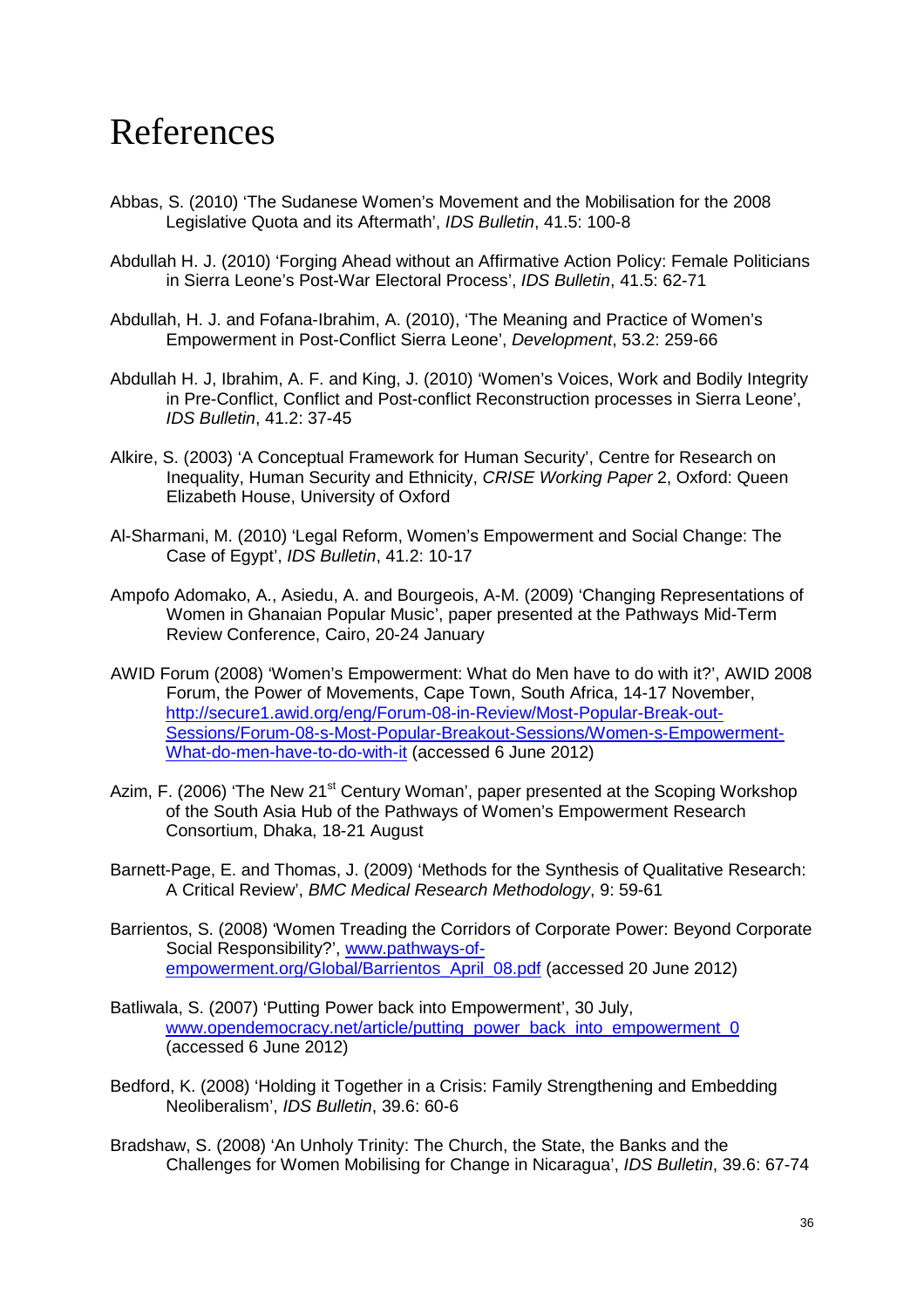# References

Abbas, S. (2010) 'The Sudanese Women's Movement and the Mobilisation for the 2008 Legislative Quota and its Aftermath', *IDS Bulletin*, 41.5: 100-8

Abdullah H. J. (2010) 'Forging Ahead without an Affirmative Action Policy: Female Politicians in Sierra Leone's Post-War Electoral Process', *IDS Bulletin*, 41.5: 62-71

Abdullah, H. J. and Fofana-Ibrahim, A. (2010), 'The Meaning and Practice of Women's Empowerment in Post-Conflict Sierra Leone', *Development*, 53.2: 259-66

Abdullah H. J, Ibrahim, A. F. and King, J. (2010) 'Women's Voices, Work and Bodily Integrity in Pre-Conflict, Conflict and Post-conflict Reconstruction processes in Sierra Leone', *IDS Bulletin*, 41.2: 37-45

Alkire, S. (2003) 'A Conceptual Framework for Human Security', Centre for Research on Inequality, Human Security and Ethnicity, *CRISE Working Paper* 2, Oxford: Queen Elizabeth House, University of Oxford

Al-Sharmani, M. (2010) 'Legal Reform, Women's Empowerment and Social Change: The Case of Egypt', *IDS Bulletin*, 41.2: 10-17

Ampofo Adomako, A., Asiedu, A. and Bourgeois, A-M. (2009) 'Changing Representations of Women in Ghanaian Popular Music', paper presented at the Pathways Mid-Term Review Conference, Cairo, 20-24 January

AWID Forum (2008) 'Women's Empowerment: What do Men have to do with it?', AWID 2008 Forum, the Power of Movements, Cape Town, South Africa, 14-17 November, http://secure1.awid.org/eng/Forum-08-in-Review/Most-Popular-Break-out-Sessions/Forum-08-s-Most-Popular-Breakout-Sessions/Women-s-Empowerment-What-do-men-have-to-do-with-it (accessed 6 June 2012)

Azim, F. (2006) 'The New 21st Century Woman', paper presented at the Scoping Workshop of the South Asia Hub of the Pathways of Women's Empowerment Research Consortium, Dhaka, 18-21 August

Barnett-Page, E. and Thomas, J. (2009) 'Methods for the Synthesis of Qualitative Research: A Critical Review', *BMC Medical Research Methodology*, 9: 59-61

Barrientos, S. (2008) 'Women Treading the Corridors of Corporate Power: Beyond Corporate Social Responsibility?', www.pathways-of-empowerment.org/Global/Barrientos_April_08.pdf (accessed 20 June 2012)

Batliwala, S. (2007) 'Putting Power back into Empowerment', 30 July, www.opendemocracy.net/article/putting_power_back_into_empowerment_0 (accessed 6 June 2012)

Bedford, K. (2008) 'Holding it Together in a Crisis: Family Strengthening and Embedding Neoliberalism', *IDS Bulletin*, 39.6: 60-6

Bradshaw, S. (2008) 'An Unholy Trinity: The Church, the State, the Banks and the Challenges for Women Mobilising for Change in Nicaragua', *IDS Bulletin*, 39.6: 67-74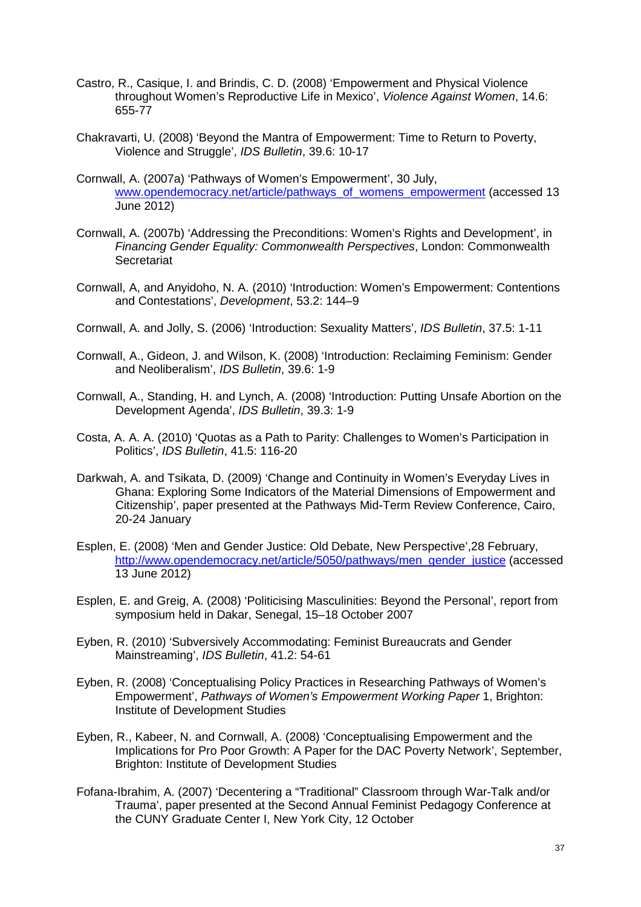Castro, R., Casique, I. and Brindis, C. D. (2008) 'Empowerment and Physical Violence throughout Women's Reproductive Life in Mexico', *Violence Against Women*, 14.6: 655-77

Chakravarti, U. (2008) 'Beyond the Mantra of Empowerment: Time to Return to Poverty, Violence and Struggle', *IDS Bulletin*, 39.6: 10-17

Cornwall, A. (2007a) 'Pathways of Women's Empowerment', 30 July, [www.opendemocracy.net/article/pathways_of_womens_empowerment](www.opendemocracy.net/article/pathways_of_womens_empowerment) (accessed 13 June 2012)

Cornwall, A. (2007b) 'Addressing the Preconditions: Women's Rights and Development', in *Financing Gender Equality: Commonwealth Perspectives*, London: Commonwealth Secretariat

Cornwall, A, and Anyidoho, N. A. (2010) 'Introduction: Women's Empowerment: Contentions and Contestations', *Development*, 53.2: 144–9

Cornwall, A. and Jolly, S. (2006) 'Introduction: Sexuality Matters', *IDS Bulletin*, 37.5: 1-11

Cornwall, A., Gideon, J. and Wilson, K. (2008) 'Introduction: Reclaiming Feminism: Gender and Neoliberalism', *IDS Bulletin*, 39.6: 1-9

Cornwall, A., Standing, H. and Lynch, A. (2008) 'Introduction: Putting Unsafe Abortion on the Development Agenda', *IDS Bulletin*, 39.3: 1-9

Costa, A. A. A. (2010) 'Quotas as a Path to Parity: Challenges to Women's Participation in Politics', *IDS Bulletin*, 41.5: 116-20

Darkwah, A. and Tsikata, D. (2009) 'Change and Continuity in Women's Everyday Lives in Ghana: Exploring Some Indicators of the Material Dimensions of Empowerment and Citizenship', paper presented at the Pathways Mid-Term Review Conference, Cairo, 20-24 January

Esplen, E. (2008) 'Men and Gender Justice: Old Debate, New Perspective',28 February, [http://www.opendemocracy.net/article/5050/pathways/men_gender_justice](http://www.opendemocracy.net/article/5050/pathways/men_gender_justice) (accessed 13 June 2012)

Esplen, E. and Greig, A. (2008) 'Politicising Masculinities: Beyond the Personal', report from symposium held in Dakar, Senegal, 15–18 October 2007

Eyben, R. (2010) 'Subversively Accommodating: Feminist Bureaucrats and Gender Mainstreaming', *IDS Bulletin*, 41.2: 54-61

Eyben, R. (2008) 'Conceptualising Policy Practices in Researching Pathways of Women's Empowerment', *Pathways of Women's Empowerment Working Paper* 1, Brighton: Institute of Development Studies

Eyben, R., Kabeer, N. and Cornwall, A. (2008) 'Conceptualising Empowerment and the Implications for Pro Poor Growth: A Paper for the DAC Poverty Network', September, Brighton: Institute of Development Studies

Fofana-Ibrahim, A. (2007) 'Decentering a "Traditional" Classroom through War-Talk and/or Trauma', paper presented at the Second Annual Feminist Pedagogy Conference at the CUNY Graduate Center I, New York City, 12 October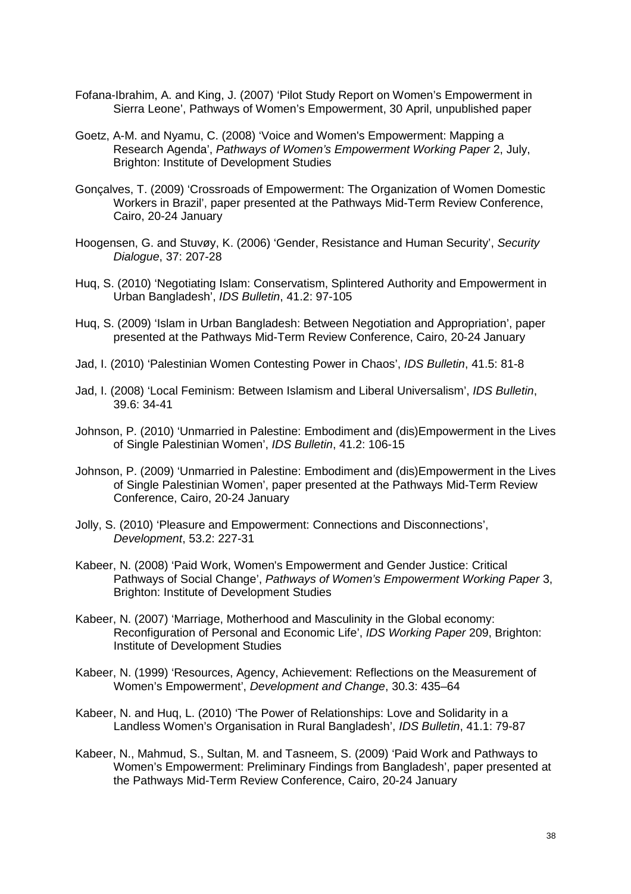Fofana-Ibrahim, A. and King, J. (2007) 'Pilot Study Report on Women's Empowerment in Sierra Leone', Pathways of Women's Empowerment, 30 April, unpublished paper

Goetz, A-M. and Nyamu, C. (2008) 'Voice and Women's Empowerment: Mapping a Research Agenda', *Pathways of Women's Empowerment Working Paper* 2, July, Brighton: Institute of Development Studies

Gonçalves, T. (2009) 'Crossroads of Empowerment: The Organization of Women Domestic Workers in Brazil', paper presented at the Pathways Mid-Term Review Conference, Cairo, 20-24 January

Hoogensen, G. and Stuvøy, K. (2006) 'Gender, Resistance and Human Security', *Security Dialogue*, 37: 207-28

Huq, S. (2010) 'Negotiating Islam: Conservatism, Splintered Authority and Empowerment in Urban Bangladesh', *IDS Bulletin*, 41.2: 97-105

Huq, S. (2009) 'Islam in Urban Bangladesh: Between Negotiation and Appropriation', paper presented at the Pathways Mid-Term Review Conference, Cairo, 20-24 January

Jad, I. (2010) 'Palestinian Women Contesting Power in Chaos', *IDS Bulletin*, 41.5: 81-8

Jad, I. (2008) 'Local Feminism: Between Islamism and Liberal Universalism', *IDS Bulletin*, 39.6: 34-41

Johnson, P. (2010) 'Unmarried in Palestine: Embodiment and (dis)Empowerment in the Lives of Single Palestinian Women', *IDS Bulletin*, 41.2: 106-15

Johnson, P. (2009) 'Unmarried in Palestine: Embodiment and (dis)Empowerment in the Lives of Single Palestinian Women', paper presented at the Pathways Mid-Term Review Conference, Cairo, 20-24 January

Jolly, S. (2010) 'Pleasure and Empowerment: Connections and Disconnections', *Development*, 53.2: 227-31

Kabeer, N. (2008) 'Paid Work, Women's Empowerment and Gender Justice: Critical Pathways of Social Change', *Pathways of Women's Empowerment Working Paper* 3, Brighton: Institute of Development Studies

Kabeer, N. (2007) 'Marriage, Motherhood and Masculinity in the Global economy: Reconfiguration of Personal and Economic Life', *IDS Working Paper* 209, Brighton: Institute of Development Studies

Kabeer, N. (1999) 'Resources, Agency, Achievement: Reflections on the Measurement of Women's Empowerment', *Development and Change*, 30.3: 435–64

Kabeer, N. and Huq, L. (2010) 'The Power of Relationships: Love and Solidarity in a Landless Women's Organisation in Rural Bangladesh', *IDS Bulletin*, 41.1: 79-87

Kabeer, N., Mahmud, S., Sultan, M. and Tasneem, S. (2009) 'Paid Work and Pathways to Women's Empowerment: Preliminary Findings from Bangladesh', paper presented at the Pathways Mid-Term Review Conference, Cairo, 20-24 January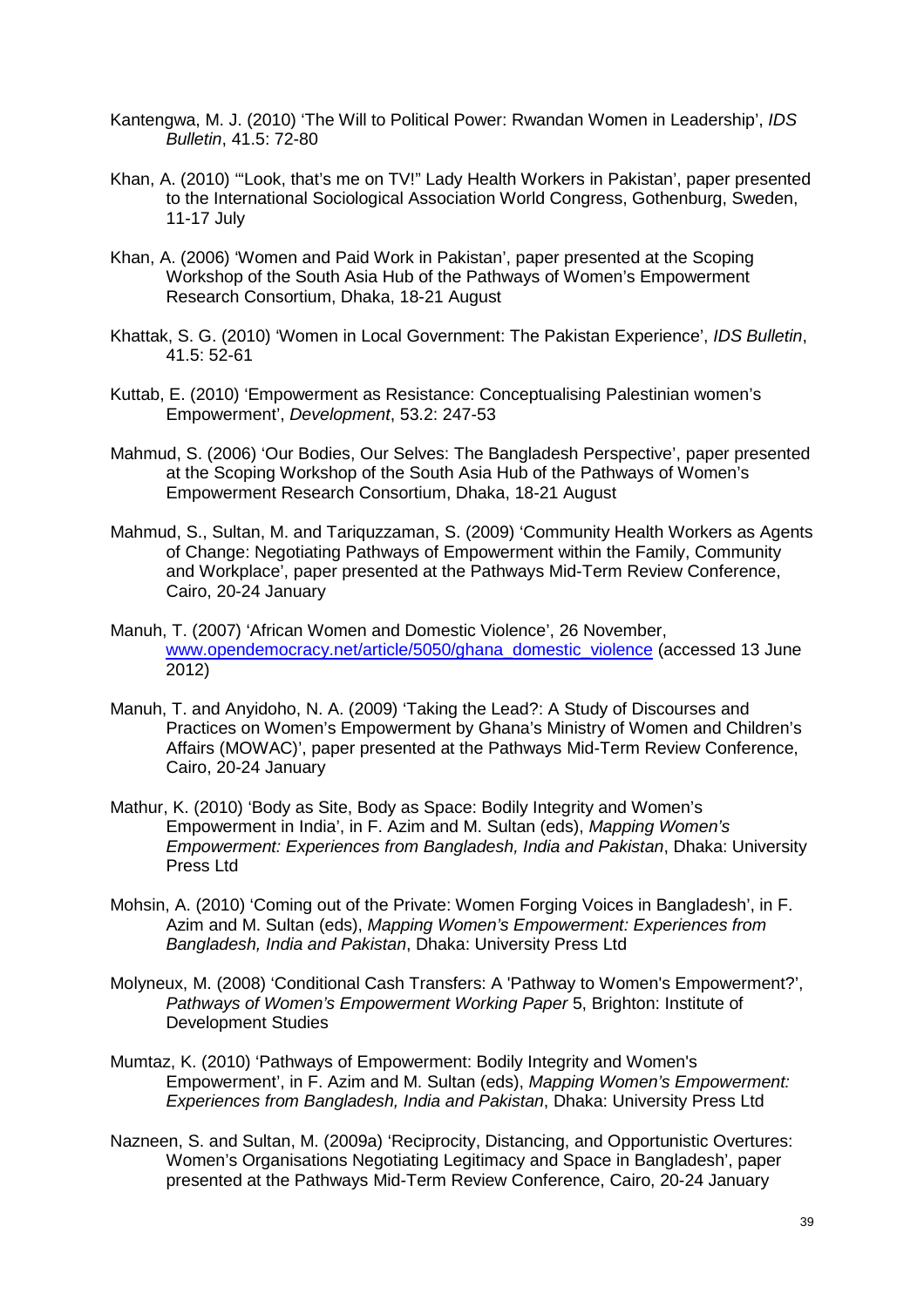Kantengwa, M. J. (2010) 'The Will to Political Power: Rwandan Women in Leadership', *IDS Bulletin*, 41.5: 72-80

Khan, A. (2010) '"Look, that's me on TV!" Lady Health Workers in Pakistan', paper presented to the International Sociological Association World Congress, Gothenburg, Sweden, 11-17 July

Khan, A. (2006) 'Women and Paid Work in Pakistan', paper presented at the Scoping Workshop of the South Asia Hub of the Pathways of Women's Empowerment Research Consortium, Dhaka, 18-21 August

Khattak, S. G. (2010) 'Women in Local Government: The Pakistan Experience', *IDS Bulletin*, 41.5: 52-61

Kuttab, E. (2010) 'Empowerment as Resistance: Conceptualising Palestinian women's Empowerment', *Development*, 53.2: 247-53

Mahmud, S. (2006) 'Our Bodies, Our Selves: The Bangladesh Perspective', paper presented at the Scoping Workshop of the South Asia Hub of the Pathways of Women's Empowerment Research Consortium, Dhaka, 18-21 August

Mahmud, S., Sultan, M. and Tariquzzaman, S. (2009) 'Community Health Workers as Agents of Change: Negotiating Pathways of Empowerment within the Family, Community and Workplace', paper presented at the Pathways Mid-Term Review Conference, Cairo, 20-24 January

Manuh, T. (2007) 'African Women and Domestic Violence', 26 November, www.opendemocracy.net/article/5050/ghana_domestic_violence (accessed 13 June 2012)

Manuh, T. and Anyidoho, N. A. (2009) 'Taking the Lead?: A Study of Discourses and Practices on Women's Empowerment by Ghana's Ministry of Women and Children's Affairs (MOWAC)', paper presented at the Pathways Mid-Term Review Conference, Cairo, 20-24 January

Mathur, K. (2010) 'Body as Site, Body as Space: Bodily Integrity and Women's Empowerment in India', in F. Azim and M. Sultan (eds), *Mapping Women's Empowerment: Experiences from Bangladesh, India and Pakistan*, Dhaka: University Press Ltd

Mohsin, A. (2010) 'Coming out of the Private: Women Forging Voices in Bangladesh', in F. Azim and M. Sultan (eds), *Mapping Women's Empowerment: Experiences from Bangladesh, India and Pakistan*, Dhaka: University Press Ltd

Molyneux, M. (2008) 'Conditional Cash Transfers: A 'Pathway to Women's Empowerment?', *Pathways of Women's Empowerment Working Paper* 5, Brighton: Institute of Development Studies

Mumtaz, K. (2010) 'Pathways of Empowerment: Bodily Integrity and Women's Empowerment', in F. Azim and M. Sultan (eds), *Mapping Women's Empowerment: Experiences from Bangladesh, India and Pakistan*, Dhaka: University Press Ltd

Nazneen, S. and Sultan, M. (2009a) 'Reciprocity, Distancing, and Opportunistic Overtures: Women's Organisations Negotiating Legitimacy and Space in Bangladesh', paper presented at the Pathways Mid-Term Review Conference, Cairo, 20-24 January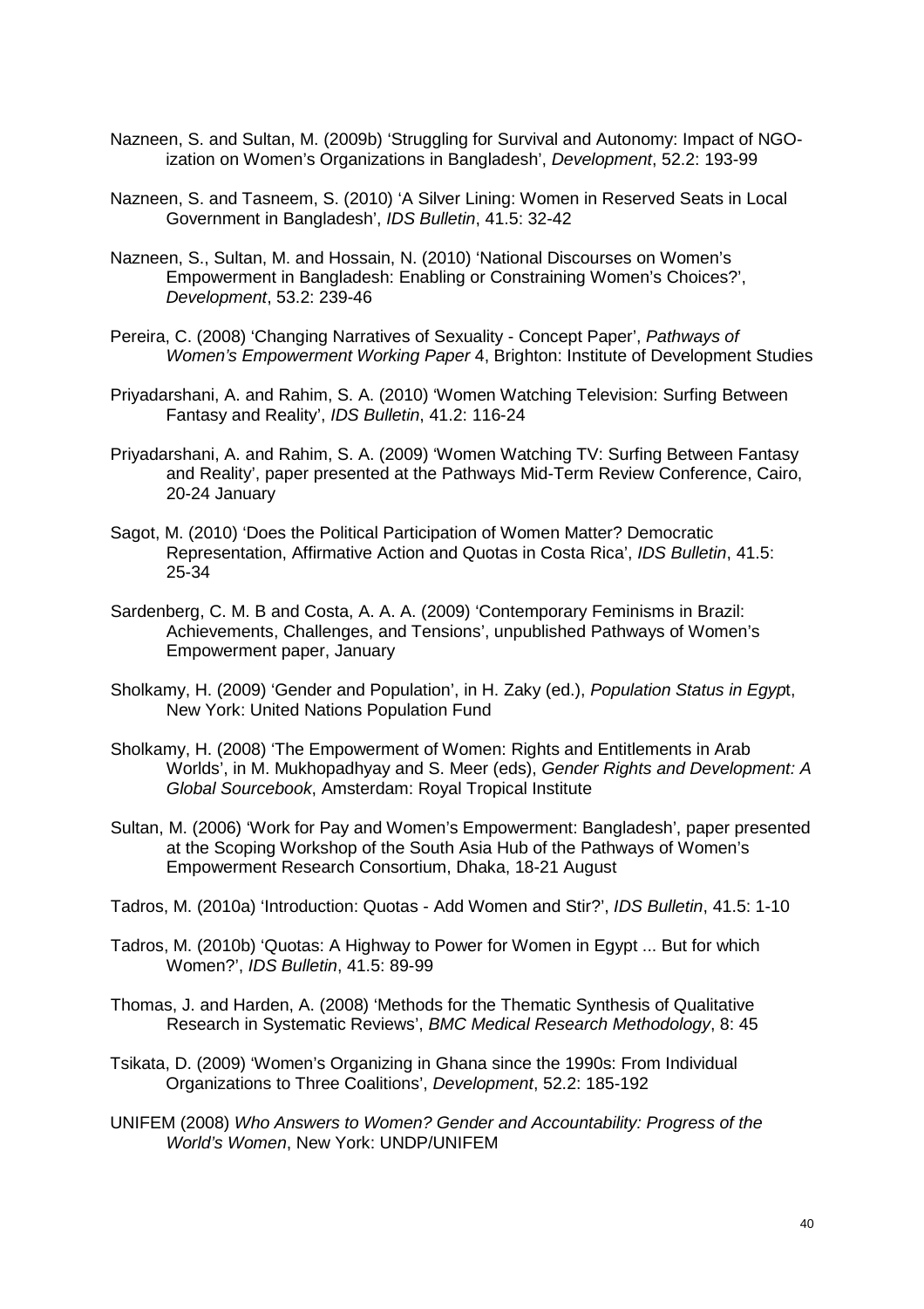Nazneen, S. and Sultan, M. (2009b) 'Struggling for Survival and Autonomy: Impact of NGO-ization on Women's Organizations in Bangladesh', *Development*, 52.2: 193-99

Nazneen, S. and Tasneem, S. (2010) 'A Silver Lining: Women in Reserved Seats in Local Government in Bangladesh', *IDS Bulletin*, 41.5: 32-42

Nazneen, S., Sultan, M. and Hossain, N. (2010) 'National Discourses on Women's Empowerment in Bangladesh: Enabling or Constraining Women's Choices?', *Development*, 53.2: 239-46

Pereira, C. (2008) 'Changing Narratives of Sexuality - Concept Paper', *Pathways of Women's Empowerment Working Paper* 4, Brighton: Institute of Development Studies

Priyadarshani, A. and Rahim, S. A. (2010) 'Women Watching Television: Surfing Between Fantasy and Reality', *IDS Bulletin*, 41.2: 116-24

Priyadarshani, A. and Rahim, S. A. (2009) 'Women Watching TV: Surfing Between Fantasy and Reality', paper presented at the Pathways Mid-Term Review Conference, Cairo, 20-24 January

Sagot, M. (2010) 'Does the Political Participation of Women Matter? Democratic Representation, Affirmative Action and Quotas in Costa Rica', *IDS Bulletin*, 41.5: 25-34

Sardenberg, C. M. B and Costa, A. A. A. (2009) 'Contemporary Feminisms in Brazil: Achievements, Challenges, and Tensions', unpublished Pathways of Women's Empowerment paper, January

Sholkamy, H. (2009) 'Gender and Population', in H. Zaky (ed.), *Population Status in Egyp*t, New York: United Nations Population Fund

Sholkamy, H. (2008) 'The Empowerment of Women: Rights and Entitlements in Arab Worlds', in M. Mukhopadhyay and S. Meer (eds), *Gender Rights and Development: A Global Sourcebook*, Amsterdam: Royal Tropical Institute

Sultan, M. (2006) 'Work for Pay and Women's Empowerment: Bangladesh', paper presented at the Scoping Workshop of the South Asia Hub of the Pathways of Women's Empowerment Research Consortium, Dhaka, 18-21 August

Tadros, M. (2010a) 'Introduction: Quotas - Add Women and Stir?', *IDS Bulletin*, 41.5: 1-10

Tadros, M. (2010b) 'Quotas: A Highway to Power for Women in Egypt ... But for which Women?', *IDS Bulletin*, 41.5: 89-99

Thomas, J. and Harden, A. (2008) 'Methods for the Thematic Synthesis of Qualitative Research in Systematic Reviews', *BMC Medical Research Methodology*, 8: 45

Tsikata, D. (2009) 'Women's Organizing in Ghana since the 1990s: From Individual Organizations to Three Coalitions', *Development*, 52.2: 185-192

UNIFEM (2008) *Who Answers to Women? Gender and Accountability: Progress of the World's Women*, New York: UNDP/UNIFEM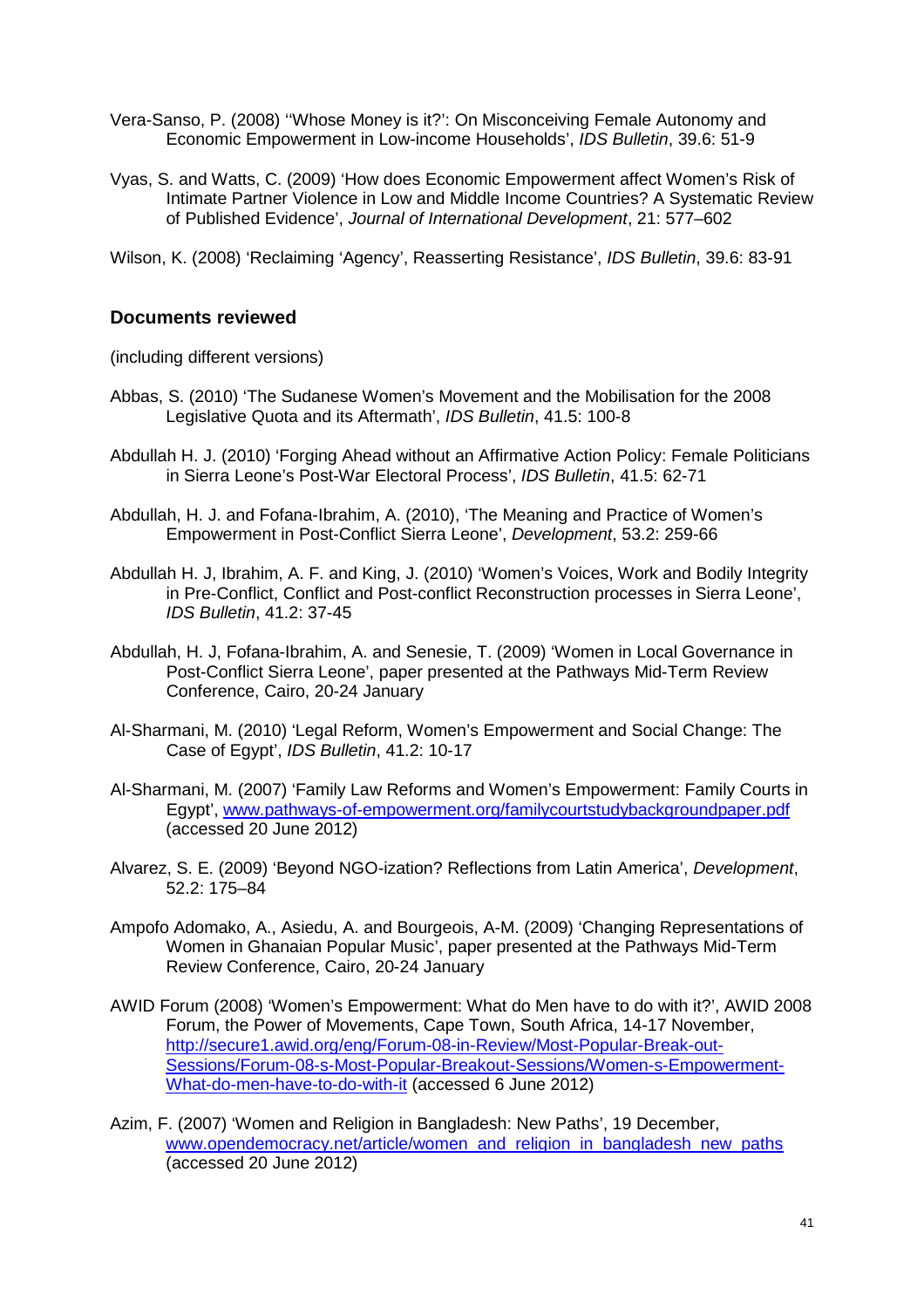Vera-Sanso, P. (2008) ''Whose Money is it?': On Misconceiving Female Autonomy and Economic Empowerment in Low-income Households', *IDS Bulletin*, 39.6: 51-9

Vyas, S. and Watts, C. (2009) 'How does Economic Empowerment affect Women's Risk of Intimate Partner Violence in Low and Middle Income Countries? A Systematic Review of Published Evidence', *Journal of International Development*, 21: 577–602

Wilson, K. (2008) 'Reclaiming 'Agency', Reasserting Resistance', *IDS Bulletin*, 39.6: 83-91

### Documents reviewed

(including different versions)

Abbas, S. (2010) 'The Sudanese Women's Movement and the Mobilisation for the 2008 Legislative Quota and its Aftermath', *IDS Bulletin*, 41.5: 100-8

Abdullah H. J. (2010) 'Forging Ahead without an Affirmative Action Policy: Female Politicians in Sierra Leone's Post-War Electoral Process', *IDS Bulletin*, 41.5: 62-71

Abdullah, H. J. and Fofana-Ibrahim, A. (2010), 'The Meaning and Practice of Women's Empowerment in Post-Conflict Sierra Leone', *Development*, 53.2: 259-66

Abdullah H. J, Ibrahim, A. F. and King, J. (2010) 'Women's Voices, Work and Bodily Integrity in Pre-Conflict, Conflict and Post-conflict Reconstruction processes in Sierra Leone', *IDS Bulletin*, 41.2: 37-45

Abdullah, H. J, Fofana-Ibrahim, A. and Senesie, T. (2009) 'Women in Local Governance in Post-Conflict Sierra Leone', paper presented at the Pathways Mid-Term Review Conference, Cairo, 20-24 January

Al-Sharmani, M. (2010) 'Legal Reform, Women's Empowerment and Social Change: The Case of Egypt', *IDS Bulletin*, 41.2: 10-17

Al-Sharmani, M. (2007) 'Family Law Reforms and Women's Empowerment: Family Courts in Egypt', www.pathways-of-empowerment.org/familycourtstudybackgroundpaper.pdf (accessed 20 June 2012)

Alvarez, S. E. (2009) 'Beyond NGO-ization? Reflections from Latin America', *Development*, 52.2: 175–84

Ampofo Adomako, A., Asiedu, A. and Bourgeois, A-M. (2009) 'Changing Representations of Women in Ghanaian Popular Music', paper presented at the Pathways Mid-Term Review Conference, Cairo, 20-24 January

AWID Forum (2008) 'Women's Empowerment: What do Men have to do with it?', AWID 2008 Forum, the Power of Movements, Cape Town, South Africa, 14-17 November, http://secure1.awid.org/eng/Forum-08-in-Review/Most-Popular-Break-out-Sessions/Forum-08-s-Most-Popular-Breakout-Sessions/Women-s-Empowerment-What-do-men-have-to-do-with-it (accessed 6 June 2012)

Azim, F. (2007) 'Women and Religion in Bangladesh: New Paths', 19 December, www.opendemocracy.net/article/women_and_religion_in_bangladesh_new_paths (accessed 20 June 2012)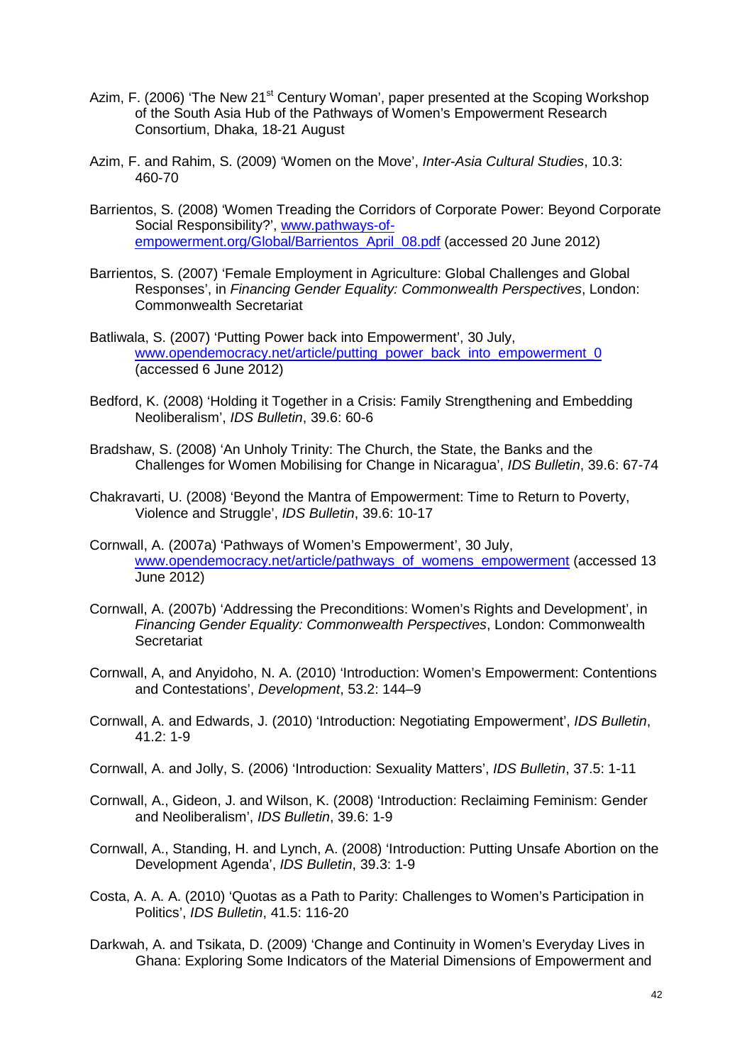Azim, F. (2006) 'The New 21st Century Woman', paper presented at the Scoping Workshop of the South Asia Hub of the Pathways of Women's Empowerment Research Consortium, Dhaka, 18-21 August

Azim, F. and Rahim, S. (2009) 'Women on the Move', *Inter-Asia Cultural Studies*, 10.3: 460-70

Barrientos, S. (2008) 'Women Treading the Corridors of Corporate Power: Beyond Corporate Social Responsibility?', www.pathways-of-empowerment.org/Global/Barrientos_April_08.pdf (accessed 20 June 2012)

Barrientos, S. (2007) 'Female Employment in Agriculture: Global Challenges and Global Responses', in *Financing Gender Equality: Commonwealth Perspectives*, London: Commonwealth Secretariat

Batliwala, S. (2007) 'Putting Power back into Empowerment', 30 July, www.opendemocracy.net/article/putting_power_back_into_empowerment_0 (accessed 6 June 2012)

Bedford, K. (2008) 'Holding it Together in a Crisis: Family Strengthening and Embedding Neoliberalism', *IDS Bulletin*, 39.6: 60-6

Bradshaw, S. (2008) 'An Unholy Trinity: The Church, the State, the Banks and the Challenges for Women Mobilising for Change in Nicaragua', *IDS Bulletin*, 39.6: 67-74

Chakravarti, U. (2008) 'Beyond the Mantra of Empowerment: Time to Return to Poverty, Violence and Struggle', *IDS Bulletin*, 39.6: 10-17

Cornwall, A. (2007a) 'Pathways of Women's Empowerment', 30 July, www.opendemocracy.net/article/pathways_of_womens_empowerment (accessed 13 June 2012)

Cornwall, A. (2007b) 'Addressing the Preconditions: Women's Rights and Development', in *Financing Gender Equality: Commonwealth Perspectives*, London: Commonwealth Secretariat

Cornwall, A, and Anyidoho, N. A. (2010) 'Introduction: Women's Empowerment: Contentions and Contestations', *Development*, 53.2: 144–9

Cornwall, A. and Edwards, J. (2010) 'Introduction: Negotiating Empowerment', *IDS Bulletin*, 41.2: 1-9

Cornwall, A. and Jolly, S. (2006) 'Introduction: Sexuality Matters', *IDS Bulletin*, 37.5: 1-11

Cornwall, A., Gideon, J. and Wilson, K. (2008) 'Introduction: Reclaiming Feminism: Gender and Neoliberalism', *IDS Bulletin*, 39.6: 1-9

Cornwall, A., Standing, H. and Lynch, A. (2008) 'Introduction: Putting Unsafe Abortion on the Development Agenda', *IDS Bulletin*, 39.3: 1-9

Costa, A. A. A. (2010) 'Quotas as a Path to Parity: Challenges to Women's Participation in Politics', *IDS Bulletin*, 41.5: 116-20

Darkwah, A. and Tsikata, D. (2009) 'Change and Continuity in Women's Everyday Lives in Ghana: Exploring Some Indicators of the Material Dimensions of Empowerment and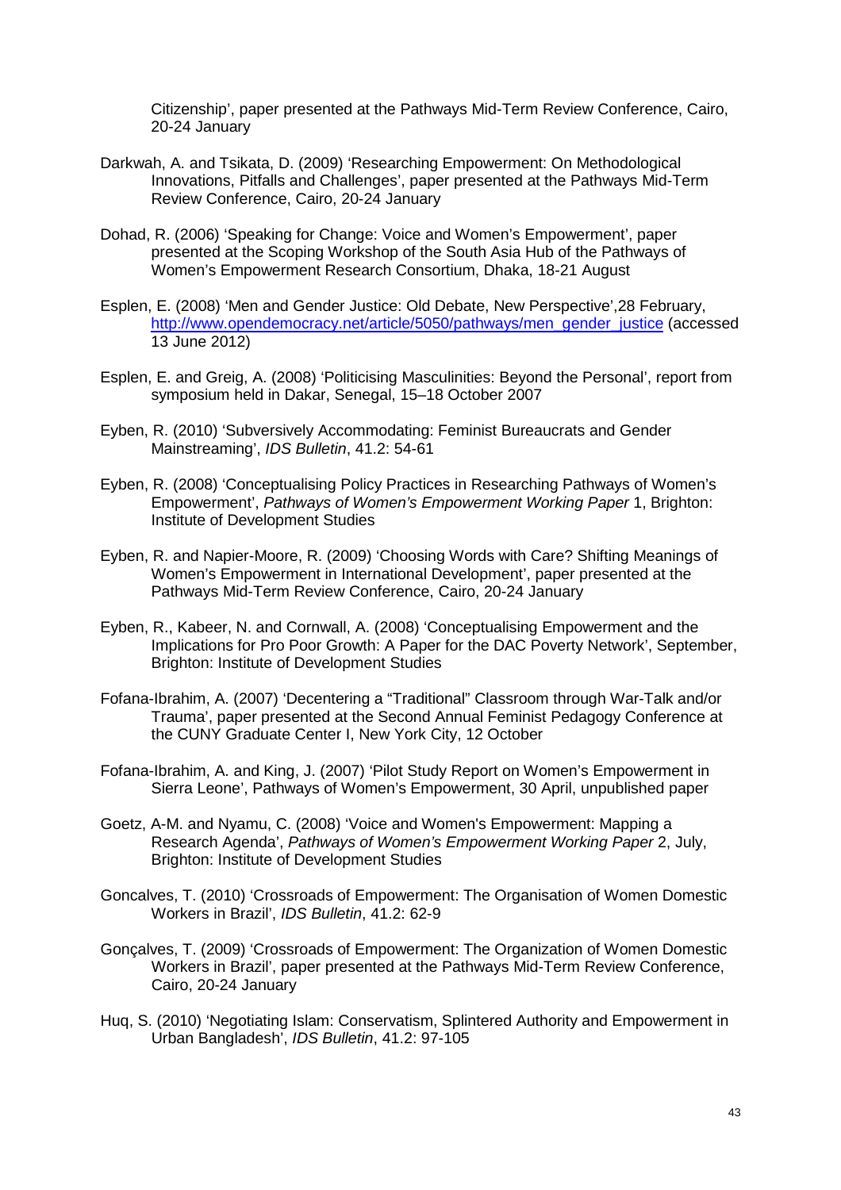Citizenship', paper presented at the Pathways Mid-Term Review Conference, Cairo, 20-24 January

Darkwah, A. and Tsikata, D. (2009) 'Researching Empowerment: On Methodological Innovations, Pitfalls and Challenges', paper presented at the Pathways Mid-Term Review Conference, Cairo, 20-24 January

Dohad, R. (2006) 'Speaking for Change: Voice and Women's Empowerment', paper presented at the Scoping Workshop of the South Asia Hub of the Pathways of Women's Empowerment Research Consortium, Dhaka, 18-21 August

Esplen, E. (2008) 'Men and Gender Justice: Old Debate, New Perspective',28 February, http://www.opendemocracy.net/article/5050/pathways/men_gender_justice (accessed 13 June 2012)

Esplen, E. and Greig, A. (2008) 'Politicising Masculinities: Beyond the Personal', report from symposium held in Dakar, Senegal, 15–18 October 2007

Eyben, R. (2010) 'Subversively Accommodating: Feminist Bureaucrats and Gender Mainstreaming', *IDS Bulletin*, 41.2: 54-61

Eyben, R. (2008) 'Conceptualising Policy Practices in Researching Pathways of Women's Empowerment', *Pathways of Women's Empowerment Working Paper* 1, Brighton: Institute of Development Studies

Eyben, R. and Napier-Moore, R. (2009) 'Choosing Words with Care? Shifting Meanings of Women's Empowerment in International Development', paper presented at the Pathways Mid-Term Review Conference, Cairo, 20-24 January

Eyben, R., Kabeer, N. and Cornwall, A. (2008) 'Conceptualising Empowerment and the Implications for Pro Poor Growth: A Paper for the DAC Poverty Network', September, Brighton: Institute of Development Studies

Fofana-Ibrahim, A. (2007) 'Decentering a "Traditional" Classroom through War-Talk and/or Trauma', paper presented at the Second Annual Feminist Pedagogy Conference at the CUNY Graduate Center I, New York City, 12 October

Fofana-Ibrahim, A. and King, J. (2007) 'Pilot Study Report on Women's Empowerment in Sierra Leone', Pathways of Women's Empowerment, 30 April, unpublished paper

Goetz, A-M. and Nyamu, C. (2008) 'Voice and Women's Empowerment: Mapping a Research Agenda', *Pathways of Women's Empowerment Working Paper* 2, July, Brighton: Institute of Development Studies

Goncalves, T. (2010) 'Crossroads of Empowerment: The Organisation of Women Domestic Workers in Brazil', *IDS Bulletin*, 41.2: 62-9

Gonçalves, T. (2009) 'Crossroads of Empowerment: The Organization of Women Domestic Workers in Brazil', paper presented at the Pathways Mid-Term Review Conference, Cairo, 20-24 January

Huq, S. (2010) 'Negotiating Islam: Conservatism, Splintered Authority and Empowerment in Urban Bangladesh', *IDS Bulletin*, 41.2: 97-105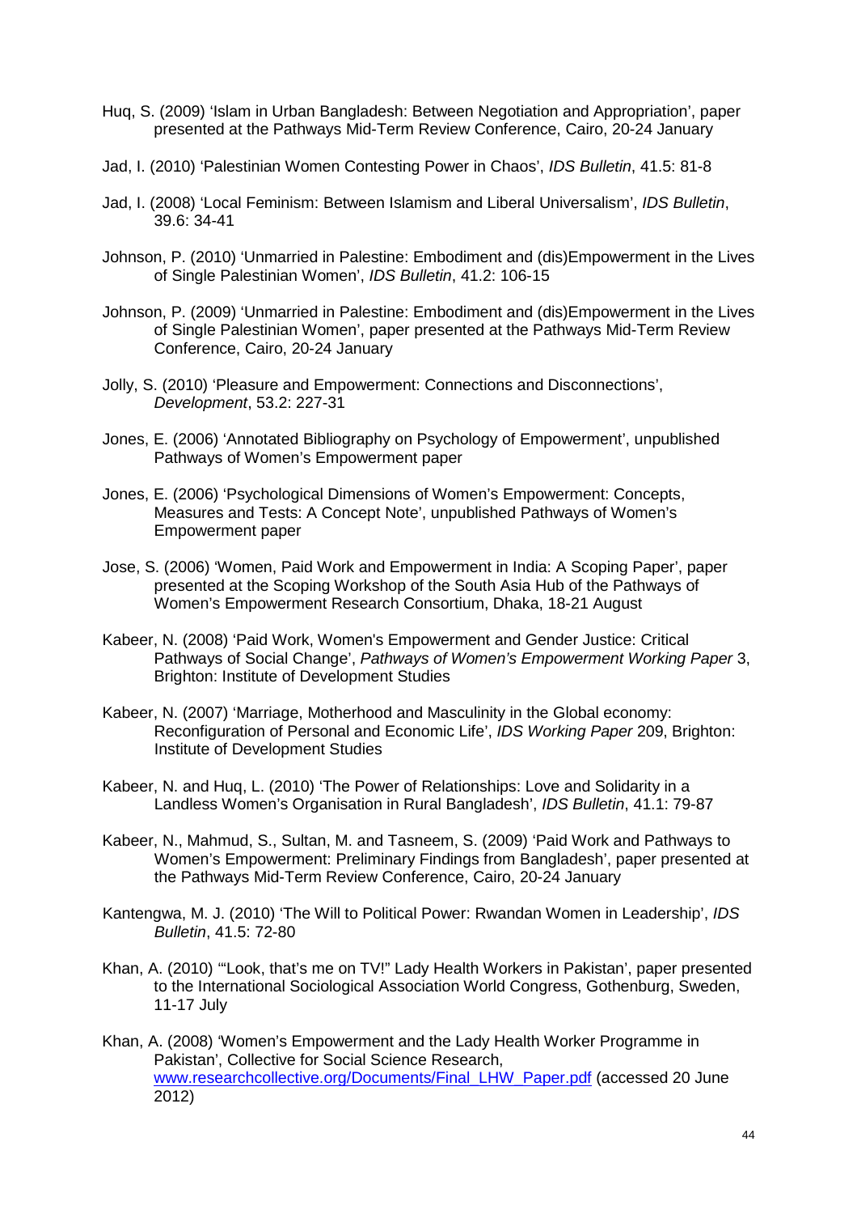Huq, S. (2009) 'Islam in Urban Bangladesh: Between Negotiation and Appropriation', paper presented at the Pathways Mid-Term Review Conference, Cairo, 20-24 January

Jad, I. (2010) 'Palestinian Women Contesting Power in Chaos', *IDS Bulletin*, 41.5: 81-8

Jad, I. (2008) 'Local Feminism: Between Islamism and Liberal Universalism', *IDS Bulletin*, 39.6: 34-41

Johnson, P. (2010) 'Unmarried in Palestine: Embodiment and (dis)Empowerment in the Lives of Single Palestinian Women', *IDS Bulletin*, 41.2: 106-15

Johnson, P. (2009) 'Unmarried in Palestine: Embodiment and (dis)Empowerment in the Lives of Single Palestinian Women', paper presented at the Pathways Mid-Term Review Conference, Cairo, 20-24 January

Jolly, S. (2010) 'Pleasure and Empowerment: Connections and Disconnections', *Development*, 53.2: 227-31

Jones, E. (2006) 'Annotated Bibliography on Psychology of Empowerment', unpublished Pathways of Women's Empowerment paper

Jones, E. (2006) 'Psychological Dimensions of Women's Empowerment: Concepts, Measures and Tests: A Concept Note', unpublished Pathways of Women's Empowerment paper

Jose, S. (2006) 'Women, Paid Work and Empowerment in India: A Scoping Paper', paper presented at the Scoping Workshop of the South Asia Hub of the Pathways of Women's Empowerment Research Consortium, Dhaka, 18-21 August

Kabeer, N. (2008) 'Paid Work, Women's Empowerment and Gender Justice: Critical Pathways of Social Change', *Pathways of Women's Empowerment Working Paper* 3, Brighton: Institute of Development Studies

Kabeer, N. (2007) 'Marriage, Motherhood and Masculinity in the Global economy: Reconfiguration of Personal and Economic Life', *IDS Working Paper* 209, Brighton: Institute of Development Studies

Kabeer, N. and Huq, L. (2010) 'The Power of Relationships: Love and Solidarity in a Landless Women's Organisation in Rural Bangladesh', *IDS Bulletin*, 41.1: 79-87

Kabeer, N., Mahmud, S., Sultan, M. and Tasneem, S. (2009) 'Paid Work and Pathways to Women's Empowerment: Preliminary Findings from Bangladesh', paper presented at the Pathways Mid-Term Review Conference, Cairo, 20-24 January

Kantengwa, M. J. (2010) 'The Will to Political Power: Rwandan Women in Leadership', *IDS Bulletin*, 41.5: 72-80

Khan, A. (2010) '"Look, that's me on TV!" Lady Health Workers in Pakistan', paper presented to the International Sociological Association World Congress, Gothenburg, Sweden, 11-17 July

Khan, A. (2008) 'Women's Empowerment and the Lady Health Worker Programme in Pakistan', Collective for Social Science Research, www.researchcollective.org/Documents/Final_LHW_Paper.pdf (accessed 20 June 2012)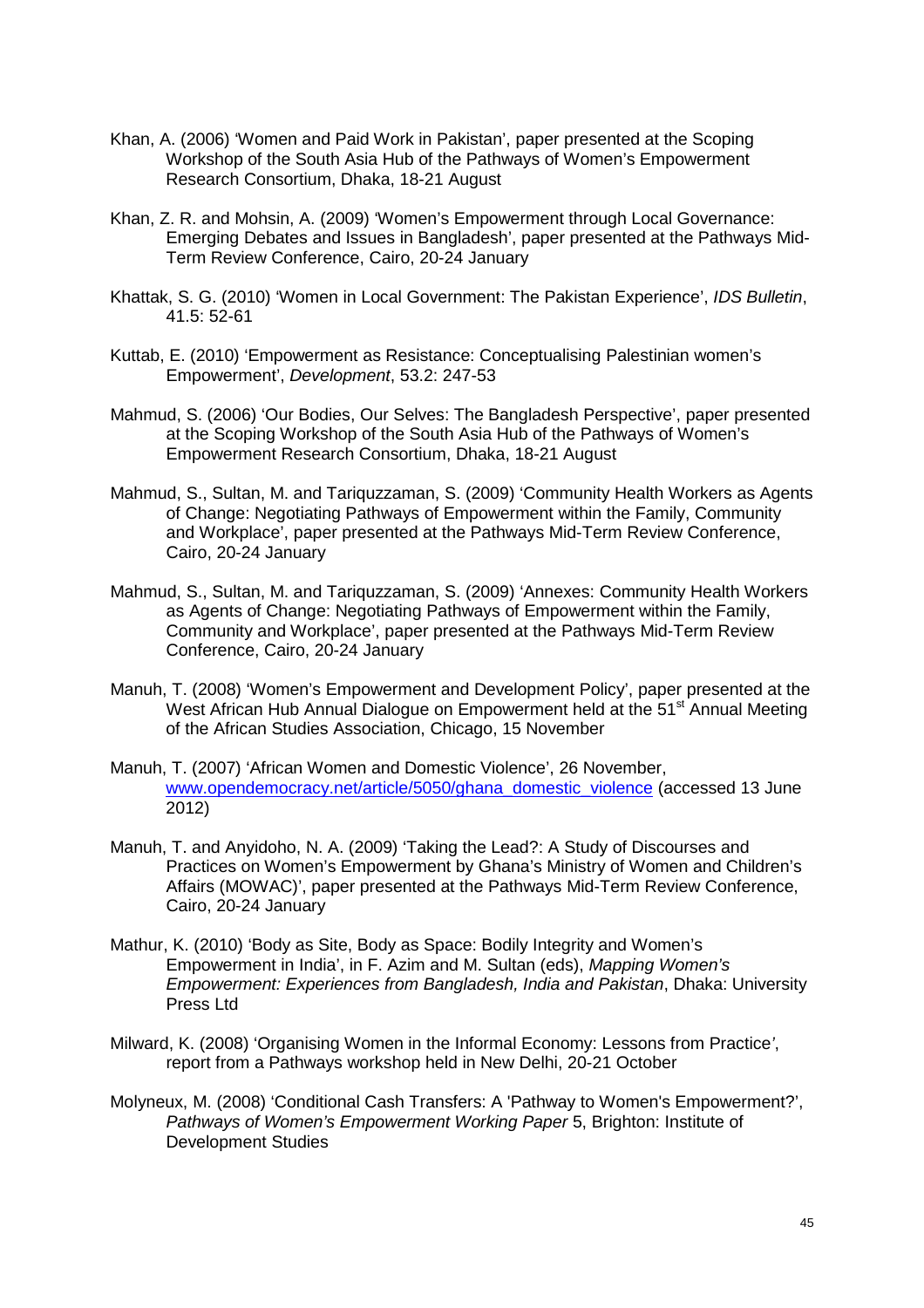Khan, A. (2006) 'Women and Paid Work in Pakistan', paper presented at the Scoping Workshop of the South Asia Hub of the Pathways of Women's Empowerment Research Consortium, Dhaka, 18-21 August

Khan, Z. R. and Mohsin, A. (2009) 'Women's Empowerment through Local Governance: Emerging Debates and Issues in Bangladesh', paper presented at the Pathways Mid-Term Review Conference, Cairo, 20-24 January

Khattak, S. G. (2010) 'Women in Local Government: The Pakistan Experience', *IDS Bulletin*, 41.5: 52-61

Kuttab, E. (2010) 'Empowerment as Resistance: Conceptualising Palestinian women's Empowerment', *Development*, 53.2: 247-53

Mahmud, S. (2006) 'Our Bodies, Our Selves: The Bangladesh Perspective', paper presented at the Scoping Workshop of the South Asia Hub of the Pathways of Women's Empowerment Research Consortium, Dhaka, 18-21 August

Mahmud, S., Sultan, M. and Tariquzzaman, S. (2009) 'Community Health Workers as Agents of Change: Negotiating Pathways of Empowerment within the Family, Community and Workplace', paper presented at the Pathways Mid-Term Review Conference, Cairo, 20-24 January

Mahmud, S., Sultan, M. and Tariquzzaman, S. (2009) 'Annexes: Community Health Workers as Agents of Change: Negotiating Pathways of Empowerment within the Family, Community and Workplace', paper presented at the Pathways Mid-Term Review Conference, Cairo, 20-24 January

Manuh, T. (2008) 'Women's Empowerment and Development Policy', paper presented at the West African Hub Annual Dialogue on Empowerment held at the 51st Annual Meeting of the African Studies Association, Chicago, 15 November

Manuh, T. (2007) 'African Women and Domestic Violence', 26 November, [www.opendemocracy.net/article/5050/ghana_domestic_violence](www.opendemocracy.net/article/5050/ghana_domestic_violence) (accessed 13 June 2012)

Manuh, T. and Anyidoho, N. A. (2009) 'Taking the Lead?: A Study of Discourses and Practices on Women's Empowerment by Ghana's Ministry of Women and Children's Affairs (MOWAC)', paper presented at the Pathways Mid-Term Review Conference, Cairo, 20-24 January

Mathur, K. (2010) 'Body as Site, Body as Space: Bodily Integrity and Women's Empowerment in India', in F. Azim and M. Sultan (eds), *Mapping Women's Empowerment: Experiences from Bangladesh, India and Pakistan*, Dhaka: University Press Ltd

Milward, K. (2008) 'Organising Women in the Informal Economy: Lessons from Practice', report from a Pathways workshop held in New Delhi, 20-21 October

Molyneux, M. (2008) 'Conditional Cash Transfers: A 'Pathway to Women's Empowerment?', *Pathways of Women's Empowerment Working Paper* 5, Brighton: Institute of Development Studies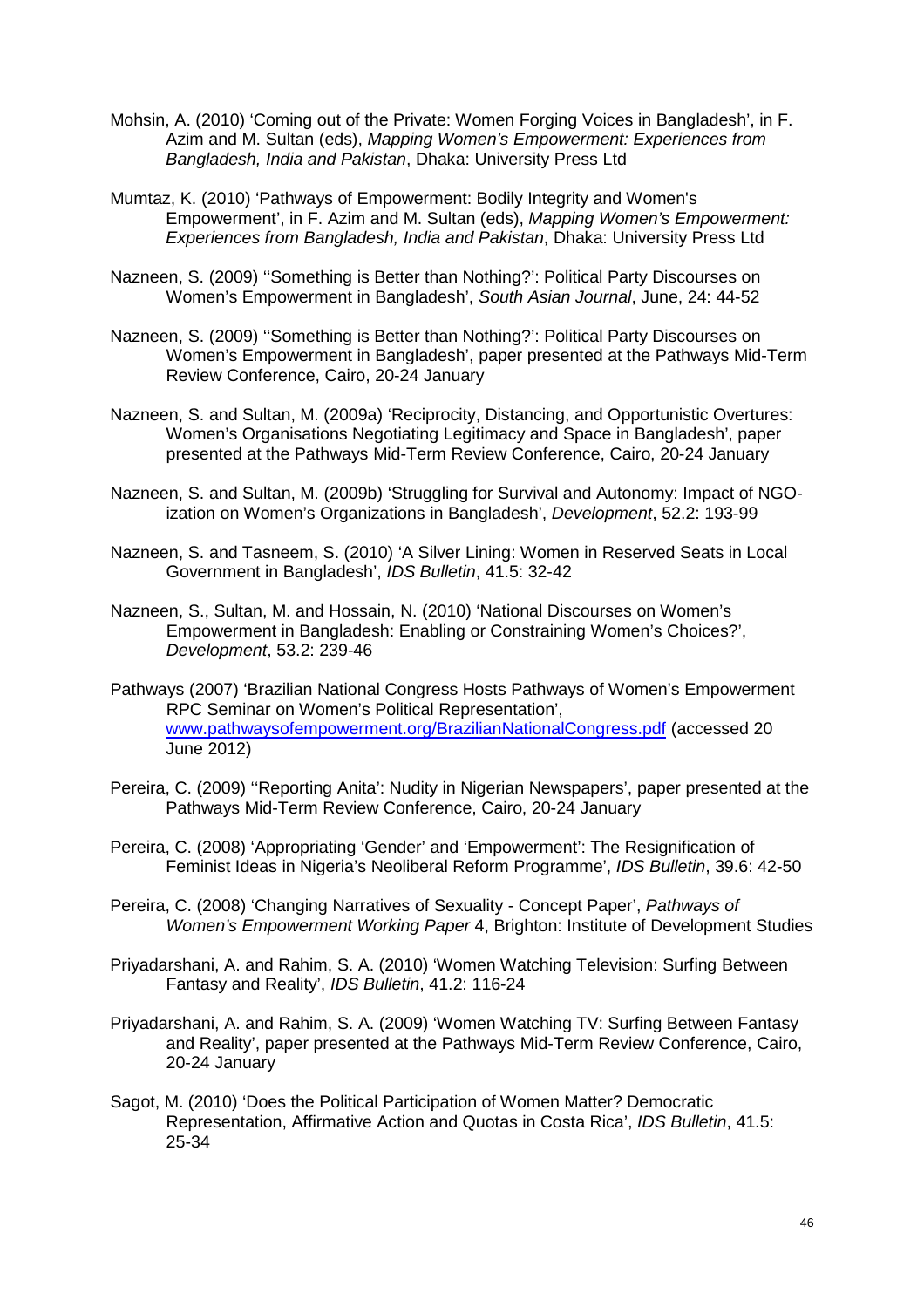Mohsin, A. (2010) 'Coming out of the Private: Women Forging Voices in Bangladesh', in F. Azim and M. Sultan (eds), *Mapping Women's Empowerment: Experiences from Bangladesh, India and Pakistan*, Dhaka: University Press Ltd

Mumtaz, K. (2010) 'Pathways of Empowerment: Bodily Integrity and Women's Empowerment', in F. Azim and M. Sultan (eds), *Mapping Women's Empowerment: Experiences from Bangladesh, India and Pakistan*, Dhaka: University Press Ltd

Nazneen, S. (2009) ''Something is Better than Nothing?': Political Party Discourses on Women's Empowerment in Bangladesh', *South Asian Journal*, June, 24: 44-52

Nazneen, S. (2009) ''Something is Better than Nothing?': Political Party Discourses on Women's Empowerment in Bangladesh', paper presented at the Pathways Mid-Term Review Conference, Cairo, 20-24 January

Nazneen, S. and Sultan, M. (2009a) 'Reciprocity, Distancing, and Opportunistic Overtures: Women's Organisations Negotiating Legitimacy and Space in Bangladesh', paper presented at the Pathways Mid-Term Review Conference, Cairo, 20-24 January

Nazneen, S. and Sultan, M. (2009b) 'Struggling for Survival and Autonomy: Impact of NGO-ization on Women's Organizations in Bangladesh', *Development*, 52.2: 193-99

Nazneen, S. and Tasneem, S. (2010) 'A Silver Lining: Women in Reserved Seats in Local Government in Bangladesh', *IDS Bulletin*, 41.5: 32-42

Nazneen, S., Sultan, M. and Hossain, N. (2010) 'National Discourses on Women's Empowerment in Bangladesh: Enabling or Constraining Women's Choices?', *Development*, 53.2: 239-46

Pathways (2007) 'Brazilian National Congress Hosts Pathways of Women's Empowerment RPC Seminar on Women's Political Representation', www.pathwaysofempowerment.org/BrazilianNationalCongress.pdf (accessed 20 June 2012)

Pereira, C. (2009) ''Reporting Anita': Nudity in Nigerian Newspapers', paper presented at the Pathways Mid-Term Review Conference, Cairo, 20-24 January

Pereira, C. (2008) 'Appropriating 'Gender' and 'Empowerment': The Resignification of Feminist Ideas in Nigeria's Neoliberal Reform Programme', *IDS Bulletin*, 39.6: 42-50

Pereira, C. (2008) 'Changing Narratives of Sexuality - Concept Paper', *Pathways of Women's Empowerment Working Paper* 4, Brighton: Institute of Development Studies

Priyadarshani, A. and Rahim, S. A. (2010) 'Women Watching Television: Surfing Between Fantasy and Reality', *IDS Bulletin*, 41.2: 116-24

Priyadarshani, A. and Rahim, S. A. (2009) 'Women Watching TV: Surfing Between Fantasy and Reality', paper presented at the Pathways Mid-Term Review Conference, Cairo, 20-24 January

Sagot, M. (2010) 'Does the Political Participation of Women Matter? Democratic Representation, Affirmative Action and Quotas in Costa Rica', *IDS Bulletin*, 41.5: 25-34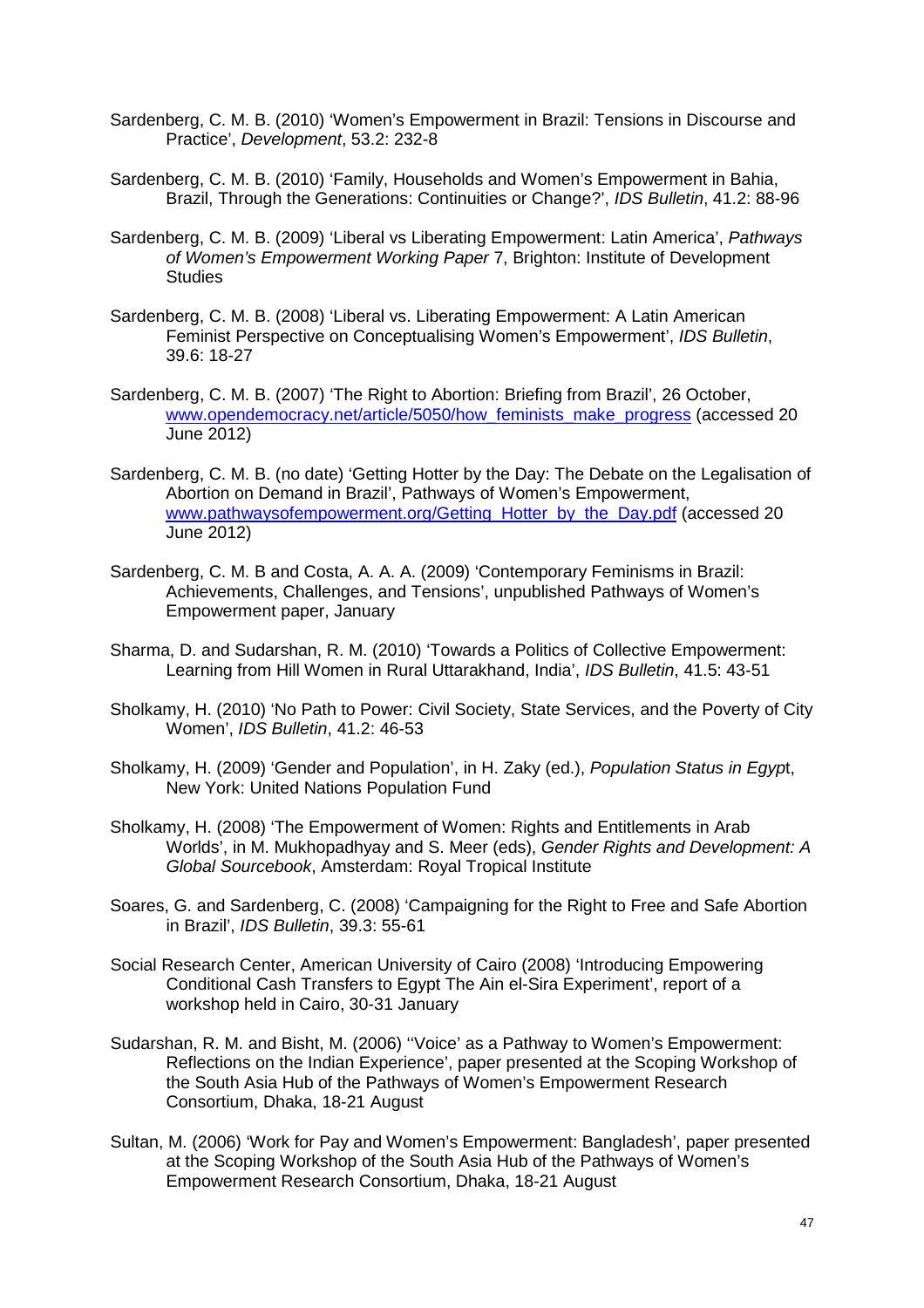Sardenberg, C. M. B. (2010) 'Women's Empowerment in Brazil: Tensions in Discourse and Practice', *Development*, 53.2: 232-8

Sardenberg, C. M. B. (2010) 'Family, Households and Women's Empowerment in Bahia, Brazil, Through the Generations: Continuities or Change?', *IDS Bulletin*, 41.2: 88-96

Sardenberg, C. M. B. (2009) 'Liberal vs Liberating Empowerment: Latin America', *Pathways of Women's Empowerment Working Paper* 7, Brighton: Institute of Development Studies

Sardenberg, C. M. B. (2008) 'Liberal vs. Liberating Empowerment: A Latin American Feminist Perspective on Conceptualising Women's Empowerment', *IDS Bulletin*, 39.6: 18-27

Sardenberg, C. M. B. (2007) 'The Right to Abortion: Briefing from Brazil', 26 October, www.opendemocracy.net/article/5050/how_feminists_make_progress (accessed 20 June 2012)

Sardenberg, C. M. B. (no date) 'Getting Hotter by the Day: The Debate on the Legalisation of Abortion on Demand in Brazil', Pathways of Women's Empowerment, www.pathwaysofempowerment.org/Getting_Hotter_by_the_Day.pdf (accessed 20 June 2012)

Sardenberg, C. M. B and Costa, A. A. A. (2009) 'Contemporary Feminisms in Brazil: Achievements, Challenges, and Tensions', unpublished Pathways of Women's Empowerment paper, January

Sharma, D. and Sudarshan, R. M. (2010) 'Towards a Politics of Collective Empowerment: Learning from Hill Women in Rural Uttarakhand, India', *IDS Bulletin*, 41.5: 43-51

Sholkamy, H. (2010) 'No Path to Power: Civil Society, State Services, and the Poverty of City Women', *IDS Bulletin*, 41.2: 46-53

Sholkamy, H. (2009) 'Gender and Population', in H. Zaky (ed.), *Population Status in Egypt*, New York: United Nations Population Fund

Sholkamy, H. (2008) 'The Empowerment of Women: Rights and Entitlements in Arab Worlds', in M. Mukhopadhyay and S. Meer (eds), *Gender Rights and Development: A Global Sourcebook*, Amsterdam: Royal Tropical Institute

Soares, G. and Sardenberg, C. (2008) 'Campaigning for the Right to Free and Safe Abortion in Brazil', *IDS Bulletin*, 39.3: 55-61

Social Research Center, American University of Cairo (2008) 'Introducing Empowering Conditional Cash Transfers to Egypt The Ain el-Sira Experiment', report of a workshop held in Cairo, 30-31 January

Sudarshan, R. M. and Bisht, M. (2006) ''Voice' as a Pathway to Women's Empowerment: Reflections on the Indian Experience', paper presented at the Scoping Workshop of the South Asia Hub of the Pathways of Women's Empowerment Research Consortium, Dhaka, 18-21 August

Sultan, M. (2006) 'Work for Pay and Women's Empowerment: Bangladesh', paper presented at the Scoping Workshop of the South Asia Hub of the Pathways of Women's Empowerment Research Consortium, Dhaka, 18-21 August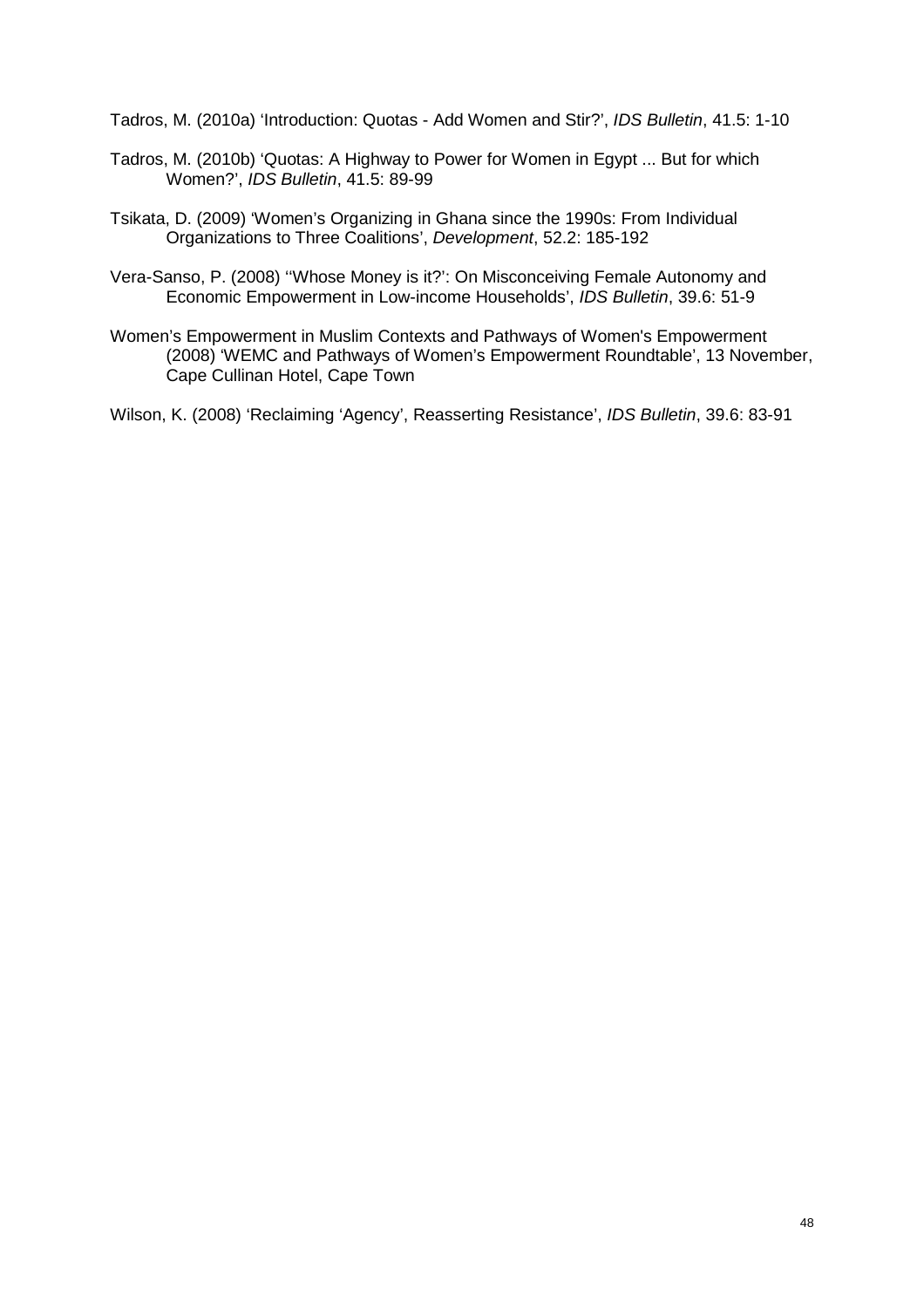Tadros, M. (2010a) 'Introduction: Quotas - Add Women and Stir?', *IDS Bulletin*, 41.5: 1-10

Tadros, M. (2010b) 'Quotas: A Highway to Power for Women in Egypt ... But for which Women?', *IDS Bulletin*, 41.5: 89-99

Tsikata, D. (2009) 'Women's Organizing in Ghana since the 1990s: From Individual Organizations to Three Coalitions', *Development*, 52.2: 185-192

Vera-Sanso, P. (2008) ''Whose Money is it?': On Misconceiving Female Autonomy and Economic Empowerment in Low-income Households', *IDS Bulletin*, 39.6: 51-9

Women's Empowerment in Muslim Contexts and Pathways of Women's Empowerment (2008) 'WEMC and Pathways of Women's Empowerment Roundtable', 13 November, Cape Cullinan Hotel, Cape Town

Wilson, K. (2008) 'Reclaiming 'Agency', Reasserting Resistance', *IDS Bulletin*, 39.6: 83-91